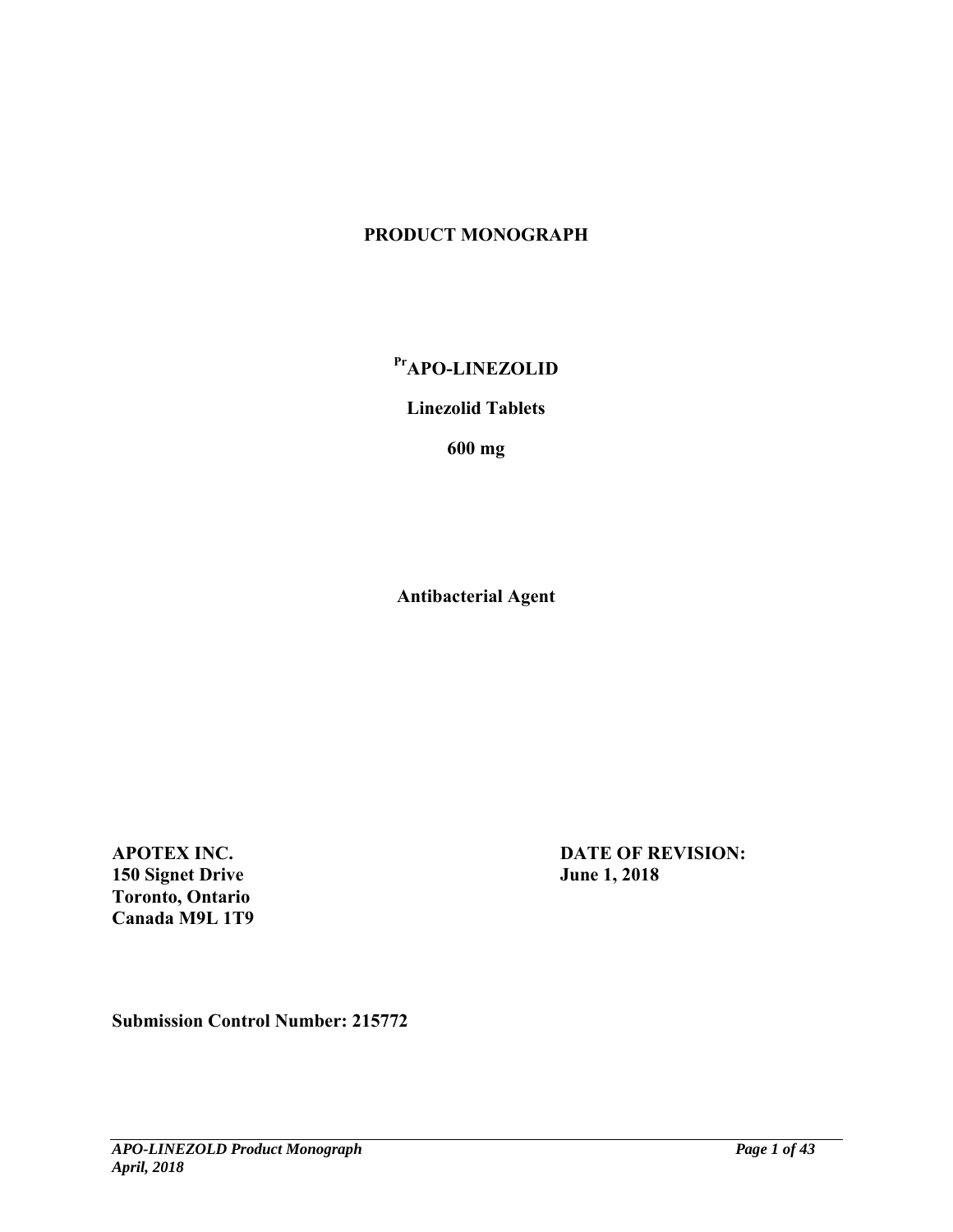# PRODUCT MONOGRAPH

**[Pr]APO-LINEZOLID**

**Linezolid Tablets**

**600 mg**

**Antibacterial Agent**

**APOTEX INC.**
**150 Signet Drive**
**Toronto, Ontario**
**Canada M9L 1T9**

**DATE OF REVISION:**
**June 1, 2018**

**Submission Control Number: 215772**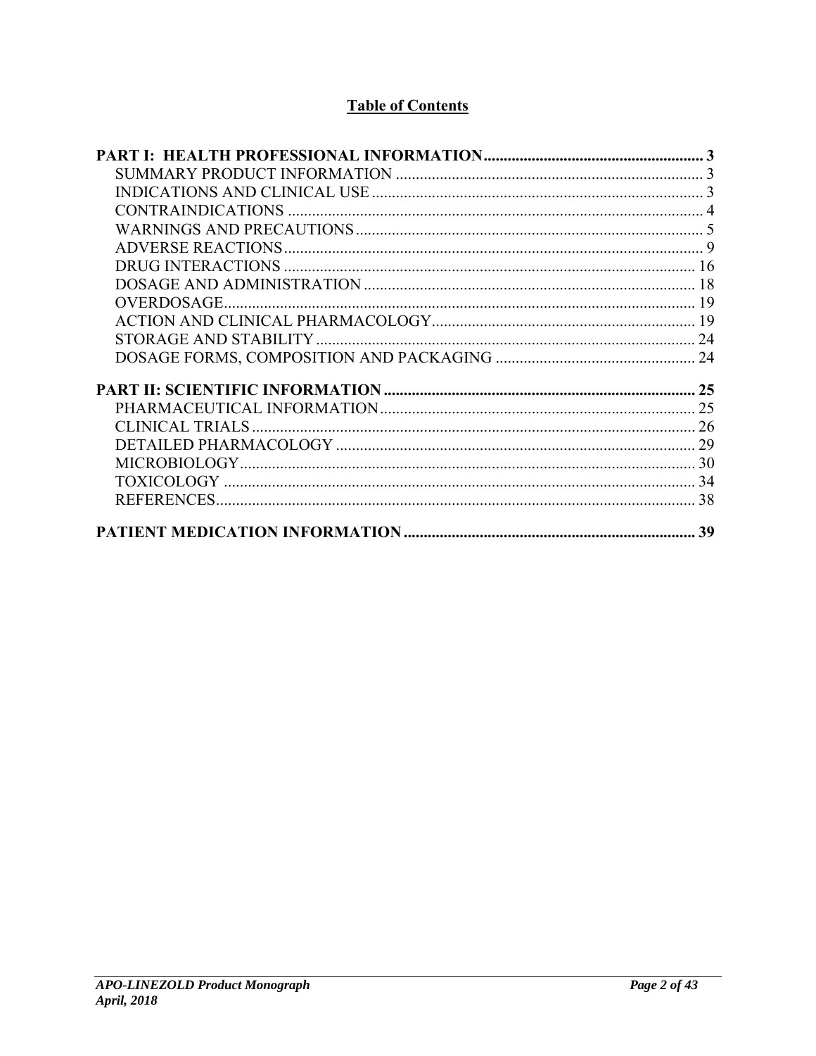# Table of Contents

**PART I: HEALTH PROFESSIONAL INFORMATION....................................................... 3**

- SUMMARY PRODUCT INFORMATION ............................................................................ 3
- INDICATIONS AND CLINICAL USE .................................................................................. 3
- CONTRAINDICATIONS ....................................................................................................... 4
- WARNINGS AND PRECAUTIONS ...................................................................................... 5
- ADVERSE REACTIONS ........................................................................................................ 9
- DRUG INTERACTIONS ...................................................................................................... 16
- DOSAGE AND ADMINISTRATION .................................................................................. 18
- OVERDOSAGE ..................................................................................................................... 19
- ACTION AND CLINICAL PHARMACOLOGY .................................................................. 19
- STORAGE AND STABILITY .............................................................................................. 24
- DOSAGE FORMS, COMPOSITION AND PACKAGING .................................................. 24

**PART II: SCIENTIFIC INFORMATION ............................................................................. 25**

- PHARMACEUTICAL INFORMATION ............................................................................... 25
- CLINICAL TRIALS .............................................................................................................. 26
- DETAILED PHARMACOLOGY ......................................................................................... 29
- MICROBIOLOGY ................................................................................................................. 30
- TOXICOLOGY ..................................................................................................................... 34
- REFERENCES ....................................................................................................................... 38

**PATIENT MEDICATION INFORMATION ........................................................................ 39**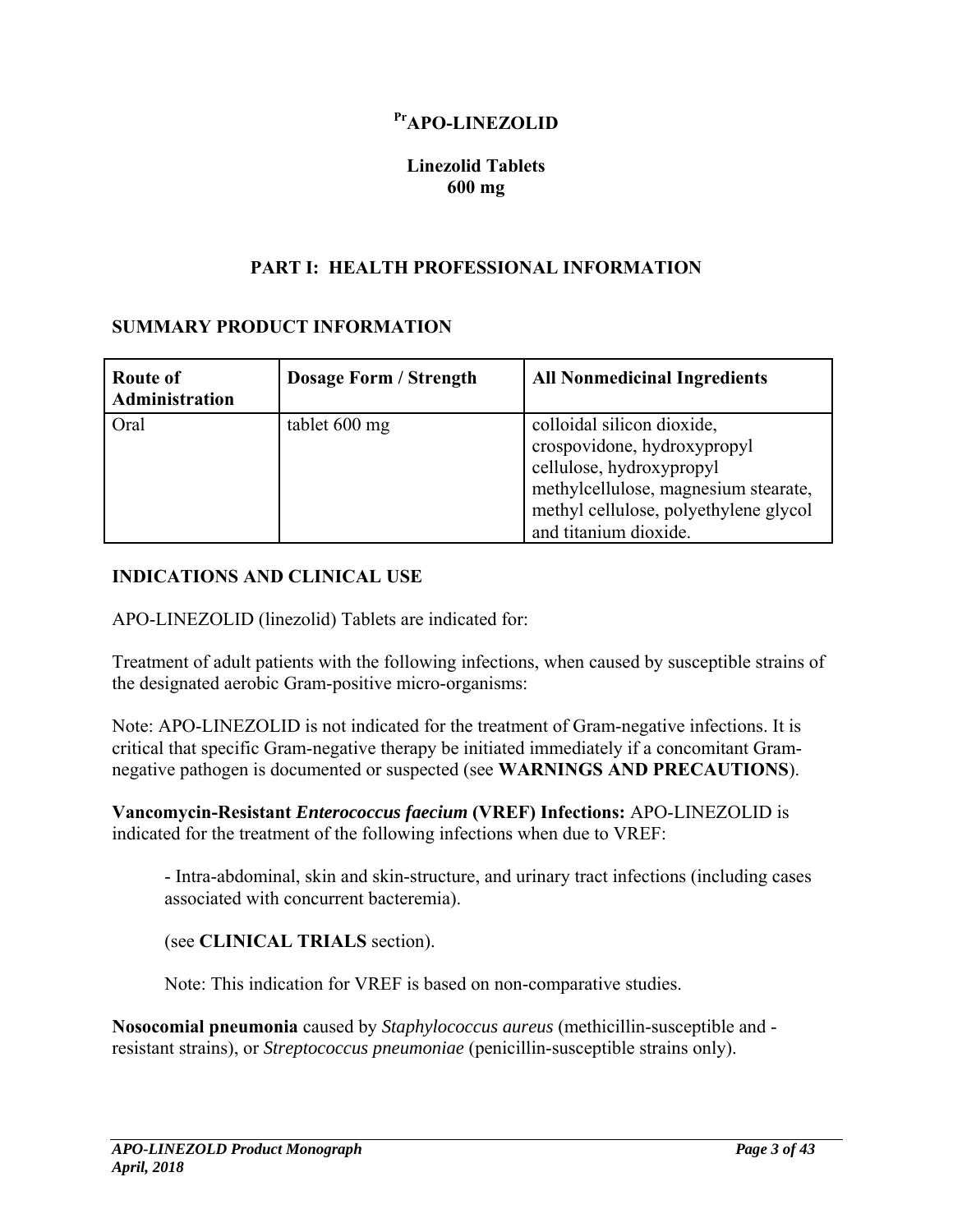# $^{Pr}$APO-LINEZOLID

**Linezolid Tablets**
**600 mg**

## PART I: HEALTH PROFESSIONAL INFORMATION

### SUMMARY PRODUCT INFORMATION

| Route of Administration | Dosage Form / Strength | All Nonmedicinal Ingredients |
|---|---|---|
| Oral | tablet 600 mg | colloidal silicon dioxide, crospovidone, hydroxypropyl cellulose, hydroxypropyl methylcellulose, magnesium stearate, methyl cellulose, polyethylene glycol and titanium dioxide. |

### INDICATIONS AND CLINICAL USE

APO-LINEZOLID (linezolid) Tablets are indicated for:

Treatment of adult patients with the following infections, when caused by susceptible strains of the designated aerobic Gram-positive micro-organisms:

Note: APO-LINEZOLID is not indicated for the treatment of Gram-negative infections. It is critical that specific Gram-negative therapy be initiated immediately if a concomitant Gram-negative pathogen is documented or suspected (see **WARNINGS AND PRECAUTIONS**).

**Vancomycin-Resistant *Enterococcus faecium* (VREF) Infections:** APO-LINEZOLID is indicated for the treatment of the following infections when due to VREF:

- Intra-abdominal, skin and skin-structure, and urinary tract infections (including cases associated with concurrent bacteremia).

(see **CLINICAL TRIALS** section).

Note: This indication for VREF is based on non-comparative studies.

**Nosocomial pneumonia** caused by *Staphylococcus aureus* (methicillin-susceptible and -resistant strains), or *Streptococcus pneumoniae* (penicillin-susceptible strains only).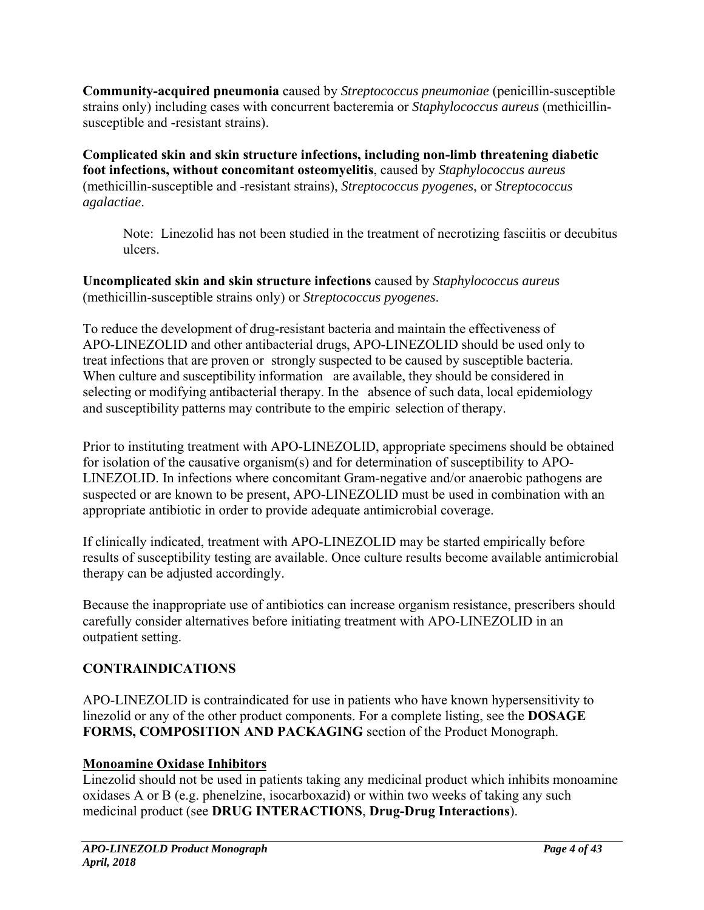**Community-acquired pneumonia** caused by *Streptococcus pneumoniae* (penicillin-susceptible strains only) including cases with concurrent bacteremia or *Staphylococcus aureus* (methicillin-susceptible and -resistant strains).

**Complicated skin and skin structure infections, including non-limb threatening diabetic foot infections, without concomitant osteomyelitis**, caused by *Staphylococcus aureus* (methicillin-susceptible and -resistant strains), *Streptococcus pyogenes*, or *Streptococcus agalactiae*.

> Note: Linezolid has not been studied in the treatment of necrotizing fasciitis or decubitus ulcers.

**Uncomplicated skin and skin structure infections** caused by *Staphylococcus aureus* (methicillin-susceptible strains only) or *Streptococcus pyogenes*.

To reduce the development of drug-resistant bacteria and maintain the effectiveness of APO-LINEZOLID and other antibacterial drugs, APO-LINEZOLID should be used only to treat infections that are proven or strongly suspected to be caused by susceptible bacteria. When culture and susceptibility information are available, they should be considered in selecting or modifying antibacterial therapy. In the absence of such data, local epidemiology and susceptibility patterns may contribute to the empiric selection of therapy.

Prior to instituting treatment with APO-LINEZOLID, appropriate specimens should be obtained for isolation of the causative organism(s) and for determination of susceptibility to APO-LINEZOLID. In infections where concomitant Gram-negative and/or anaerobic pathogens are suspected or are known to be present, APO-LINEZOLID must be used in combination with an appropriate antibiotic in order to provide adequate antimicrobial coverage.

If clinically indicated, treatment with APO-LINEZOLID may be started empirically before results of susceptibility testing are available. Once culture results become available antimicrobial therapy can be adjusted accordingly.

Because the inappropriate use of antibiotics can increase organism resistance, prescribers should carefully consider alternatives before initiating treatment with APO-LINEZOLID in an outpatient setting.

## CONTRAINDICATIONS

APO-LINEZOLID is contraindicated for use in patients who have known hypersensitivity to linezolid or any of the other product components. For a complete listing, see the **DOSAGE FORMS, COMPOSITION AND PACKAGING** section of the Product Monograph.

### Monoamine Oxidase Inhibitors

Linezolid should not be used in patients taking any medicinal product which inhibits monoamine oxidases A or B (e.g. phenelzine, isocarboxazid) or within two weeks of taking any such medicinal product (see **DRUG INTERACTIONS**, **Drug-Drug Interactions**).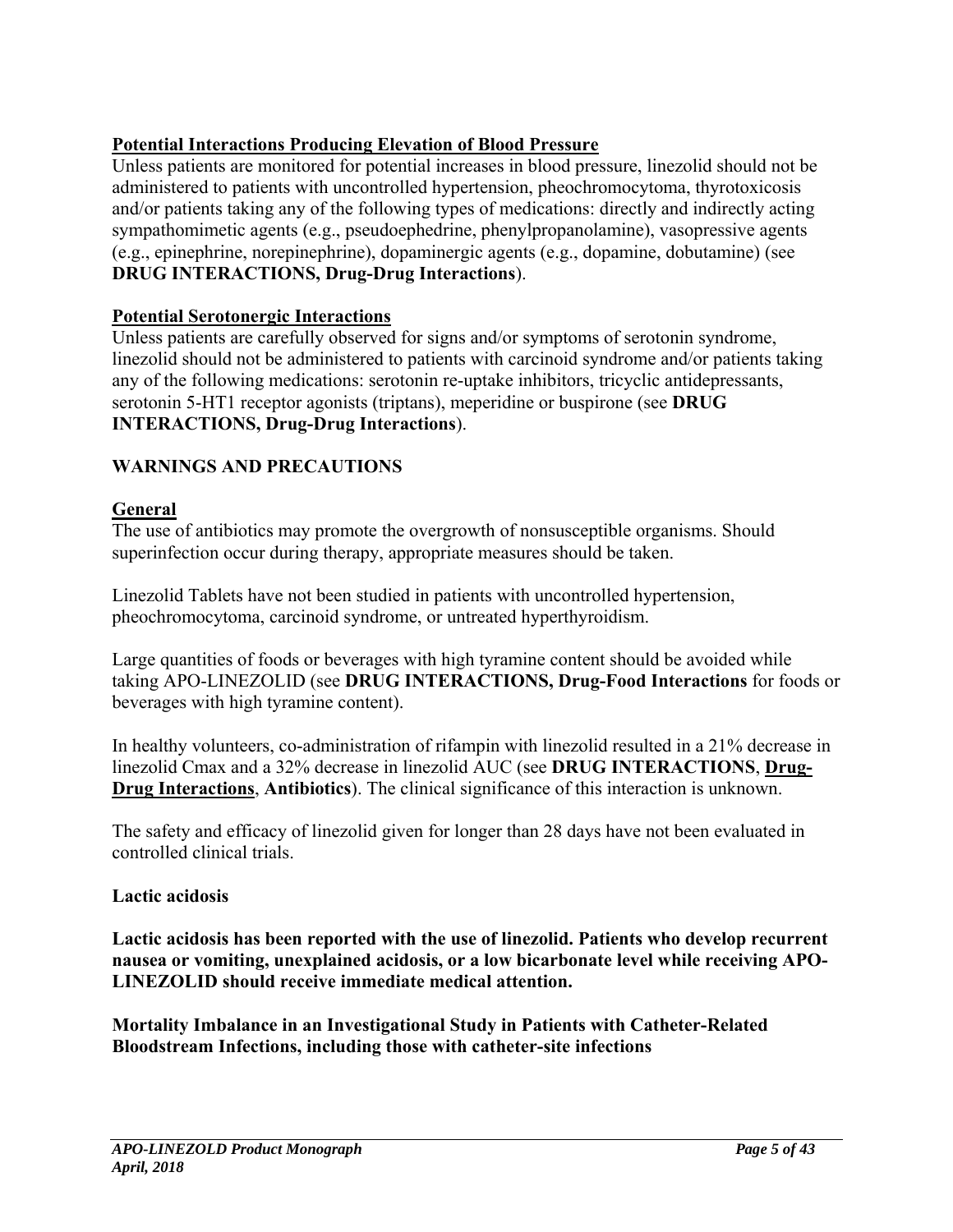**Potential Interactions Producing Elevation of Blood Pressure**

Unless patients are monitored for potential increases in blood pressure, linezolid should not be administered to patients with uncontrolled hypertension, pheochromocytoma, thyrotoxicosis and/or patients taking any of the following types of medications: directly and indirectly acting sympathomimetic agents (e.g., pseudoephedrine, phenylpropanolamine), vasopressive agents (e.g., epinephrine, norepinephrine), dopaminergic agents (e.g., dopamine, dobutamine) (see **DRUG INTERACTIONS, Drug-Drug Interactions**).

**Potential Serotonergic Interactions**

Unless patients are carefully observed for signs and/or symptoms of serotonin syndrome, linezolid should not be administered to patients with carcinoid syndrome and/or patients taking any of the following medications: serotonin re-uptake inhibitors, tricyclic antidepressants, serotonin 5-HT1 receptor agonists (triptans), meperidine or buspirone (see **DRUG INTERACTIONS, Drug-Drug Interactions**).

## WARNINGS AND PRECAUTIONS

**General**

The use of antibiotics may promote the overgrowth of nonsusceptible organisms. Should superinfection occur during therapy, appropriate measures should be taken.

Linezolid Tablets have not been studied in patients with uncontrolled hypertension, pheochromocytoma, carcinoid syndrome, or untreated hyperthyroidism.

Large quantities of foods or beverages with high tyramine content should be avoided while taking APO-LINEZOLID (see **DRUG INTERACTIONS, Drug-Food Interactions** for foods or beverages with high tyramine content).

In healthy volunteers, co-administration of rifampin with linezolid resulted in a 21% decrease in linezolid Cmax and a 32% decrease in linezolid AUC (see **DRUG INTERACTIONS**, **Drug-Drug Interactions**, **Antibiotics**). The clinical significance of this interaction is unknown.

The safety and efficacy of linezolid given for longer than 28 days have not been evaluated in controlled clinical trials.

**Lactic acidosis**

**Lactic acidosis has been reported with the use of linezolid. Patients who develop recurrent nausea or vomiting, unexplained acidosis, or a low bicarbonate level while receiving APO-LINEZOLID should receive immediate medical attention.**

**Mortality Imbalance in an Investigational Study in Patients with Catheter-Related Bloodstream Infections, including those with catheter-site infections**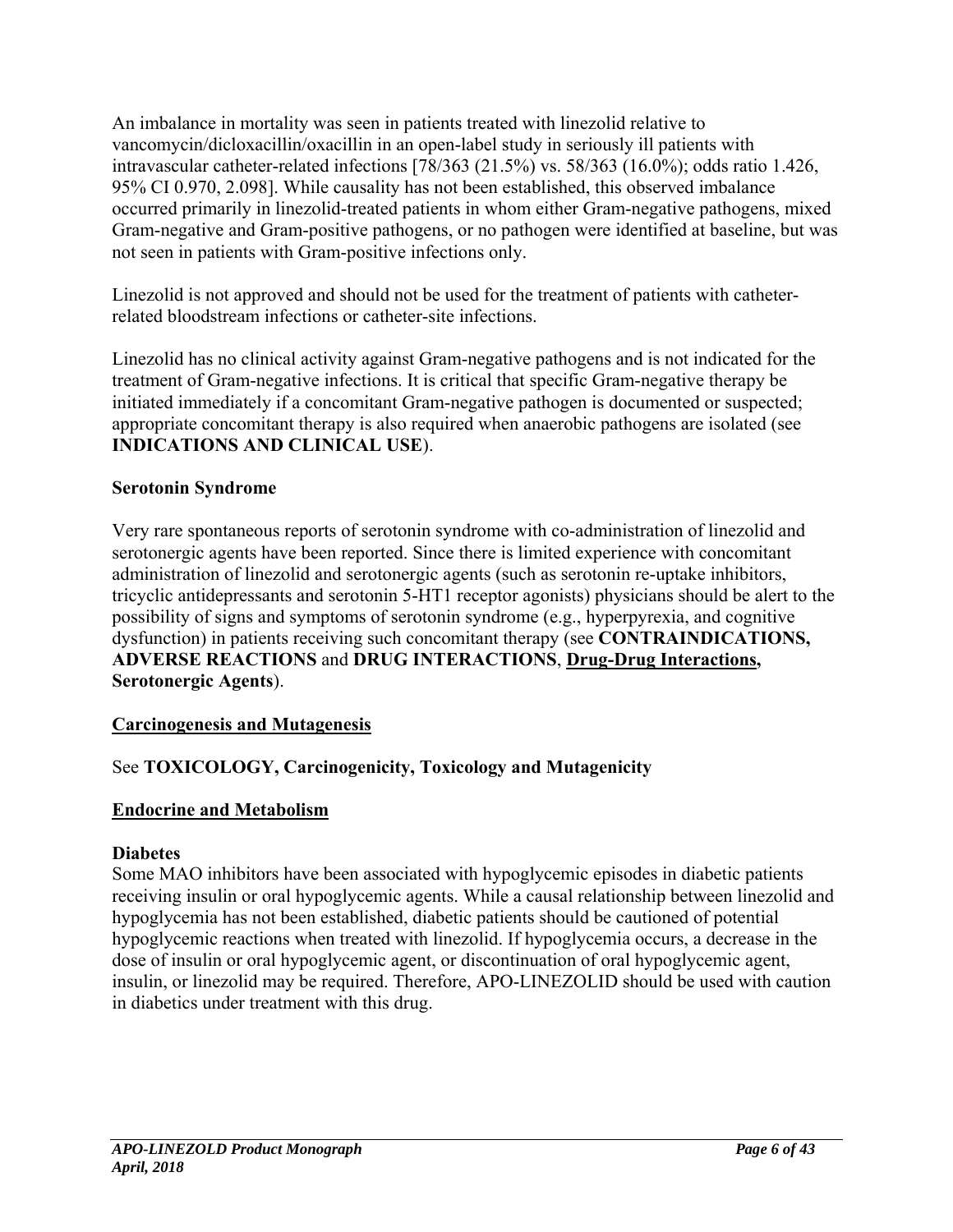An imbalance in mortality was seen in patients treated with linezolid relative to vancomycin/dicloxacillin/oxacillin in an open-label study in seriously ill patients with intravascular catheter-related infections [78/363 (21.5%) vs. 58/363 (16.0%); odds ratio 1.426, 95% CI 0.970, 2.098]. While causality has not been established, this observed imbalance occurred primarily in linezolid-treated patients in whom either Gram-negative pathogens, mixed Gram-negative and Gram-positive pathogens, or no pathogen were identified at baseline, but was not seen in patients with Gram-positive infections only.

Linezolid is not approved and should not be used for the treatment of patients with catheter-related bloodstream infections or catheter-site infections.

Linezolid has no clinical activity against Gram-negative pathogens and is not indicated for the treatment of Gram-negative infections. It is critical that specific Gram-negative therapy be initiated immediately if a concomitant Gram-negative pathogen is documented or suspected; appropriate concomitant therapy is also required when anaerobic pathogens are isolated (see **INDICATIONS AND CLINICAL USE**).

**Serotonin Syndrome**

Very rare spontaneous reports of serotonin syndrome with co-administration of linezolid and serotonergic agents have been reported. Since there is limited experience with concomitant administration of linezolid and serotonergic agents (such as serotonin re-uptake inhibitors, tricyclic antidepressants and serotonin 5-HT1 receptor agonists) physicians should be alert to the possibility of signs and symptoms of serotonin syndrome (e.g., hyperpyrexia, and cognitive dysfunction) in patients receiving such concomitant therapy (see **CONTRAINDICATIONS, ADVERSE REACTIONS** and **DRUG INTERACTIONS**, **Drug-Drug Interactions, Serotonergic Agents**).

**Carcinogenesis and Mutagenesis**

See **TOXICOLOGY, Carcinogenicity, Toxicology and Mutagenicity**

**Endocrine and Metabolism**

**Diabetes**

Some MAO inhibitors have been associated with hypoglycemic episodes in diabetic patients receiving insulin or oral hypoglycemic agents. While a causal relationship between linezolid and hypoglycemia has not been established, diabetic patients should be cautioned of potential hypoglycemic reactions when treated with linezolid. If hypoglycemia occurs, a decrease in the dose of insulin or oral hypoglycemic agent, or discontinuation of oral hypoglycemic agent, insulin, or linezolid may be required. Therefore, APO-LINEZOLID should be used with caution in diabetics under treatment with this drug.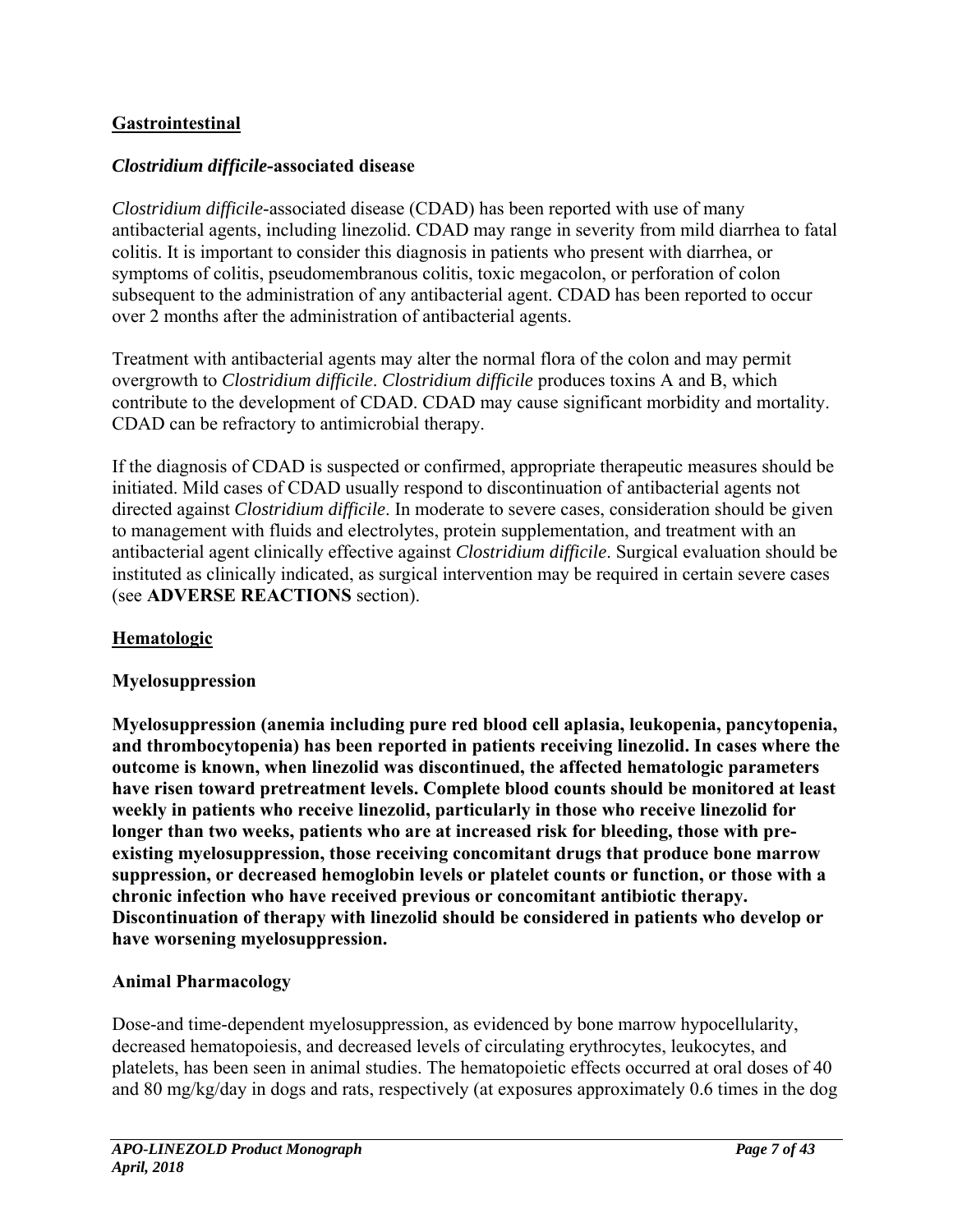**Gastrointestinal**

***Clostridium difficile*-associated disease**

*Clostridium difficile*-associated disease (CDAD) has been reported with use of many antibacterial agents, including linezolid. CDAD may range in severity from mild diarrhea to fatal colitis. It is important to consider this diagnosis in patients who present with diarrhea, or symptoms of colitis, pseudomembranous colitis, toxic megacolon, or perforation of colon subsequent to the administration of any antibacterial agent. CDAD has been reported to occur over 2 months after the administration of antibacterial agents.

Treatment with antibacterial agents may alter the normal flora of the colon and may permit overgrowth to *Clostridium difficile*. *Clostridium difficile* produces toxins A and B, which contribute to the development of CDAD. CDAD may cause significant morbidity and mortality. CDAD can be refractory to antimicrobial therapy.

If the diagnosis of CDAD is suspected or confirmed, appropriate therapeutic measures should be initiated. Mild cases of CDAD usually respond to discontinuation of antibacterial agents not directed against *Clostridium difficile*. In moderate to severe cases, consideration should be given to management with fluids and electrolytes, protein supplementation, and treatment with an antibacterial agent clinically effective against *Clostridium difficile*. Surgical evaluation should be instituted as clinically indicated, as surgical intervention may be required in certain severe cases (see **ADVERSE REACTIONS** section).

**Hematologic**

**Myelosuppression**

**Myelosuppression (anemia including pure red blood cell aplasia, leukopenia, pancytopenia, and thrombocytopenia) has been reported in patients receiving linezolid. In cases where the outcome is known, when linezolid was discontinued, the affected hematologic parameters have risen toward pretreatment levels. Complete blood counts should be monitored at least weekly in patients who receive linezolid, particularly in those who receive linezolid for longer than two weeks, patients who are at increased risk for bleeding, those with pre-existing myelosuppression, those receiving concomitant drugs that produce bone marrow suppression, or decreased hemoglobin levels or platelet counts or function, or those with a chronic infection who have received previous or concomitant antibiotic therapy. Discontinuation of therapy with linezolid should be considered in patients who develop or have worsening myelosuppression.**

**Animal Pharmacology**

Dose-and time-dependent myelosuppression, as evidenced by bone marrow hypocellularity, decreased hematopoiesis, and decreased levels of circulating erythrocytes, leukocytes, and platelets, has been seen in animal studies. The hematopoietic effects occurred at oral doses of 40 and 80 mg/kg/day in dogs and rats, respectively (at exposures approximately 0.6 times in the dog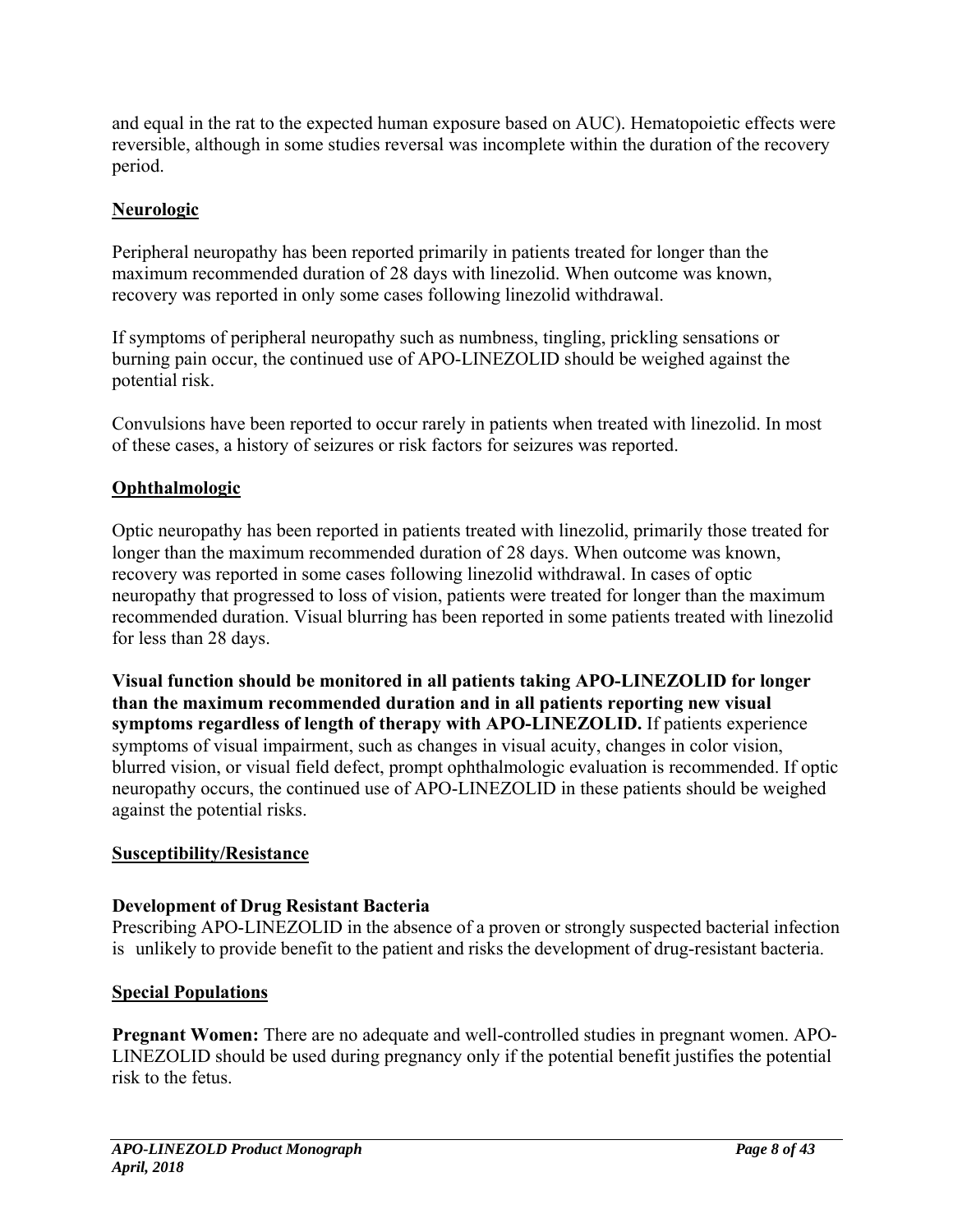and equal in the rat to the expected human exposure based on AUC). Hematopoietic effects were reversible, although in some studies reversal was incomplete within the duration of the recovery period.

**Neurologic**

Peripheral neuropathy has been reported primarily in patients treated for longer than the maximum recommended duration of 28 days with linezolid. When outcome was known, recovery was reported in only some cases following linezolid withdrawal.

If symptoms of peripheral neuropathy such as numbness, tingling, prickling sensations or burning pain occur, the continued use of APO-LINEZOLID should be weighed against the potential risk.

Convulsions have been reported to occur rarely in patients when treated with linezolid. In most of these cases, a history of seizures or risk factors for seizures was reported.

**Ophthalmologic**

Optic neuropathy has been reported in patients treated with linezolid, primarily those treated for longer than the maximum recommended duration of 28 days. When outcome was known, recovery was reported in some cases following linezolid withdrawal. In cases of optic neuropathy that progressed to loss of vision, patients were treated for longer than the maximum recommended duration. Visual blurring has been reported in some patients treated with linezolid for less than 28 days.

**Visual function should be monitored in all patients taking APO-LINEZOLID for longer than the maximum recommended duration and in all patients reporting new visual symptoms regardless of length of therapy with APO-LINEZOLID.** If patients experience symptoms of visual impairment, such as changes in visual acuity, changes in color vision, blurred vision, or visual field defect, prompt ophthalmologic evaluation is recommended. If optic neuropathy occurs, the continued use of APO-LINEZOLID in these patients should be weighed against the potential risks.

**Susceptibility/Resistance**

**Development of Drug Resistant Bacteria**
Prescribing APO-LINEZOLID in the absence of a proven or strongly suspected bacterial infection is unlikely to provide benefit to the patient and risks the development of drug-resistant bacteria.

**Special Populations**

**Pregnant Women:** There are no adequate and well-controlled studies in pregnant women. APO-LINEZOLID should be used during pregnancy only if the potential benefit justifies the potential risk to the fetus.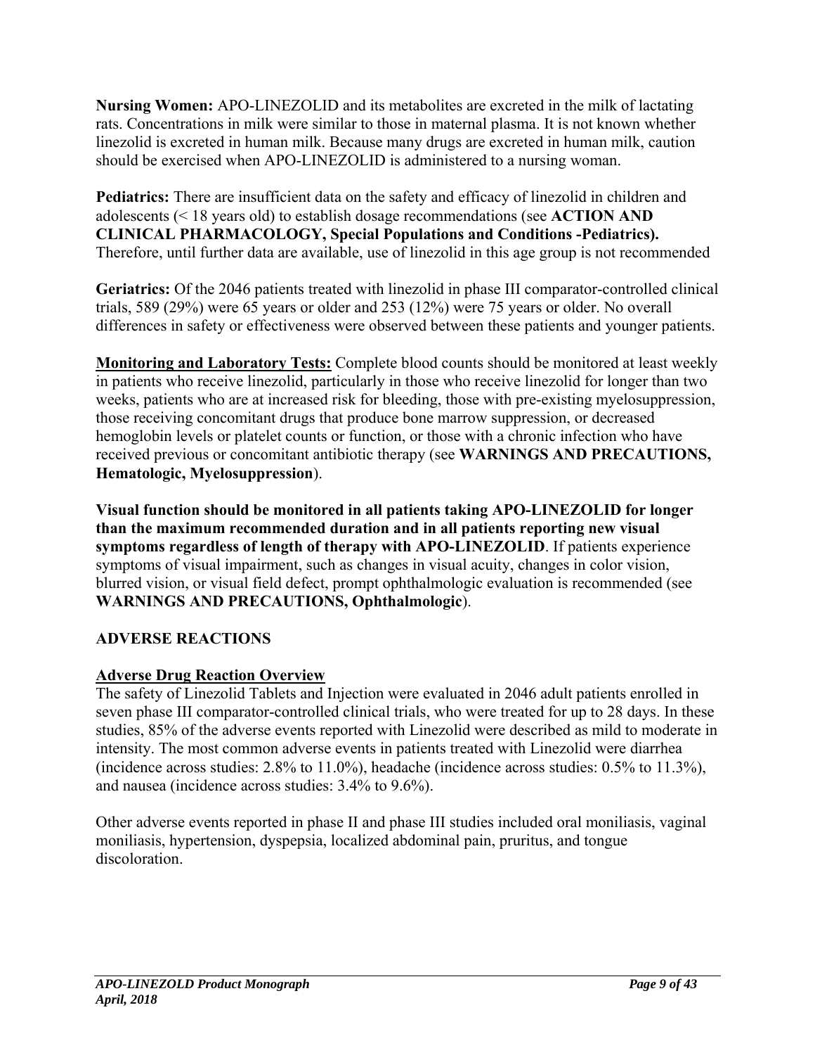**Nursing Women:** APO-LINEZOLID and its metabolites are excreted in the milk of lactating rats. Concentrations in milk were similar to those in maternal plasma. It is not known whether linezolid is excreted in human milk. Because many drugs are excreted in human milk, caution should be exercised when APO-LINEZOLID is administered to a nursing woman.

**Pediatrics:** There are insufficient data on the safety and efficacy of linezolid in children and adolescents (< 18 years old) to establish dosage recommendations (see **ACTION AND CLINICAL PHARMACOLOGY, Special Populations and Conditions -Pediatrics).** Therefore, until further data are available, use of linezolid in this age group is not recommended

**Geriatrics:** Of the 2046 patients treated with linezolid in phase III comparator-controlled clinical trials, 589 (29%) were 65 years or older and 253 (12%) were 75 years or older. No overall differences in safety or effectiveness were observed between these patients and younger patients.

**Monitoring and Laboratory Tests:** Complete blood counts should be monitored at least weekly in patients who receive linezolid, particularly in those who receive linezolid for longer than two weeks, patients who are at increased risk for bleeding, those with pre-existing myelosuppression, those receiving concomitant drugs that produce bone marrow suppression, or decreased hemoglobin levels or platelet counts or function, or those with a chronic infection who have received previous or concomitant antibiotic therapy (see **WARNINGS AND PRECAUTIONS, Hematologic, Myelosuppression**).

**Visual function should be monitored in all patients taking APO-LINEZOLID for longer than the maximum recommended duration and in all patients reporting new visual symptoms regardless of length of therapy with APO-LINEZOLID**. If patients experience symptoms of visual impairment, such as changes in visual acuity, changes in color vision, blurred vision, or visual field defect, prompt ophthalmologic evaluation is recommended (see **WARNINGS AND PRECAUTIONS, Ophthalmologic**).

## ADVERSE REACTIONS

### Adverse Drug Reaction Overview

The safety of Linezolid Tablets and Injection were evaluated in 2046 adult patients enrolled in seven phase III comparator-controlled clinical trials, who were treated for up to 28 days. In these studies, 85% of the adverse events reported with Linezolid were described as mild to moderate in intensity. The most common adverse events in patients treated with Linezolid were diarrhea (incidence across studies: 2.8% to 11.0%), headache (incidence across studies: 0.5% to 11.3%), and nausea (incidence across studies: 3.4% to 9.6%).

Other adverse events reported in phase II and phase III studies included oral moniliasis, vaginal moniliasis, hypertension, dyspepsia, localized abdominal pain, pruritus, and tongue discoloration.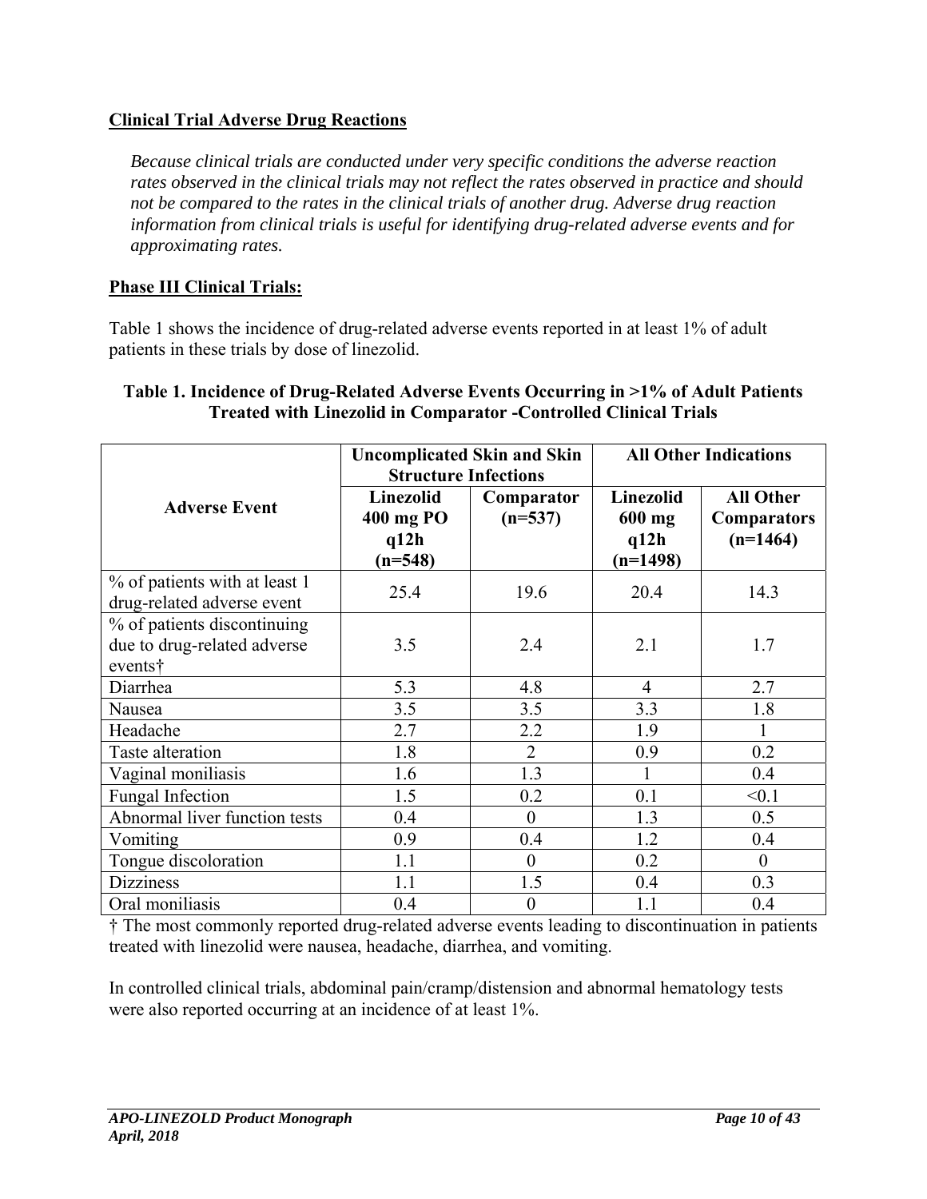## Clinical Trial Adverse Drug Reactions

*Because clinical trials are conducted under very specific conditions the adverse reaction rates observed in the clinical trials may not reflect the rates observed in practice and should not be compared to the rates in the clinical trials of another drug. Adverse drug reaction information from clinical trials is useful for identifying drug-related adverse events and for approximating rates.*

## Phase III Clinical Trials:

Table 1 shows the incidence of drug-related adverse events reported in at least 1% of adult patients in these trials by dose of linezolid.

**Table 1. Incidence of Drug-Related Adverse Events Occurring in >1% of Adult Patients Treated with Linezolid in Comparator -Controlled Clinical Trials**

| Adverse Event | Uncomplicated Skin and Skin Structure Infections | | All Other Indications | |
|---|---|---|---|---|
| | Linezolid 400 mg PO q12h (n=548) | Comparator (n=537) | Linezolid 600 mg q12h (n=1498) | All Other Comparators (n=1464) |
| % of patients with at least 1 drug-related adverse event | 25.4 | 19.6 | 20.4 | 14.3 |
| % of patients discontinuing due to drug-related adverse events† | 3.5 | 2.4 | 2.1 | 1.7 |
| Diarrhea | 5.3 | 4.8 | 4 | 2.7 |
| Nausea | 3.5 | 3.5 | 3.3 | 1.8 |
| Headache | 2.7 | 2.2 | 1.9 | 1 |
| Taste alteration | 1.8 | 2 | 0.9 | 0.2 |
| Vaginal moniliasis | 1.6 | 1.3 | 1 | 0.4 |
| Fungal Infection | 1.5 | 0.2 | 0.1 | <0.1 |
| Abnormal liver function tests | 0.4 | 0 | 1.3 | 0.5 |
| Vomiting | 0.9 | 0.4 | 1.2 | 0.4 |
| Tongue discoloration | 1.1 | 0 | 0.2 | 0 |
| Dizziness | 1.1 | 1.5 | 0.4 | 0.3 |
| Oral moniliasis | 0.4 | 0 | 1.1 | 0.4 |

**†** The most commonly reported drug-related adverse events leading to discontinuation in patients treated with linezolid were nausea, headache, diarrhea, and vomiting.

In controlled clinical trials, abdominal pain/cramp/distension and abnormal hematology tests were also reported occurring at an incidence of at least 1%.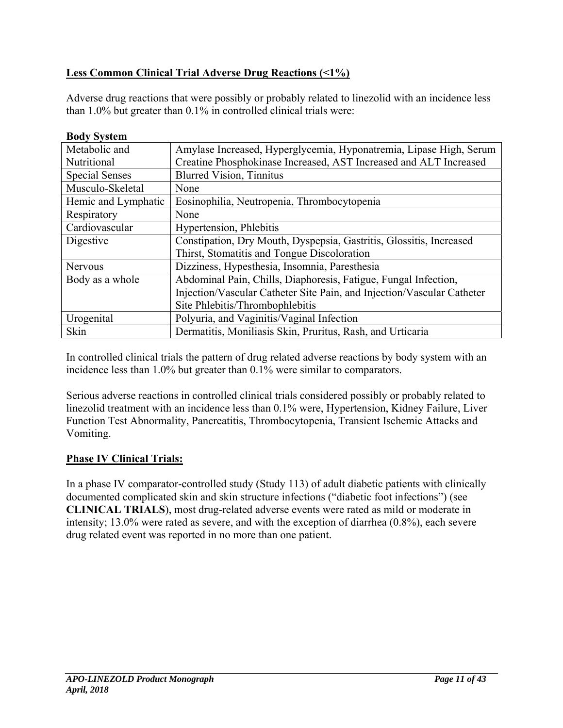**Less Common Clinical Trial Adverse Drug Reactions (<1%)**

Adverse drug reactions that were possibly or probably related to linezolid with an incidence less than 1.0% but greater than 0.1% in controlled clinical trials were:

**Body System**

| | |
|---|---|
| Metabolic and Nutritional | Amylase Increased, Hyperglycemia, Hyponatremia, Lipase High, Serum Creatine Phosphokinase Increased, AST Increased and ALT Increased |
| Special Senses | Blurred Vision, Tinnitus |
| Musculo-Skeletal | None |
| Hemic and Lymphatic | Eosinophilia, Neutropenia, Thrombocytopenia |
| Respiratory | None |
| Cardiovascular | Hypertension, Phlebitis |
| Digestive | Constipation, Dry Mouth, Dyspepsia, Gastritis, Glossitis, Increased Thirst, Stomatitis and Tongue Discoloration |
| Nervous | Dizziness, Hypesthesia, Insomnia, Paresthesia |
| Body as a whole | Abdominal Pain, Chills, Diaphoresis, Fatigue, Fungal Infection, Injection/Vascular Catheter Site Pain, and Injection/Vascular Catheter Site Phlebitis/Thrombophlebitis |
| Urogenital | Polyuria, and Vaginitis/Vaginal Infection |
| Skin | Dermatitis, Moniliasis Skin, Pruritus, Rash, and Urticaria |

In controlled clinical trials the pattern of drug related adverse reactions by body system with an incidence less than 1.0% but greater than 0.1% were similar to comparators.

Serious adverse reactions in controlled clinical trials considered possibly or probably related to linezolid treatment with an incidence less than 0.1% were, Hypertension, Kidney Failure, Liver Function Test Abnormality, Pancreatitis, Thrombocytopenia, Transient Ischemic Attacks and Vomiting.

**Phase IV Clinical Trials:**

In a phase IV comparator-controlled study (Study 113) of adult diabetic patients with clinically documented complicated skin and skin structure infections ("diabetic foot infections") (see **CLINICAL TRIALS**), most drug-related adverse events were rated as mild or moderate in intensity; 13.0% were rated as severe, and with the exception of diarrhea (0.8%), each severe drug related event was reported in no more than one patient.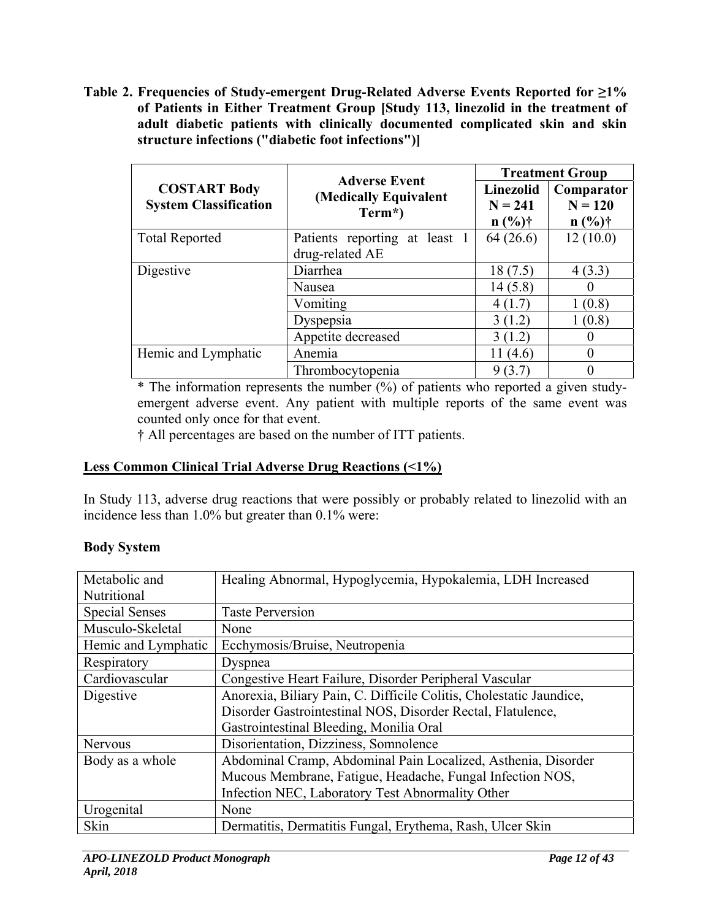**Table 2. Frequencies of Study-emergent Drug-Related Adverse Events Reported for ≥1% of Patients in Either Treatment Group [Study 113, linezolid in the treatment of adult diabetic patients with clinically documented complicated skin and skin structure infections ("diabetic foot infections")]**

| COSTART Body System Classification | Adverse Event (Medically Equivalent Term*) | Treatment Group | |
|---|---|---|---|
| | | Linezolid N = 241 n (%)† | Comparator N = 120 n (%)† |
| Total Reported | Patients reporting at least 1 drug-related AE | 64 (26.6) | 12 (10.0) |
| Digestive | Diarrhea | 18 (7.5) | 4 (3.3) |
| | Nausea | 14 (5.8) | 0 |
| | Vomiting | 4 (1.7) | 1 (0.8) |
| | Dyspepsia | 3 (1.2) | 1 (0.8) |
| | Appetite decreased | 3 (1.2) | 0 |
| Hemic and Lymphatic | Anemia | 11 (4.6) | 0 |
| | Thrombocytopenia | 9 (3.7) | 0 |

\* The information represents the number (%) of patients who reported a given study-emergent adverse event. Any patient with multiple reports of the same event was counted only once for that event.

† All percentages are based on the number of ITT patients.

**Less Common Clinical Trial Adverse Drug Reactions (<1%)**

In Study 113, adverse drug reactions that were possibly or probably related to linezolid with an incidence less than 1.0% but greater than 0.1% were:

**Body System**

| | |
|---|---|
| Metabolic and Nutritional | Healing Abnormal, Hypoglycemia, Hypokalemia, LDH Increased |
| Special Senses | Taste Perversion |
| Musculo-Skeletal | None |
| Hemic and Lymphatic | Ecchymosis/Bruise, Neutropenia |
| Respiratory | Dyspnea |
| Cardiovascular | Congestive Heart Failure, Disorder Peripheral Vascular |
| Digestive | Anorexia, Biliary Pain, C. Difficile Colitis, Cholestatic Jaundice, Disorder Gastrointestinal NOS, Disorder Rectal, Flatulence, Gastrointestinal Bleeding, Monilia Oral |
| Nervous | Disorientation, Dizziness, Somnolence |
| Body as a whole | Abdominal Cramp, Abdominal Pain Localized, Asthenia, Disorder Mucous Membrane, Fatigue, Headache, Fungal Infection NOS, Infection NEC, Laboratory Test Abnormality Other |
| Urogenital | None |
| Skin | Dermatitis, Dermatitis Fungal, Erythema, Rash, Ulcer Skin |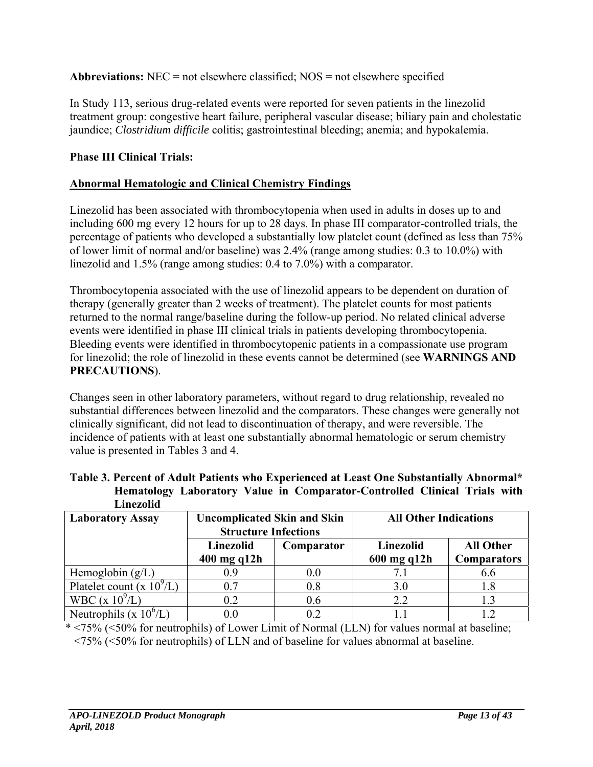**Abbreviations:** NEC = not elsewhere classified; NOS = not elsewhere specified

In Study 113, serious drug-related events were reported for seven patients in the linezolid treatment group: congestive heart failure, peripheral vascular disease; biliary pain and cholestatic jaundice; *Clostridium difficile* colitis; gastrointestinal bleeding; anemia; and hypokalemia.

**Phase III Clinical Trials:**

**Abnormal Hematologic and Clinical Chemistry Findings**

Linezolid has been associated with thrombocytopenia when used in adults in doses up to and including 600 mg every 12 hours for up to 28 days. In phase III comparator-controlled trials, the percentage of patients who developed a substantially low platelet count (defined as less than 75% of lower limit of normal and/or baseline) was 2.4% (range among studies: 0.3 to 10.0%) with linezolid and 1.5% (range among studies: 0.4 to 7.0%) with a comparator.

Thrombocytopenia associated with the use of linezolid appears to be dependent on duration of therapy (generally greater than 2 weeks of treatment). The platelet counts for most patients returned to the normal range/baseline during the follow-up period. No related clinical adverse events were identified in phase III clinical trials in patients developing thrombocytopenia. Bleeding events were identified in thrombocytopenic patients in a compassionate use program for linezolid; the role of linezolid in these events cannot be determined (see **WARNINGS AND PRECAUTIONS**).

Changes seen in other laboratory parameters, without regard to drug relationship, revealed no substantial differences between linezolid and the comparators. These changes were generally not clinically significant, did not lead to discontinuation of therapy, and were reversible. The incidence of patients with at least one substantially abnormal hematologic or serum chemistry value is presented in Tables 3 and 4.

**Table 3. Percent of Adult Patients who Experienced at Least One Substantially Abnormal* Hematology Laboratory Value in Comparator-Controlled Clinical Trials with Linezolid**

| Laboratory Assay | Uncomplicated Skin and Skin Structure Infections | | All Other Indications | |
|---|---|---|---|---|
| | Linezolid 400 mg q12h | Comparator | Linezolid 600 mg q12h | All Other Comparators |
| Hemoglobin (g/L) | 0.9 | 0.0 | 7.1 | 6.6 |
| Platelet count (x $10^9$/L) | 0.7 | 0.8 | 3.0 | 1.8 |
| WBC (x $10^9$/L) | 0.2 | 0.6 | 2.2 | 1.3 |
| Neutrophils (x $10^6$/L) | 0.0 | 0.2 | 1.1 | 1.2 |

* <75% (<50% for neutrophils) of Lower Limit of Normal (LLN) for values normal at baseline; <75% (<50% for neutrophils) of LLN and of baseline for values abnormal at baseline.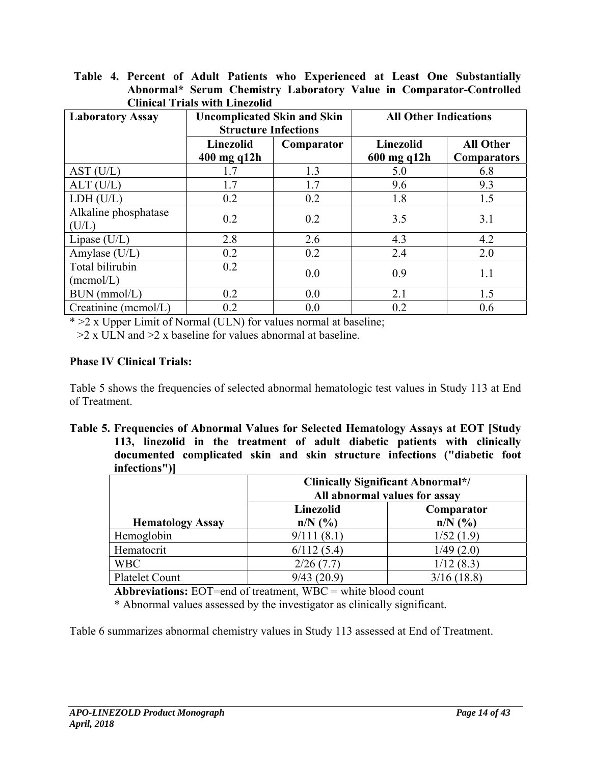**Table 4. Percent of Adult Patients who Experienced at Least One Substantially Abnormal* Serum Chemistry Laboratory Value in Comparator-Controlled Clinical Trials with Linezolid**

| Laboratory Assay | Uncomplicated Skin and Skin Structure Infections | | All Other Indications | |
|---|---|---|---|---|
| | Linezolid 400 mg q12h | Comparator | Linezolid 600 mg q12h | All Other Comparators |
| AST (U/L) | 1.7 | 1.3 | 5.0 | 6.8 |
| ALT (U/L) | 1.7 | 1.7 | 9.6 | 9.3 |
| LDH (U/L) | 0.2 | 0.2 | 1.8 | 1.5 |
| Alkaline phosphatase (U/L) | 0.2 | 0.2 | 3.5 | 3.1 |
| Lipase (U/L) | 2.8 | 2.6 | 4.3 | 4.2 |
| Amylase (U/L) | 0.2 | 0.2 | 2.4 | 2.0 |
| Total bilirubin (mcmol/L) | 0.2 | 0.0 | 0.9 | 1.1 |
| BUN (mmol/L) | 0.2 | 0.0 | 2.1 | 1.5 |
| Creatinine (mcmol/L) | 0.2 | 0.0 | 0.2 | 0.6 |

* >2 x Upper Limit of Normal (ULN) for values normal at baseline;
>2 x ULN and >2 x baseline for values abnormal at baseline.

**Phase IV Clinical Trials:**

Table 5 shows the frequencies of selected abnormal hematologic test values in Study 113 at End of Treatment.

**Table 5. Frequencies of Abnormal Values for Selected Hematology Assays at EOT [Study 113, linezolid in the treatment of adult diabetic patients with clinically documented complicated skin and skin structure infections ("diabetic foot infections")]**

| | Clinically Significant Abnormal*/ All abnormal values for assay | |
|---|---|---|
| Hematology Assay | Linezolid n/N (%) | Comparator n/N (%) |
| Hemoglobin | 9/111 (8.1) | 1/52 (1.9) |
| Hematocrit | 6/112 (5.4) | 1/49 (2.0) |
| WBC | 2/26 (7.7) | 1/12 (8.3) |
| Platelet Count | 9/43 (20.9) | 3/16 (18.8) |

**Abbreviations:** EOT=end of treatment, WBC = white blood count

* Abnormal values assessed by the investigator as clinically significant.

Table 6 summarizes abnormal chemistry values in Study 113 assessed at End of Treatment.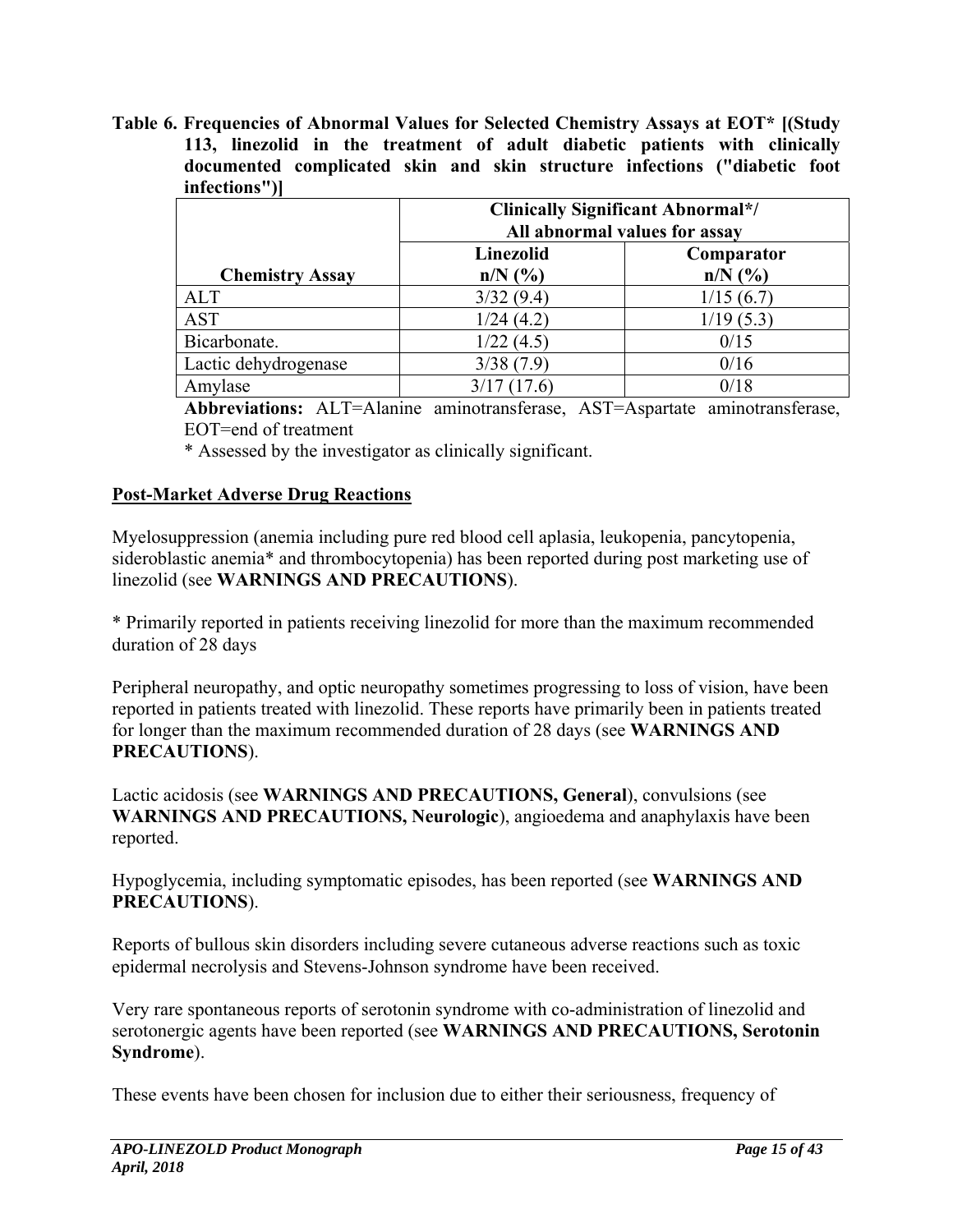**Table 6. Frequencies of Abnormal Values for Selected Chemistry Assays at EOT* [(Study 113, linezolid in the treatment of adult diabetic patients with clinically documented complicated skin and skin structure infections ("diabetic foot infections")]**

| | Clinically Significant Abnormal*/ All abnormal values for assay | |
|---|---|---|
| **Chemistry Assay** | **Linezolid n/N (%)** | **Comparator n/N (%)** |
| ALT | 3/32 (9.4) | 1/15 (6.7) |
| AST | 1/24 (4.2) | 1/19 (5.3) |
| Bicarbonate. | 1/22 (4.5) | 0/15 |
| Lactic dehydrogenase | 3/38 (7.9) | 0/16 |
| Amylase | 3/17 (17.6) | 0/18 |

**Abbreviations:** ALT=Alanine aminotransferase, AST=Aspartate aminotransferase, EOT=end of treatment

* Assessed by the investigator as clinically significant.

**Post-Market Adverse Drug Reactions**

Myelosuppression (anemia including pure red blood cell aplasia, leukopenia, pancytopenia, sideroblastic anemia* and thrombocytopenia) has been reported during post marketing use of linezolid (see **WARNINGS AND PRECAUTIONS**).

* Primarily reported in patients receiving linezolid for more than the maximum recommended duration of 28 days

Peripheral neuropathy, and optic neuropathy sometimes progressing to loss of vision, have been reported in patients treated with linezolid. These reports have primarily been in patients treated for longer than the maximum recommended duration of 28 days (see **WARNINGS AND PRECAUTIONS**).

Lactic acidosis (see **WARNINGS AND PRECAUTIONS, General**), convulsions (see **WARNINGS AND PRECAUTIONS, Neurologic**), angioedema and anaphylaxis have been reported.

Hypoglycemia, including symptomatic episodes, has been reported (see **WARNINGS AND PRECAUTIONS**).

Reports of bullous skin disorders including severe cutaneous adverse reactions such as toxic epidermal necrolysis and Stevens-Johnson syndrome have been received.

Very rare spontaneous reports of serotonin syndrome with co-administration of linezolid and serotonergic agents have been reported (see **WARNINGS AND PRECAUTIONS, Serotonin Syndrome**).

These events have been chosen for inclusion due to either their seriousness, frequency of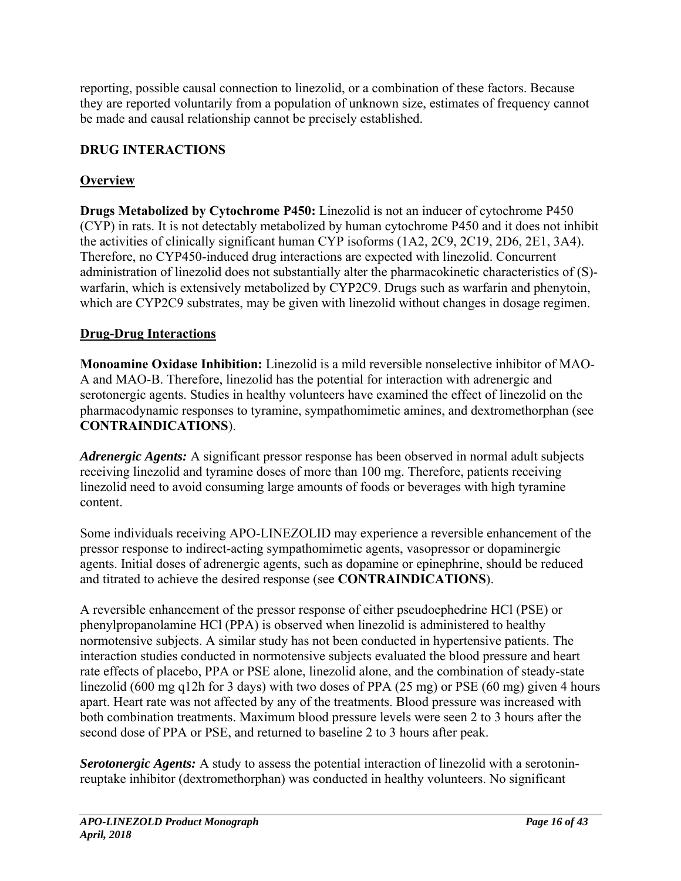reporting, possible causal connection to linezolid, or a combination of these factors. Because they are reported voluntarily from a population of unknown size, estimates of frequency cannot be made and causal relationship cannot be precisely established.

## DRUG INTERACTIONS

### Overview

**Drugs Metabolized by Cytochrome P450:** Linezolid is not an inducer of cytochrome P450 (CYP) in rats. It is not detectably metabolized by human cytochrome P450 and it does not inhibit the activities of clinically significant human CYP isoforms (1A2, 2C9, 2C19, 2D6, 2E1, 3A4). Therefore, no CYP450-induced drug interactions are expected with linezolid. Concurrent administration of linezolid does not substantially alter the pharmacokinetic characteristics of (S)-warfarin, which is extensively metabolized by CYP2C9. Drugs such as warfarin and phenytoin, which are CYP2C9 substrates, may be given with linezolid without changes in dosage regimen.

### Drug-Drug Interactions

**Monoamine Oxidase Inhibition:** Linezolid is a mild reversible nonselective inhibitor of MAO-A and MAO-B. Therefore, linezolid has the potential for interaction with adrenergic and serotonergic agents. Studies in healthy volunteers have examined the effect of linezolid on the pharmacodynamic responses to tyramine, sympathomimetic amines, and dextromethorphan (see **CONTRAINDICATIONS**).

***Adrenergic Agents:*** A significant pressor response has been observed in normal adult subjects receiving linezolid and tyramine doses of more than 100 mg. Therefore, patients receiving linezolid need to avoid consuming large amounts of foods or beverages with high tyramine content.

Some individuals receiving APO-LINEZOLID may experience a reversible enhancement of the pressor response to indirect-acting sympathomimetic agents, vasopressor or dopaminergic agents. Initial doses of adrenergic agents, such as dopamine or epinephrine, should be reduced and titrated to achieve the desired response (see **CONTRAINDICATIONS**).

A reversible enhancement of the pressor response of either pseudoephedrine HCl (PSE) or phenylpropanolamine HCl (PPA) is observed when linezolid is administered to healthy normotensive subjects. A similar study has not been conducted in hypertensive patients. The interaction studies conducted in normotensive subjects evaluated the blood pressure and heart rate effects of placebo, PPA or PSE alone, linezolid alone, and the combination of steady-state linezolid (600 mg q12h for 3 days) with two doses of PPA (25 mg) or PSE (60 mg) given 4 hours apart. Heart rate was not affected by any of the treatments. Blood pressure was increased with both combination treatments. Maximum blood pressure levels were seen 2 to 3 hours after the second dose of PPA or PSE, and returned to baseline 2 to 3 hours after peak.

***Serotonergic Agents:*** A study to assess the potential interaction of linezolid with a serotonin-reuptake inhibitor (dextromethorphan) was conducted in healthy volunteers. No significant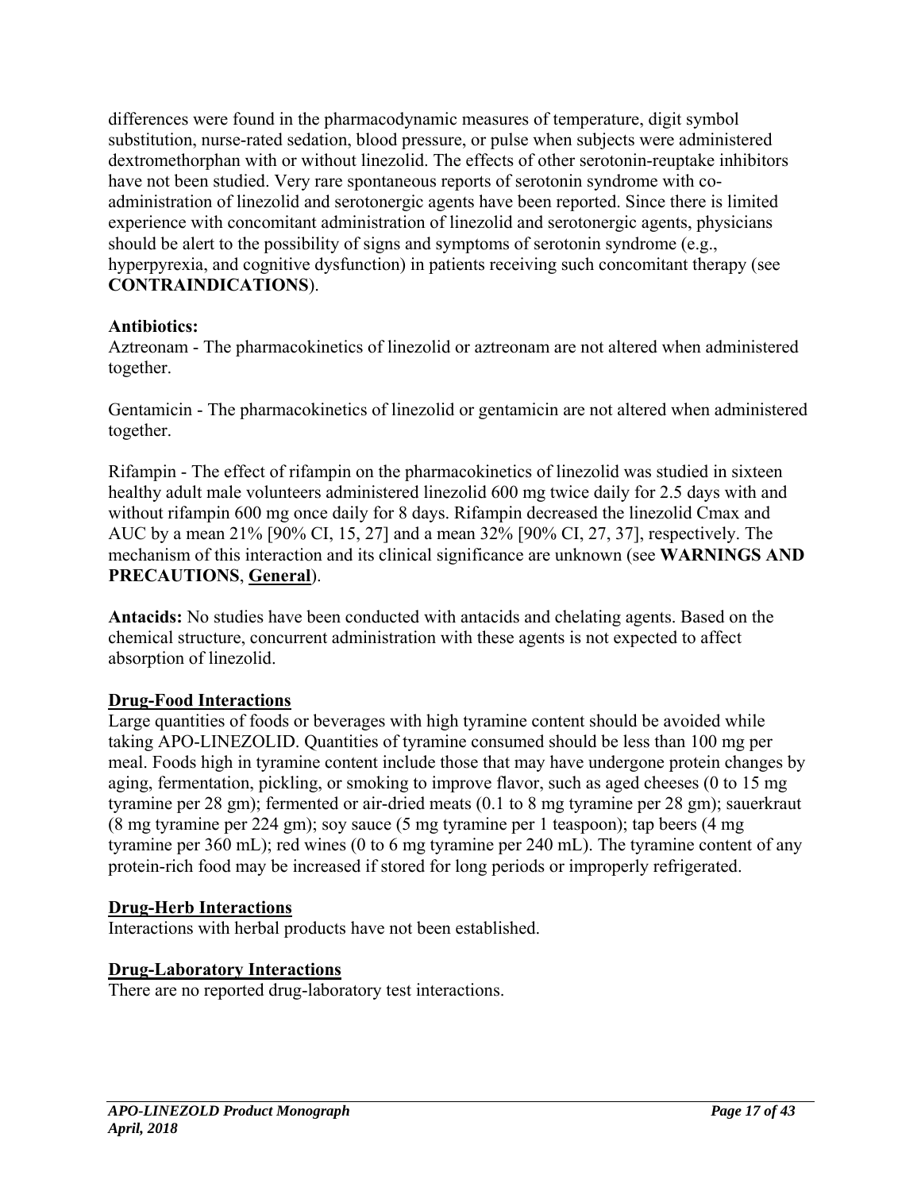differences were found in the pharmacodynamic measures of temperature, digit symbol substitution, nurse-rated sedation, blood pressure, or pulse when subjects were administered dextromethorphan with or without linezolid. The effects of other serotonin-reuptake inhibitors have not been studied. Very rare spontaneous reports of serotonin syndrome with co-administration of linezolid and serotonergic agents have been reported. Since there is limited experience with concomitant administration of linezolid and serotonergic agents, physicians should be alert to the possibility of signs and symptoms of serotonin syndrome (e.g., hyperpyrexia, and cognitive dysfunction) in patients receiving such concomitant therapy (see **CONTRAINDICATIONS**).

**Antibiotics:**
Aztreonam - The pharmacokinetics of linezolid or aztreonam are not altered when administered together.

Gentamicin - The pharmacokinetics of linezolid or gentamicin are not altered when administered together.

Rifampin - The effect of rifampin on the pharmacokinetics of linezolid was studied in sixteen healthy adult male volunteers administered linezolid 600 mg twice daily for 2.5 days with and without rifampin 600 mg once daily for 8 days. Rifampin decreased the linezolid Cmax and AUC by a mean 21% [90% CI, 15, 27] and a mean 32% [90% CI, 27, 37], respectively. The mechanism of this interaction and its clinical significance are unknown (see **WARNINGS AND PRECAUTIONS**, **General**).

**Antacids:** No studies have been conducted with antacids and chelating agents. Based on the chemical structure, concurrent administration with these agents is not expected to affect absorption of linezolid.

## Drug-Food Interactions

Large quantities of foods or beverages with high tyramine content should be avoided while taking APO-LINEZOLID. Quantities of tyramine consumed should be less than 100 mg per meal. Foods high in tyramine content include those that may have undergone protein changes by aging, fermentation, pickling, or smoking to improve flavor, such as aged cheeses (0 to 15 mg tyramine per 28 gm); fermented or air-dried meats (0.1 to 8 mg tyramine per 28 gm); sauerkraut (8 mg tyramine per 224 gm); soy sauce (5 mg tyramine per 1 teaspoon); tap beers (4 mg tyramine per 360 mL); red wines (0 to 6 mg tyramine per 240 mL). The tyramine content of any protein-rich food may be increased if stored for long periods or improperly refrigerated.

## Drug-Herb Interactions

Interactions with herbal products have not been established.

## Drug-Laboratory Interactions

There are no reported drug-laboratory test interactions.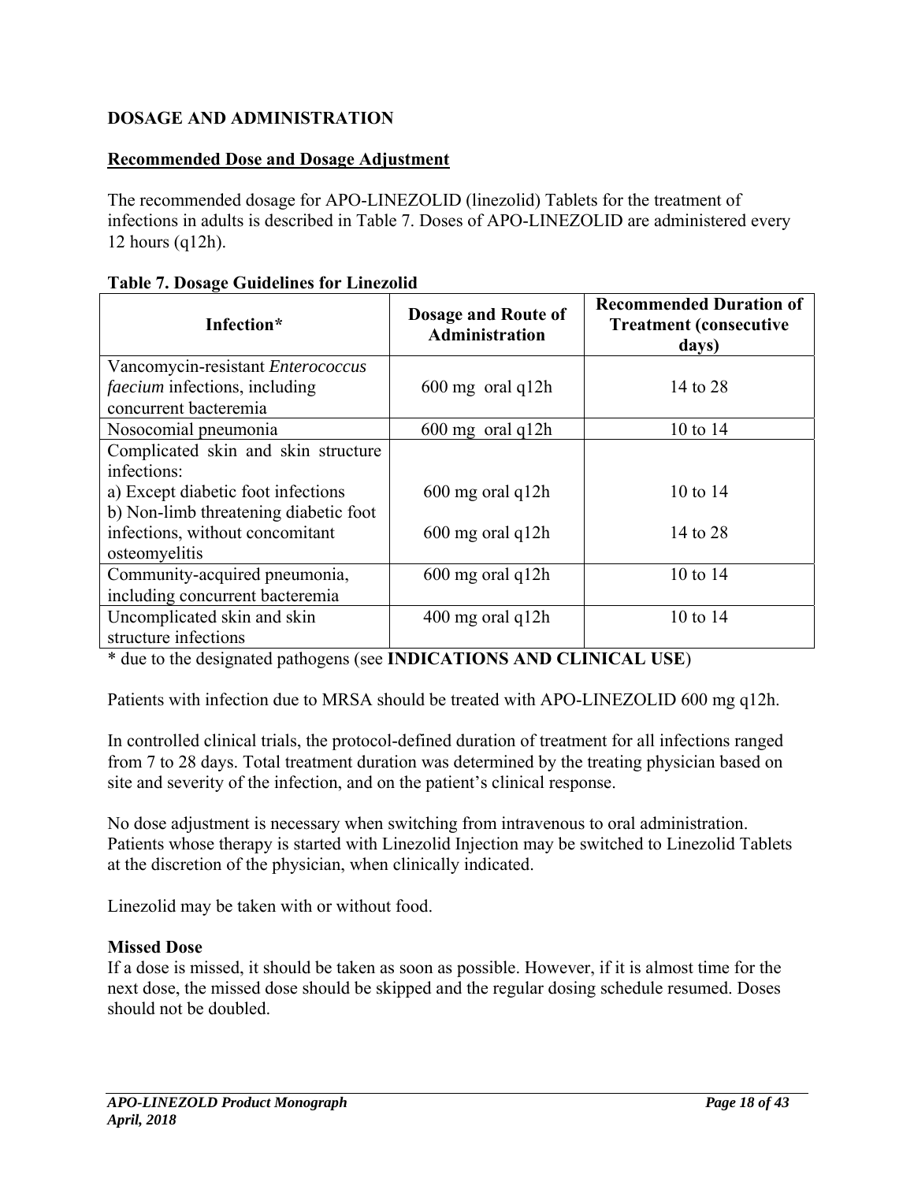# DOSAGE AND ADMINISTRATION

## Recommended Dose and Dosage Adjustment

The recommended dosage for APO-LINEZOLID (linezolid) Tablets for the treatment of infections in adults is described in Table 7. Doses of APO-LINEZOLID are administered every 12 hours (q12h).

**Table 7. Dosage Guidelines for Linezolid**

| Infection* | Dosage and Route of Administration | Recommended Duration of Treatment (consecutive days) |
|---|---|---|
| Vancomycin-resistant *Enterococcus faecium* infections, including concurrent bacteremia | 600 mg oral q12h | 14 to 28 |
| Nosocomial pneumonia | 600 mg oral q12h | 10 to 14 |
| Complicated skin and skin structure infections:<br>a) Except diabetic foot infections<br>b) Non-limb threatening diabetic foot infections, without concomitant osteomyelitis | <br><br>600 mg oral q12h<br><br>600 mg oral q12h | <br><br>10 to 14<br><br>14 to 28 |
| Community-acquired pneumonia, including concurrent bacteremia | 600 mg oral q12h | 10 to 14 |
| Uncomplicated skin and skin structure infections | 400 mg oral q12h | 10 to 14 |

\* due to the designated pathogens (see **INDICATIONS AND CLINICAL USE**)

Patients with infection due to MRSA should be treated with APO-LINEZOLID 600 mg q12h.

In controlled clinical trials, the protocol-defined duration of treatment for all infections ranged from 7 to 28 days. Total treatment duration was determined by the treating physician based on site and severity of the infection, and on the patient's clinical response.

No dose adjustment is necessary when switching from intravenous to oral administration. Patients whose therapy is started with Linezolid Injection may be switched to Linezolid Tablets at the discretion of the physician, when clinically indicated.

Linezolid may be taken with or without food.

**Missed Dose**

If a dose is missed, it should be taken as soon as possible. However, if it is almost time for the next dose, the missed dose should be skipped and the regular dosing schedule resumed. Doses should not be doubled.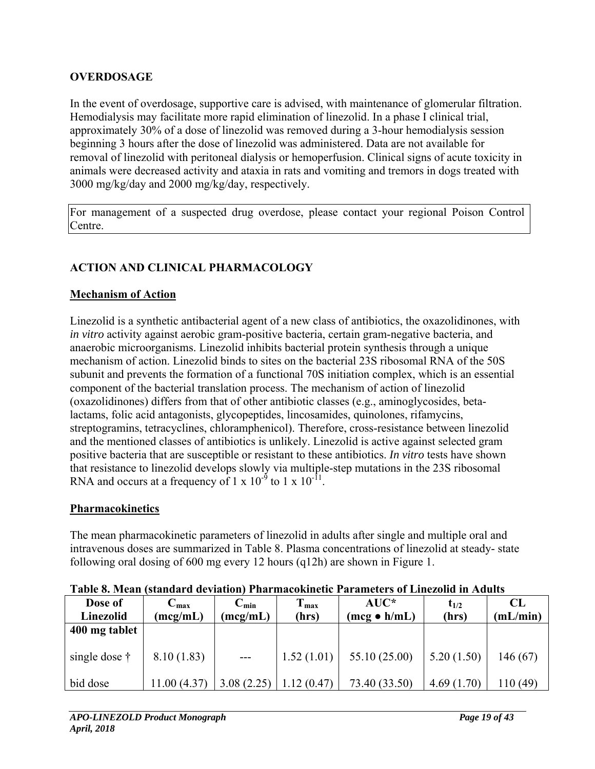## OVERDOSAGE

In the event of overdosage, supportive care is advised, with maintenance of glomerular filtration. Hemodialysis may facilitate more rapid elimination of linezolid. In a phase I clinical trial, approximately 30% of a dose of linezolid was removed during a 3-hour hemodialysis session beginning 3 hours after the dose of linezolid was administered. Data are not available for removal of linezolid with peritoneal dialysis or hemoperfusion. Clinical signs of acute toxicity in animals were decreased activity and ataxia in rats and vomiting and tremors in dogs treated with 3000 mg/kg/day and 2000 mg/kg/day, respectively.

For management of a suspected drug overdose, please contact your regional Poison Control Centre.

## ACTION AND CLINICAL PHARMACOLOGY

### Mechanism of Action

Linezolid is a synthetic antibacterial agent of a new class of antibiotics, the oxazolidinones, with *in vitro* activity against aerobic gram-positive bacteria, certain gram-negative bacteria, and anaerobic microorganisms. Linezolid inhibits bacterial protein synthesis through a unique mechanism of action. Linezolid binds to sites on the bacterial 23S ribosomal RNA of the 50S subunit and prevents the formation of a functional 70S initiation complex, which is an essential component of the bacterial translation process. The mechanism of action of linezolid (oxazolidinones) differs from that of other antibiotic classes (e.g., aminoglycosides, beta-lactams, folic acid antagonists, glycopeptides, lincosamides, quinolones, rifamycins, streptogramins, tetracyclines, chloramphenicol). Therefore, cross-resistance between linezolid and the mentioned classes of antibiotics is unlikely. Linezolid is active against selected gram positive bacteria that are susceptible or resistant to these antibiotics. *In vitro* tests have shown that resistance to linezolid develops slowly via multiple-step mutations in the 23S ribosomal RNA and occurs at a frequency of $1 \times 10^{-9}$ to $1 \times 10^{-11}$.

### Pharmacokinetics

The mean pharmacokinetic parameters of linezolid in adults after single and multiple oral and intravenous doses are summarized in Table 8. Plasma concentrations of linezolid at steady- state following oral dosing of 600 mg every 12 hours (q12h) are shown in Figure 1.

**Table 8. Mean (standard deviation) Pharmacokinetic Parameters of Linezolid in Adults**

| Dose of Linezolid | $C_{max}$ (mcg/mL) | $C_{min}$ (mcg/mL) | $T_{max}$ (hrs) | AUC* (mcg ● h/mL) | $t_{1/2}$ (hrs) | CL (mL/min) |
|---|---|---|---|---|---|---|
| **400 mg tablet** | | | | | | |
| single dose † | 8.10 (1.83) | --- | 1.52 (1.01) | 55.10 (25.00) | 5.20 (1.50) | 146 (67) |
| bid dose | 11.00 (4.37) | 3.08 (2.25) | 1.12 (0.47) | 73.40 (33.50) | 4.69 (1.70) | 110 (49) |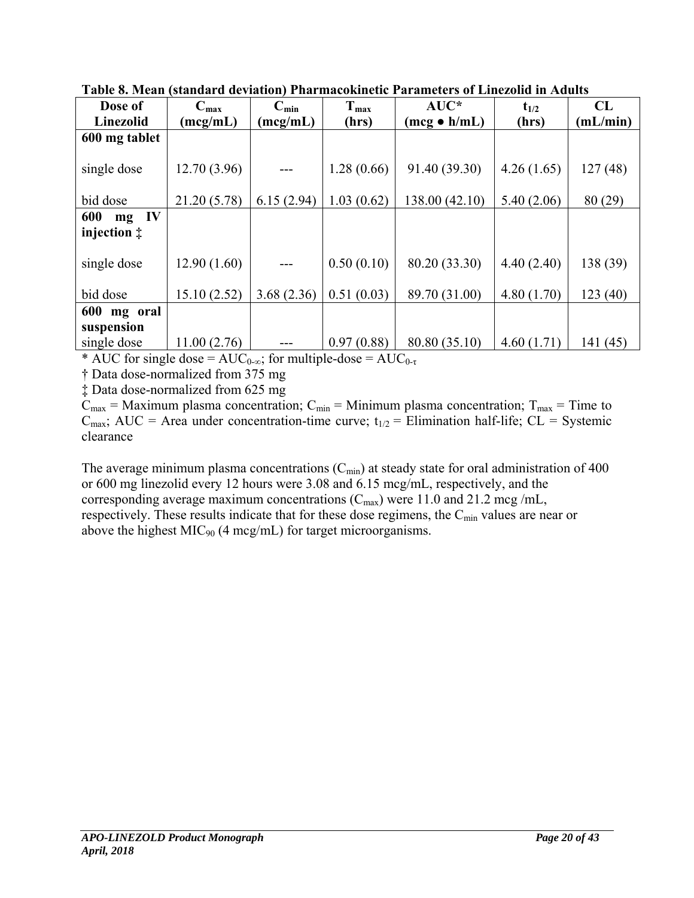**Table 8. Mean (standard deviation) Pharmacokinetic Parameters of Linezolid in Adults**

| Dose of Linezolid | $C_{max}$ (mcg/mL) | $C_{min}$ (mcg/mL) | $T_{max}$ (hrs) | AUC* (mcg ● h/mL) | $t_{1/2}$ (hrs) | CL (mL/min) |
|---|---|---|---|---|---|---|
| **600 mg tablet** | | | | | | |
| single dose | 12.70 (3.96) | --- | 1.28 (0.66) | 91.40 (39.30) | 4.26 (1.65) | 127 (48) |
| bid dose | 21.20 (5.78) | 6.15 (2.94) | 1.03 (0.62) | 138.00 (42.10) | 5.40 (2.06) | 80 (29) |
| **600 mg IV injection ‡** | | | | | | |
| single dose | 12.90 (1.60) | --- | 0.50 (0.10) | 80.20 (33.30) | 4.40 (2.40) | 138 (39) |
| bid dose | 15.10 (2.52) | 3.68 (2.36) | 0.51 (0.03) | 89.70 (31.00) | 4.80 (1.70) | 123 (40) |
| **600 mg oral suspension** | | | | | | |
| single dose | 11.00 (2.76) | --- | 0.97 (0.88) | 80.80 (35.10) | 4.60 (1.71) | 141 (45) |

* AUC for single dose = $AUC_{0-\infty}$; for multiple-dose = $AUC_{0-\tau}$

† Data dose-normalized from 375 mg

‡ Data dose-normalized from 625 mg

$C_{max}$ = Maximum plasma concentration; $C_{min}$ = Minimum plasma concentration; $T_{max}$ = Time to $C_{max}$; AUC = Area under concentration-time curve; $t_{1/2}$ = Elimination half-life; CL = Systemic clearance

The average minimum plasma concentrations ($C_{min}$) at steady state for oral administration of 400 or 600 mg linezolid every 12 hours were 3.08 and 6.15 mcg/mL, respectively, and the corresponding average maximum concentrations ($C_{max}$) were 11.0 and 21.2 mcg /mL, respectively. These results indicate that for these dose regimens, the $C_{min}$ values are near or above the highest $MIC_{90}$ (4 mcg/mL) for target microorganisms.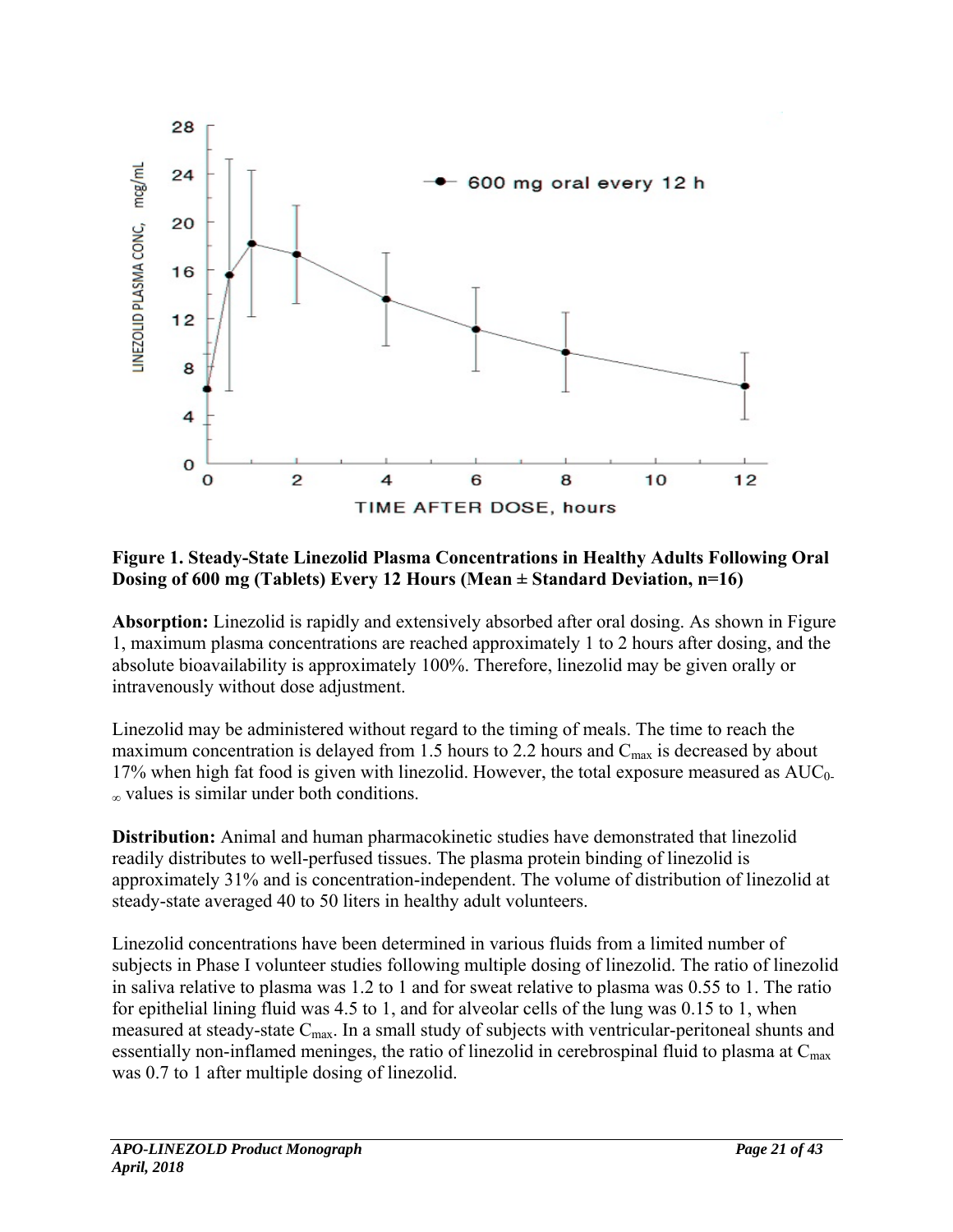**Figure 1. Steady-State Linezolid Plasma Concentrations in Healthy Adults Following Oral Dosing of 600 mg (Tablets) Every 12 Hours (Mean ± Standard Deviation, n=16)**

**Absorption:** Linezolid is rapidly and extensively absorbed after oral dosing. As shown in Figure 1, maximum plasma concentrations are reached approximately 1 to 2 hours after dosing, and the absolute bioavailability is approximately 100%. Therefore, linezolid may be given orally or intravenously without dose adjustment.

Linezolid may be administered without regard to the timing of meals. The time to reach the maximum concentration is delayed from 1.5 hours to 2.2 hours and $C_{max}$ is decreased by about 17% when high fat food is given with linezolid. However, the total exposure measured as $AUC_{0-\infty}$ values is similar under both conditions.

**Distribution:** Animal and human pharmacokinetic studies have demonstrated that linezolid readily distributes to well-perfused tissues. The plasma protein binding of linezolid is approximately 31% and is concentration-independent. The volume of distribution of linezolid at steady-state averaged 40 to 50 liters in healthy adult volunteers.

Linezolid concentrations have been determined in various fluids from a limited number of subjects in Phase I volunteer studies following multiple dosing of linezolid. The ratio of linezolid in saliva relative to plasma was 1.2 to 1 and for sweat relative to plasma was 0.55 to 1. The ratio for epithelial lining fluid was 4.5 to 1, and for alveolar cells of the lung was 0.15 to 1, when measured at steady-state $C_{max}$. In a small study of subjects with ventricular-peritoneal shunts and essentially non-inflamed meninges, the ratio of linezolid in cerebrospinal fluid to plasma at $C_{max}$ was 0.7 to 1 after multiple dosing of linezolid.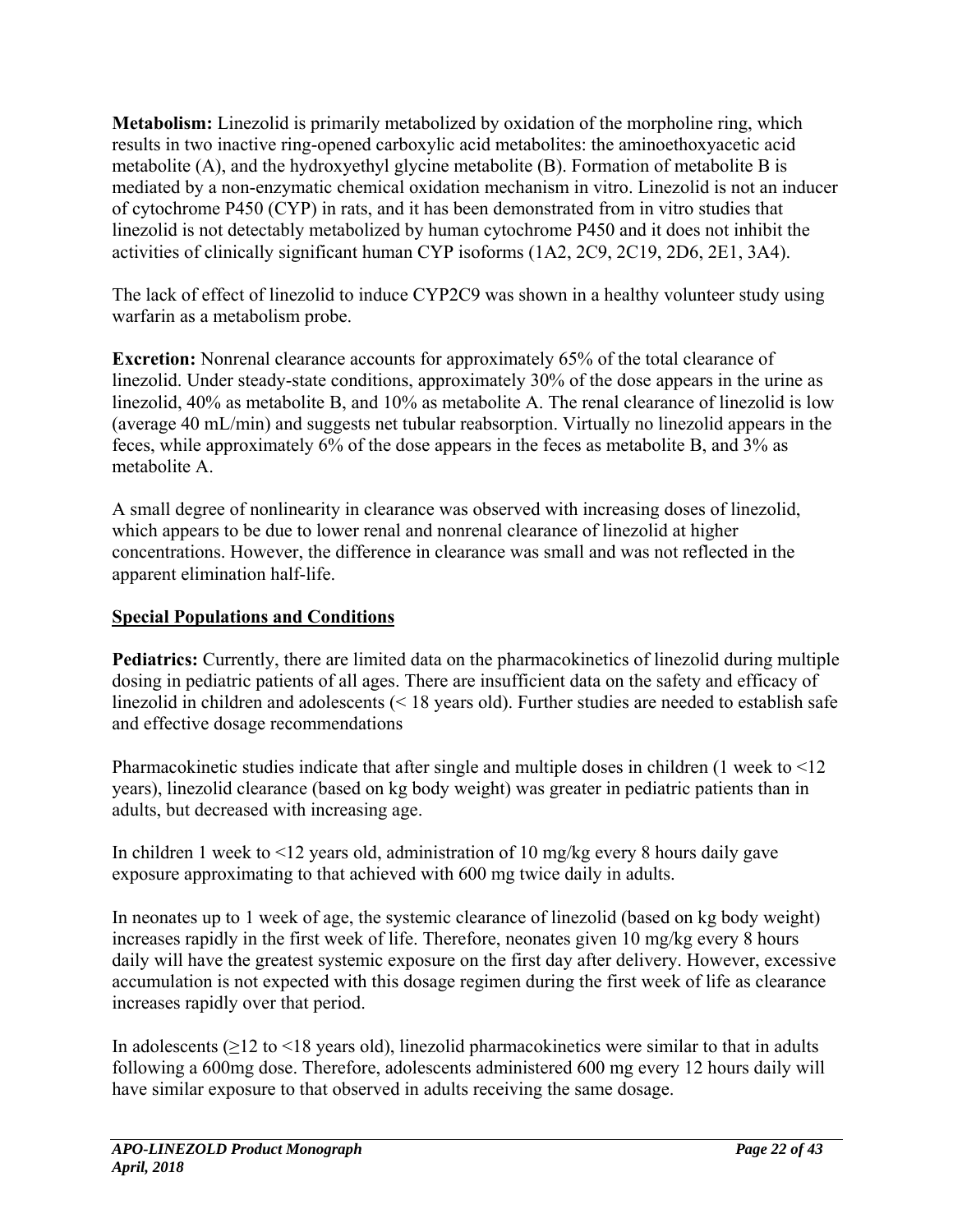**Metabolism:** Linezolid is primarily metabolized by oxidation of the morpholine ring, which results in two inactive ring-opened carboxylic acid metabolites: the aminoethoxyacetic acid metabolite (A), and the hydroxyethyl glycine metabolite (B). Formation of metabolite B is mediated by a non-enzymatic chemical oxidation mechanism in vitro. Linezolid is not an inducer of cytochrome P450 (CYP) in rats, and it has been demonstrated from in vitro studies that linezolid is not detectably metabolized by human cytochrome P450 and it does not inhibit the activities of clinically significant human CYP isoforms (1A2, 2C9, 2C19, 2D6, 2E1, 3A4).

The lack of effect of linezolid to induce CYP2C9 was shown in a healthy volunteer study using warfarin as a metabolism probe.

**Excretion:** Nonrenal clearance accounts for approximately 65% of the total clearance of linezolid. Under steady-state conditions, approximately 30% of the dose appears in the urine as linezolid, 40% as metabolite B, and 10% as metabolite A. The renal clearance of linezolid is low (average 40 mL/min) and suggests net tubular reabsorption. Virtually no linezolid appears in the feces, while approximately 6% of the dose appears in the feces as metabolite B, and 3% as metabolite A.

A small degree of nonlinearity in clearance was observed with increasing doses of linezolid, which appears to be due to lower renal and nonrenal clearance of linezolid at higher concentrations. However, the difference in clearance was small and was not reflected in the apparent elimination half-life.

## Special Populations and Conditions

**Pediatrics:** Currently, there are limited data on the pharmacokinetics of linezolid during multiple dosing in pediatric patients of all ages. There are insufficient data on the safety and efficacy of linezolid in children and adolescents (< 18 years old). Further studies are needed to establish safe and effective dosage recommendations

Pharmacokinetic studies indicate that after single and multiple doses in children (1 week to <12 years), linezolid clearance (based on kg body weight) was greater in pediatric patients than in adults, but decreased with increasing age.

In children 1 week to <12 years old, administration of 10 mg/kg every 8 hours daily gave exposure approximating to that achieved with 600 mg twice daily in adults.

In neonates up to 1 week of age, the systemic clearance of linezolid (based on kg body weight) increases rapidly in the first week of life. Therefore, neonates given 10 mg/kg every 8 hours daily will have the greatest systemic exposure on the first day after delivery. However, excessive accumulation is not expected with this dosage regimen during the first week of life as clearance increases rapidly over that period.

In adolescents (≥12 to <18 years old), linezolid pharmacokinetics were similar to that in adults following a 600mg dose. Therefore, adolescents administered 600 mg every 12 hours daily will have similar exposure to that observed in adults receiving the same dosage.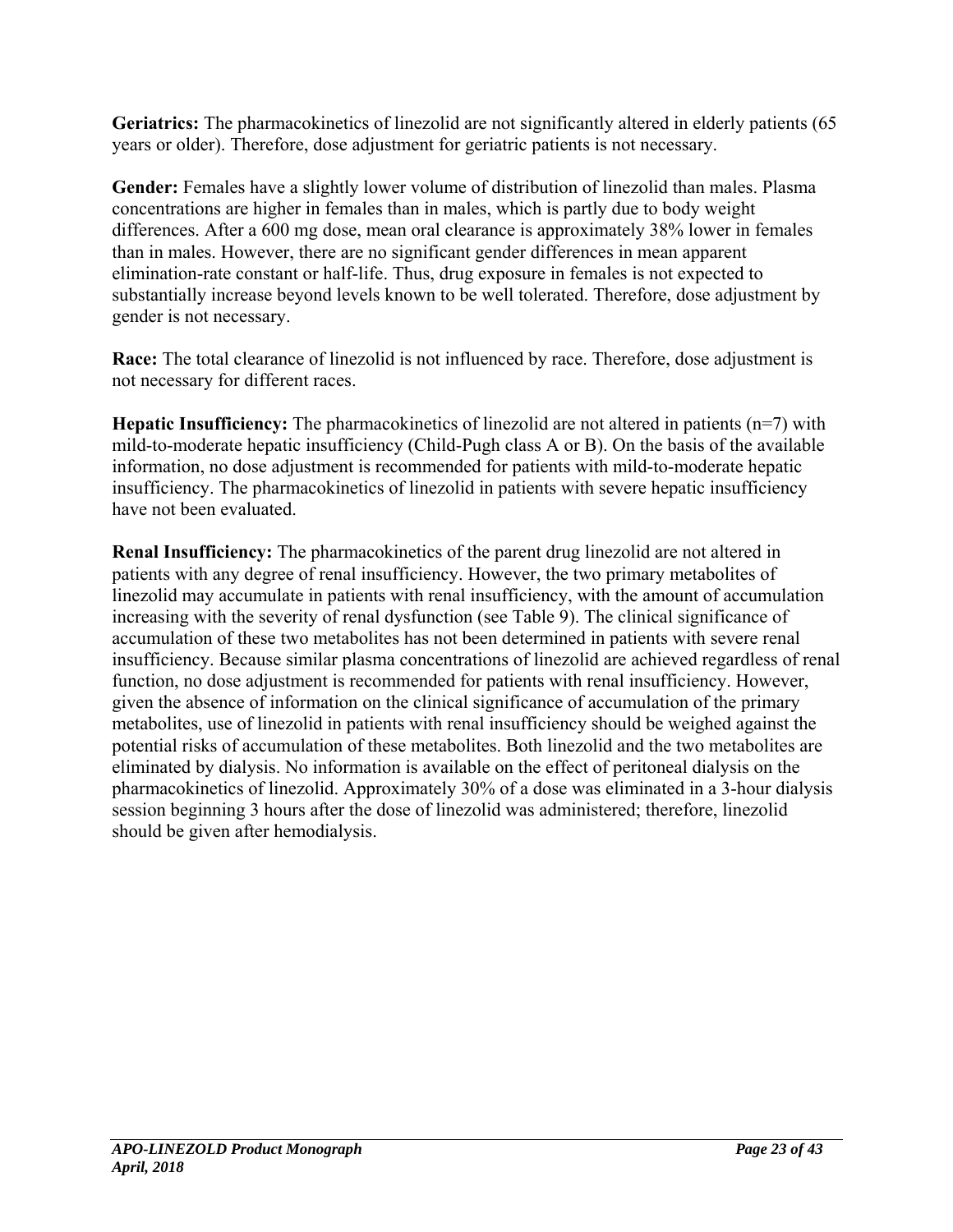**Geriatrics:** The pharmacokinetics of linezolid are not significantly altered in elderly patients (65 years or older). Therefore, dose adjustment for geriatric patients is not necessary.

**Gender:** Females have a slightly lower volume of distribution of linezolid than males. Plasma concentrations are higher in females than in males, which is partly due to body weight differences. After a 600 mg dose, mean oral clearance is approximately 38% lower in females than in males. However, there are no significant gender differences in mean apparent elimination-rate constant or half-life. Thus, drug exposure in females is not expected to substantially increase beyond levels known to be well tolerated. Therefore, dose adjustment by gender is not necessary.

**Race:** The total clearance of linezolid is not influenced by race. Therefore, dose adjustment is not necessary for different races.

**Hepatic Insufficiency:** The pharmacokinetics of linezolid are not altered in patients (n=7) with mild-to-moderate hepatic insufficiency (Child-Pugh class A or B). On the basis of the available information, no dose adjustment is recommended for patients with mild-to-moderate hepatic insufficiency. The pharmacokinetics of linezolid in patients with severe hepatic insufficiency have not been evaluated.

**Renal Insufficiency:** The pharmacokinetics of the parent drug linezolid are not altered in patients with any degree of renal insufficiency. However, the two primary metabolites of linezolid may accumulate in patients with renal insufficiency, with the amount of accumulation increasing with the severity of renal dysfunction (see Table 9). The clinical significance of accumulation of these two metabolites has not been determined in patients with severe renal insufficiency. Because similar plasma concentrations of linezolid are achieved regardless of renal function, no dose adjustment is recommended for patients with renal insufficiency. However, given the absence of information on the clinical significance of accumulation of the primary metabolites, use of linezolid in patients with renal insufficiency should be weighed against the potential risks of accumulation of these metabolites. Both linezolid and the two metabolites are eliminated by dialysis. No information is available on the effect of peritoneal dialysis on the pharmacokinetics of linezolid. Approximately 30% of a dose was eliminated in a 3-hour dialysis session beginning 3 hours after the dose of linezolid was administered; therefore, linezolid should be given after hemodialysis.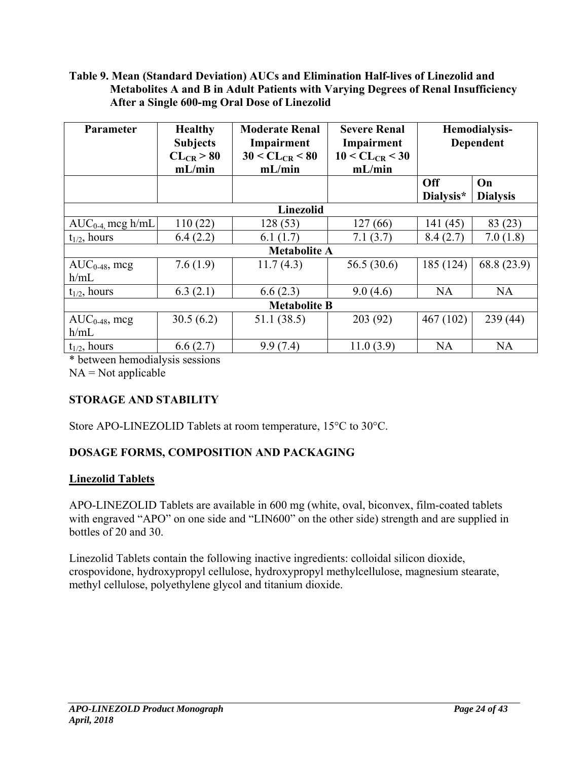**Table 9. Mean (Standard Deviation) AUCs and Elimination Half-lives of Linezolid and Metabolites A and B in Adult Patients with Varying Degrees of Renal Insufficiency After a Single 600-mg Oral Dose of Linezolid**

| Parameter | Healthy Subjects $CL_{CR} > 80$ mL/min | Moderate Renal Impairment $30 < CL_{CR} < 80$ mL/min | Severe Renal Impairment $10 < CL_{CR} < 30$ mL/min | Hemodialysis-Dependent | |
|---|---|---|---|---|---|
| | | | | Off Dialysis* | On Dialysis |
| **Linezolid** | | | | | |
| $AUC_{0-4}$, mcg h/mL | 110 (22) | 128 (53) | 127 (66) | 141 (45) | 83 (23) |
| $t_{1/2}$, hours | 6.4 (2.2) | 6.1 (1.7) | 7.1 (3.7) | 8.4 (2.7) | 7.0 (1.8) |
| **Metabolite A** | | | | | |
| $AUC_{0-48}$, mcg h/mL | 7.6 (1.9) | 11.7 (4.3) | 56.5 (30.6) | 185 (124) | 68.8 (23.9) |
| $t_{1/2}$, hours | 6.3 (2.1) | 6.6 (2.3) | 9.0 (4.6) | NA | NA |
| **Metabolite B** | | | | | |
| $AUC_{0-48}$, mcg h/mL | 30.5 (6.2) | 51.1 (38.5) | 203 (92) | 467 (102) | 239 (44) |
| $t_{1/2}$, hours | 6.6 (2.7) | 9.9 (7.4) | 11.0 (3.9) | NA | NA |

* between hemodialysis sessions

NA = Not applicable

## STORAGE AND STABILITY

Store APO-LINEZOLID Tablets at room temperature, 15°C to 30°C.

## DOSAGE FORMS, COMPOSITION AND PACKAGING

### Linezolid Tablets

APO-LINEZOLID Tablets are available in 600 mg (white, oval, biconvex, film-coated tablets with engraved "APO" on one side and "LIN600" on the other side) strength and are supplied in bottles of 20 and 30.

Linezolid Tablets contain the following inactive ingredients: colloidal silicon dioxide, crospovidone, hydroxypropyl cellulose, hydroxypropyl methylcellulose, magnesium stearate, methyl cellulose, polyethylene glycol and titanium dioxide.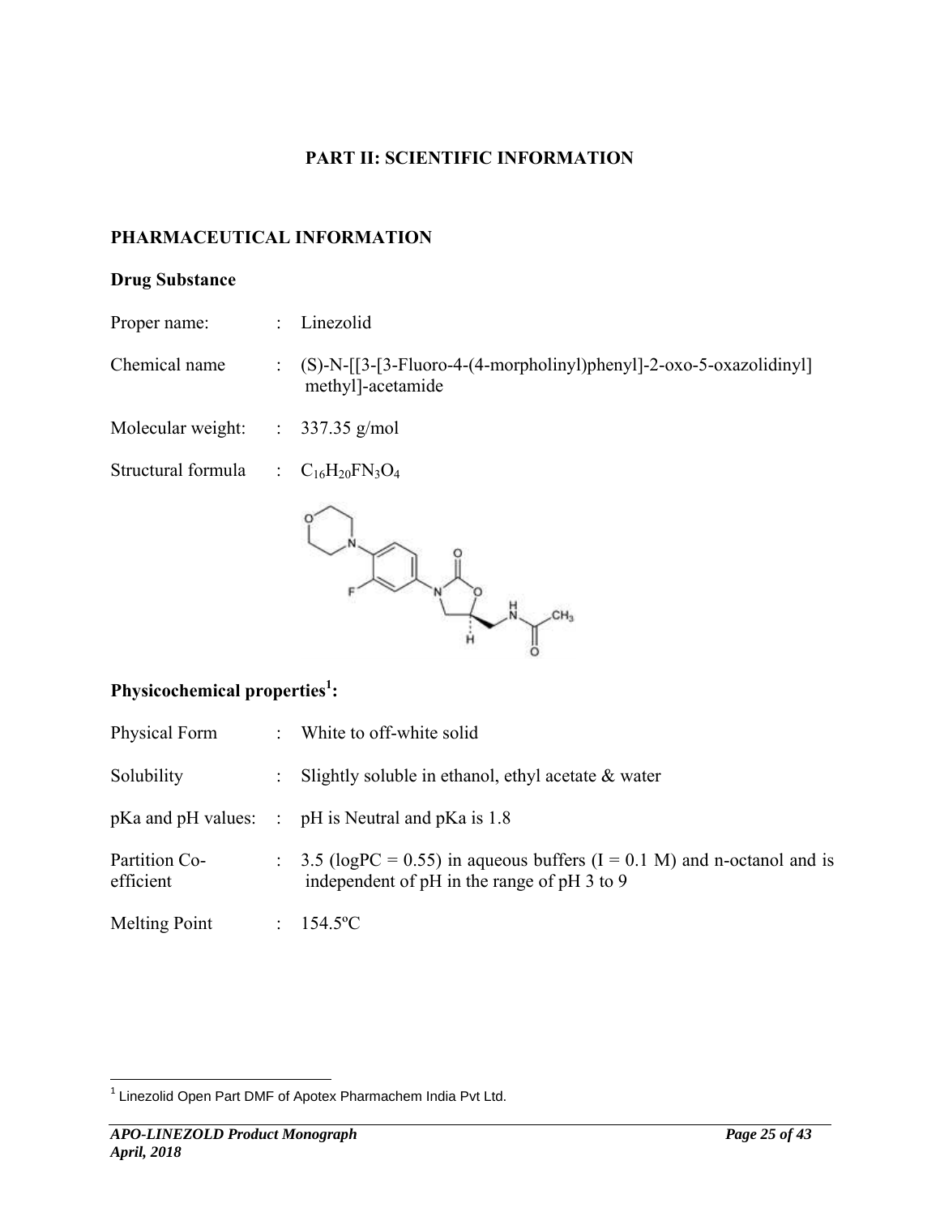## PART II: SCIENTIFIC INFORMATION

### PHARMACEUTICAL INFORMATION

**Drug Substance**

Proper name: : Linezolid

Chemical name : (S)-N-[[3-[3-Fluoro-4-(4-morpholinyl)phenyl]-2-oxo-5-oxazolidinyl] methyl]-acetamide

Molecular weight: : 337.35 g/mol

Structural formula : $C_{16}H_{20}FN_3O_4$

**Physicochemical properties[1]:**

Physical Form : White to off-white solid

Solubility : Slightly soluble in ethanol, ethyl acetate & water

pKa and pH values: : pH is Neutral and pKa is 1.8

Partition Co-efficient : 3.5 (logPC = 0.55) in aqueous buffers (I = 0.1 M) and n-octanol and is independent of pH in the range of pH 3 to 9

Melting Point : 154.5ºC

[1] Linezolid Open Part DMF of Apotex Pharmachem India Pvt Ltd.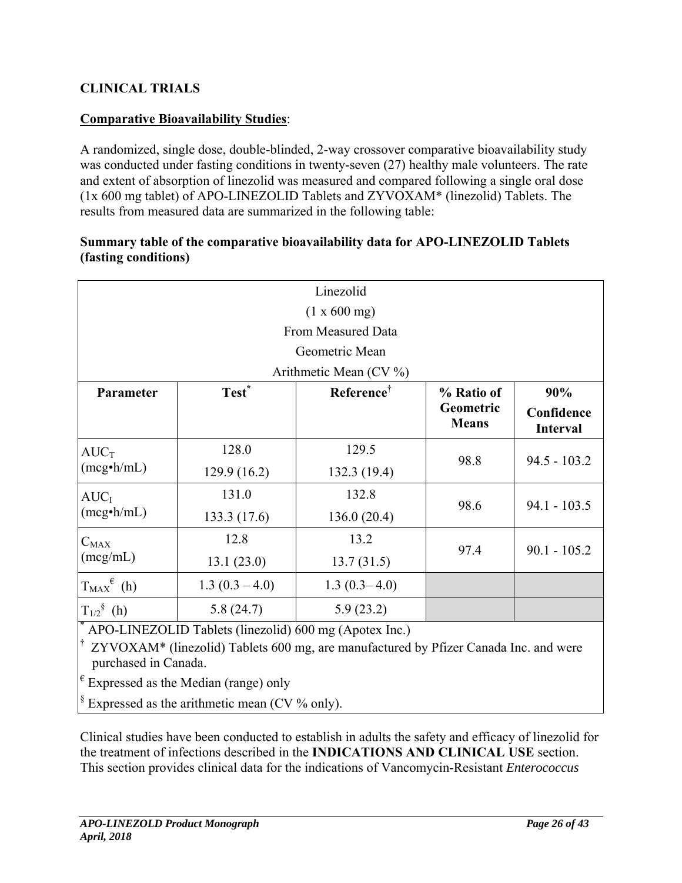## CLINICAL TRIALS

**Comparative Bioavailability Studies**:

A randomized, single dose, double-blinded, 2-way crossover comparative bioavailability study was conducted under fasting conditions in twenty-seven (27) healthy male volunteers. The rate and extent of absorption of linezolid was measured and compared following a single oral dose (1x 600 mg tablet) of APO-LINEZOLID Tablets and ZYVOXAM* (linezolid) Tablets. The results from measured data are summarized in the following table:

**Summary table of the comparative bioavailability data for APO-LINEZOLID Tablets (fasting conditions)**

| Linezolid<br>(1 x 600 mg)<br>From Measured Data<br>Geometric Mean<br>Arithmetic Mean (CV %) | | | | |
|---|---|---|---|---|
| **Parameter** | **Test*** | **Reference†** | **% Ratio of Geometric Means** | **90% Confidence Interval** |
| $AUC_T$ (mcg•h/mL) | 128.0<br>129.9 (16.2) | 129.5<br>132.3 (19.4) | 98.8 | 94.5 - 103.2 |
| $AUC_I$ (mcg•h/mL) | 131.0<br>133.3 (17.6) | 132.8<br>136.0 (20.4) | 98.6 | 94.1 - 103.5 |
| $C_{MAX}$ (mcg/mL) | 12.8<br>13.1 (23.0) | 13.2<br>13.7 (31.5) | 97.4 | 90.1 - 105.2 |
| $T_{MAX}$€ (h) | 1.3 (0.3 – 4.0) | 1.3 (0.3– 4.0) | | |
| $T_{1/2}$§ (h) | 5.8 (24.7) | 5.9 (23.2) | | |

\* APO-LINEZOLID Tablets (linezolid) 600 mg (Apotex Inc.)

† ZYVOXAM* (linezolid) Tablets 600 mg, are manufactured by Pfizer Canada Inc. and were purchased in Canada.

€ Expressed as the Median (range) only

§ Expressed as the arithmetic mean (CV % only).

Clinical studies have been conducted to establish in adults the safety and efficacy of linezolid for the treatment of infections described in the **INDICATIONS AND CLINICAL USE** section. This section provides clinical data for the indications of Vancomycin-Resistant *Enterococcus*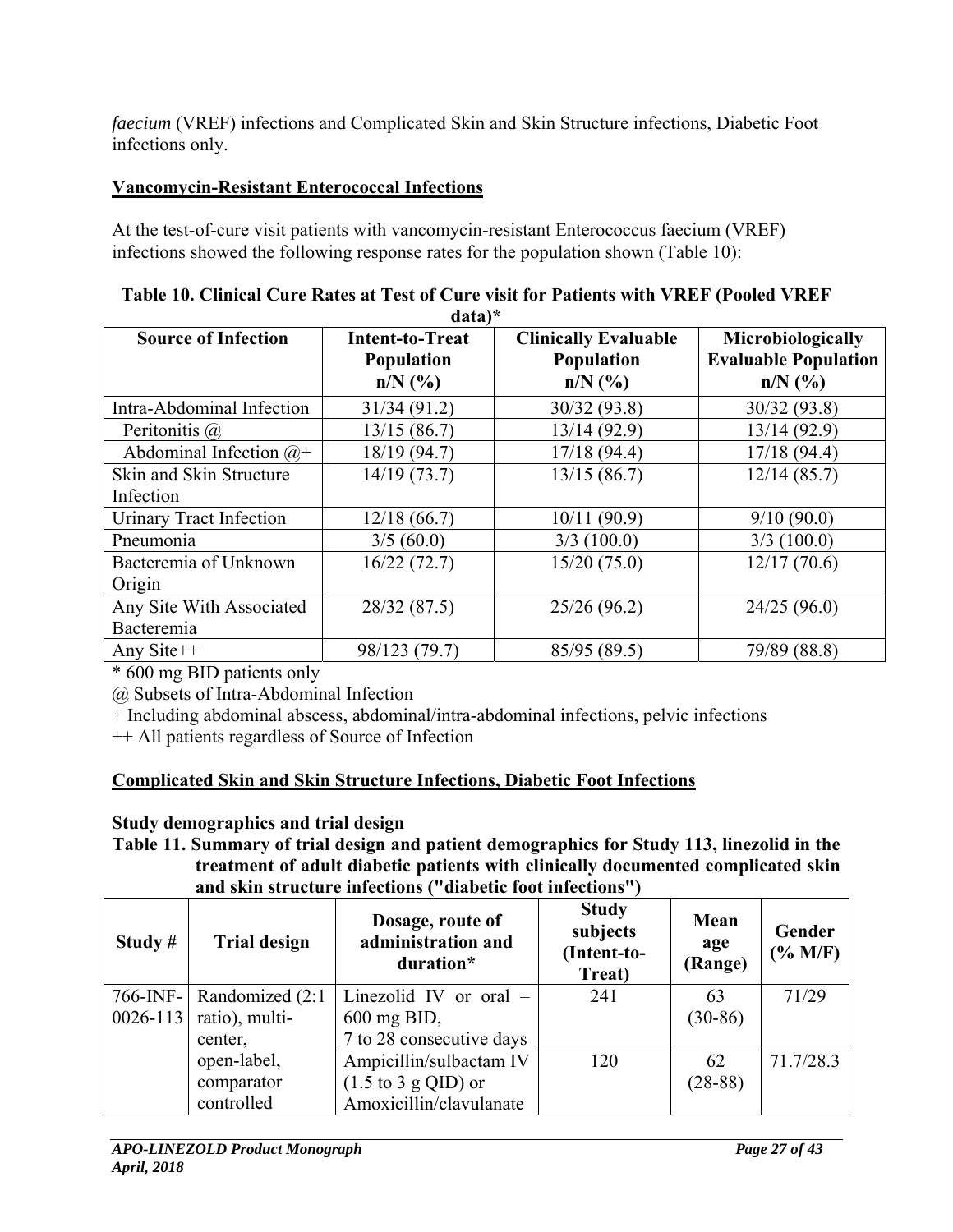*faecium* (VREF) infections and Complicated Skin and Skin Structure infections, Diabetic Foot infections only.

## Vancomycin-Resistant Enterococcal Infections

At the test-of-cure visit patients with vancomycin-resistant Enterococcus faecium (VREF) infections showed the following response rates for the population shown (Table 10):

**Table 10. Clinical Cure Rates at Test of Cure visit for Patients with VREF (Pooled VREF data)***

| Source of Infection | Intent-to-Treat Population n/N (%) | Clinically Evaluable Population n/N (%) | Microbiologically Evaluable Population n/N (%) |
|---|---|---|---|
| Intra-Abdominal Infection | 31/34 (91.2) | 30/32 (93.8) | 30/32 (93.8) |
| Peritonitis @ | 13/15 (86.7) | 13/14 (92.9) | 13/14 (92.9) |
| Abdominal Infection @+ | 18/19 (94.7) | 17/18 (94.4) | 17/18 (94.4) |
| Skin and Skin Structure Infection | 14/19 (73.7) | 13/15 (86.7) | 12/14 (85.7) |
| Urinary Tract Infection | 12/18 (66.7) | 10/11 (90.9) | 9/10 (90.0) |
| Pneumonia | 3/5 (60.0) | 3/3 (100.0) | 3/3 (100.0) |
| Bacteremia of Unknown Origin | 16/22 (72.7) | 15/20 (75.0) | 12/17 (70.6) |
| Any Site With Associated Bacteremia | 28/32 (87.5) | 25/26 (96.2) | 24/25 (96.0) |
| Any Site++ | 98/123 (79.7) | 85/95 (89.5) | 79/89 (88.8) |

\* 600 mg BID patients only

@ Subsets of Intra-Abdominal Infection

+ Including abdominal abscess, abdominal/intra-abdominal infections, pelvic infections

++ All patients regardless of Source of Infection

## Complicated Skin and Skin Structure Infections, Diabetic Foot Infections

### Study demographics and trial design

**Table 11. Summary of trial design and patient demographics for Study 113, linezolid in the treatment of adult diabetic patients with clinically documented complicated skin and skin structure infections ("diabetic foot infections")**

| Study # | Trial design | Dosage, route of administration and duration* | Study subjects (Intent-to-Treat) | Mean age (Range) | Gender (% M/F) |
|---|---|---|---|---|---|
| 766-INF-0026-113 | Randomized (2:1 ratio), multi-center, open-label, comparator controlled | Linezolid IV or oral – 600 mg BID, 7 to 28 consecutive days | 241 | 63 (30-86) | 71/29 |
| | | Ampicillin/sulbactam IV (1.5 to 3 g QID) or Amoxicillin/clavulanate | 120 | 62 (28-88) | 71.7/28.3 |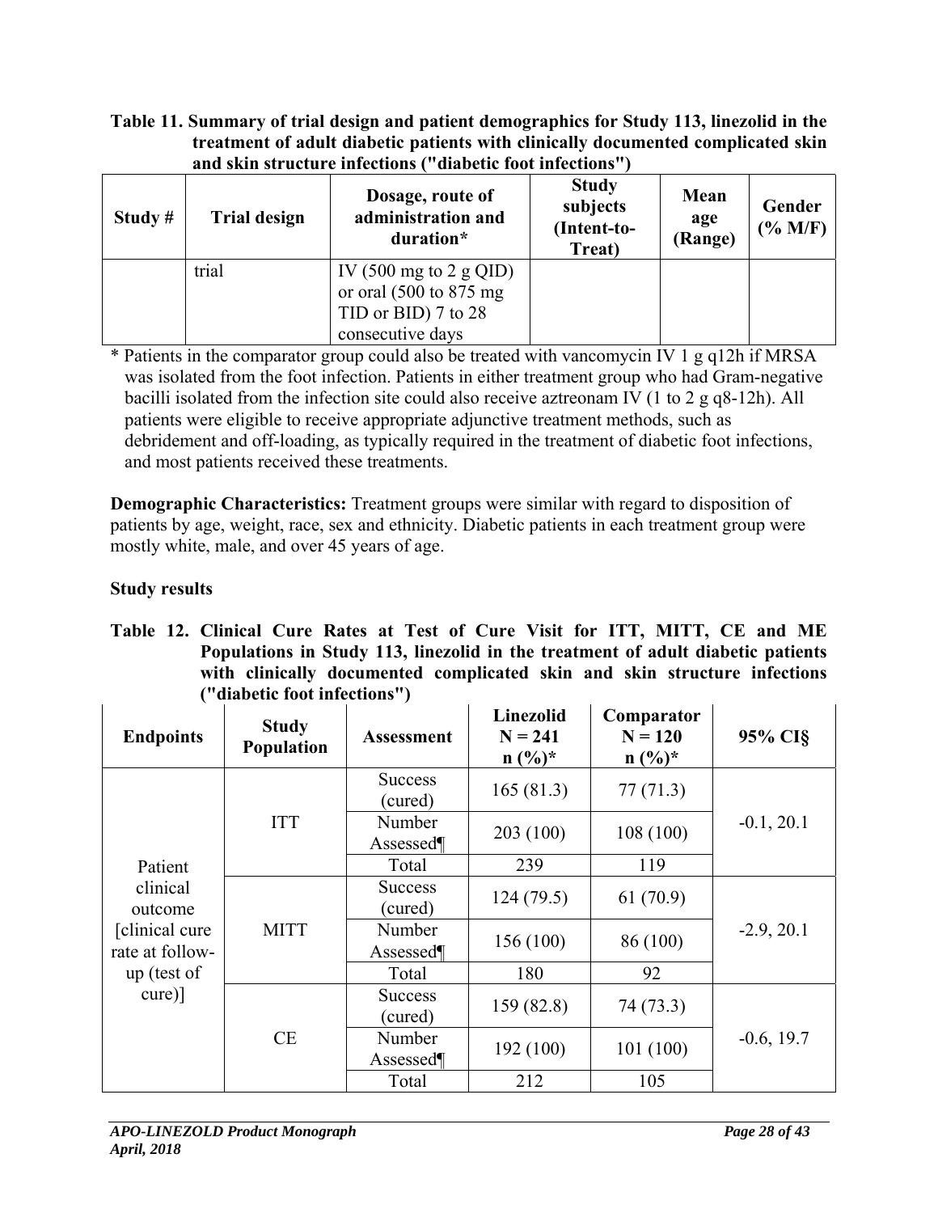**Table 11. Summary of trial design and patient demographics for Study 113, linezolid in the treatment of adult diabetic patients with clinically documented complicated skin and skin structure infections ("diabetic foot infections")**

| Study # | Trial design | Dosage, route of administration and duration* | Study subjects (Intent-to-Treat) | Mean age (Range) | Gender (% M/F) |
|---|---|---|---|---|---|
| | trial | IV (500 mg to 2 g QID) or oral (500 to 875 mg TID or BID) 7 to 28 consecutive days | | | |

\* Patients in the comparator group could also be treated with vancomycin IV 1 g q12h if MRSA was isolated from the foot infection. Patients in either treatment group who had Gram-negative bacilli isolated from the infection site could also receive aztreonam IV (1 to 2 g q8-12h). All patients were eligible to receive appropriate adjunctive treatment methods, such as debridement and off-loading, as typically required in the treatment of diabetic foot infections, and most patients received these treatments.

**Demographic Characteristics:** Treatment groups were similar with regard to disposition of patients by age, weight, race, sex and ethnicity. Diabetic patients in each treatment group were mostly white, male, and over 45 years of age.

**Study results**

**Table 12. Clinical Cure Rates at Test of Cure Visit for ITT, MITT, CE and ME Populations in Study 113, linezolid in the treatment of adult diabetic patients with clinically documented complicated skin and skin structure infections ("diabetic foot infections")**

| Endpoints | Study Population | Assessment | Linezolid N = 241 n (%)* | Comparator N = 120 n (%)* | 95% CI§ |
|---|---|---|---|---|---|
| Patient clinical outcome [clinical cure rate at follow-up (test of cure)] | ITT | Success (cured) | 165 (81.3) | 77 (71.3) | -0.1, 20.1 |
| | | Number Assessed¶ | 203 (100) | 108 (100) | |
| | | Total | 239 | 119 | |
| | MITT | Success (cured) | 124 (79.5) | 61 (70.9) | -2.9, 20.1 |
| | | Number Assessed¶ | 156 (100) | 86 (100) | |
| | | Total | 180 | 92 | |
| | CE | Success (cured) | 159 (82.8) | 74 (73.3) | -0.6, 19.7 |
| | | Number Assessed¶ | 192 (100) | 101 (100) | |
| | | Total | 212 | 105 | |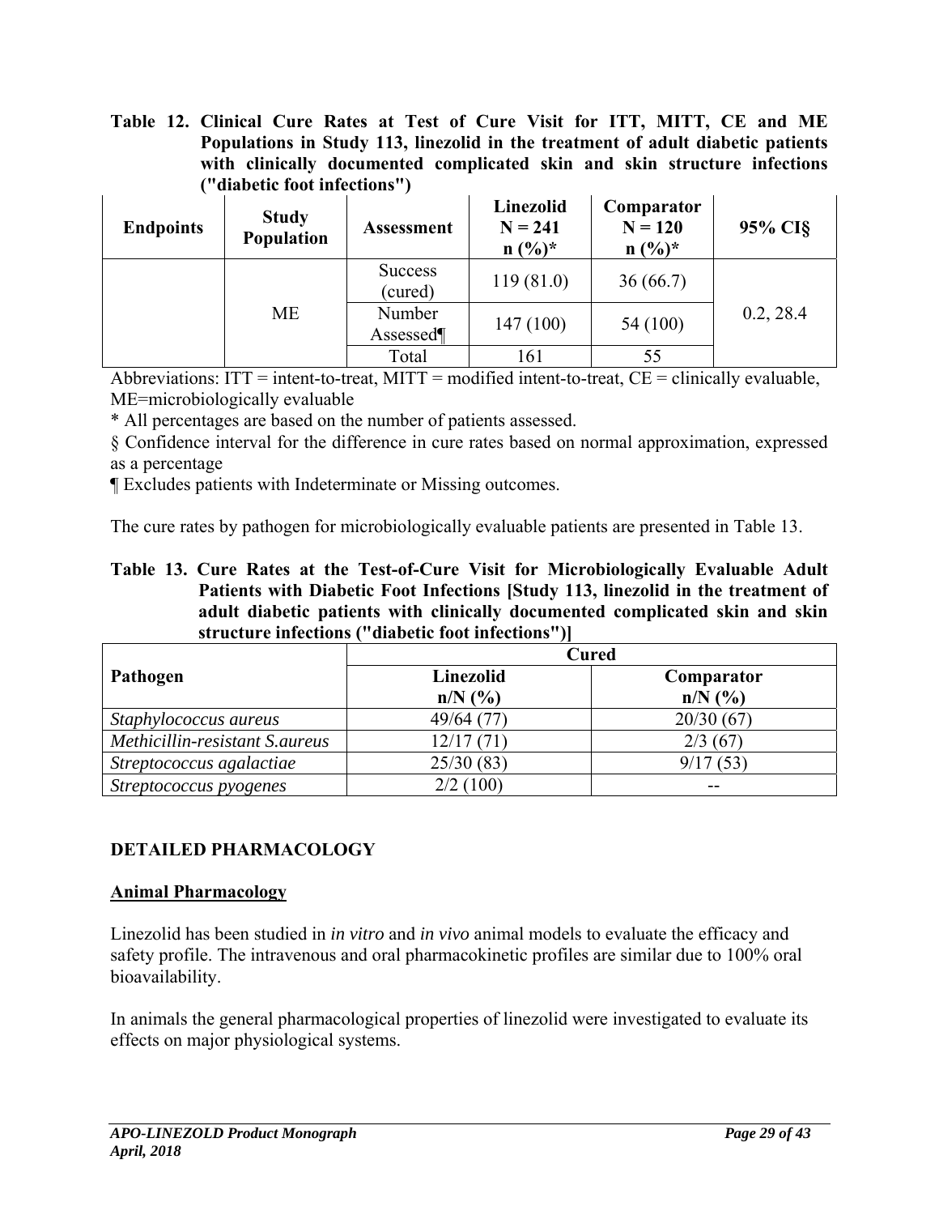**Table 12. Clinical Cure Rates at Test of Cure Visit for ITT, MITT, CE and ME Populations in Study 113, linezolid in the treatment of adult diabetic patients with clinically documented complicated skin and skin structure infections ("diabetic foot infections")**

| Endpoints | Study Population | Assessment | Linezolid N = 241 n (%)* | Comparator N = 120 n (%)* | 95% CI§ |
|---|---|---|---|---|---|
| | ME | Success (cured) | 119 (81.0) | 36 (66.7) | 0.2, 28.4 |
| | | Number Assessed¶ | 147 (100) | 54 (100) | |
| | | Total | 161 | 55 | |

Abbreviations: ITT = intent-to-treat, MITT = modified intent-to-treat, CE = clinically evaluable, ME=microbiologically evaluable

* All percentages are based on the number of patients assessed.

§ Confidence interval for the difference in cure rates based on normal approximation, expressed as a percentage

¶ Excludes patients with Indeterminate or Missing outcomes.

The cure rates by pathogen for microbiologically evaluable patients are presented in Table 13.

**Table 13. Cure Rates at the Test-of-Cure Visit for Microbiologically Evaluable Adult Patients with Diabetic Foot Infections [Study 113, linezolid in the treatment of adult diabetic patients with clinically documented complicated skin and skin structure infections ("diabetic foot infections")]**

| Pathogen | Cured | |
|---|---|---|
| | Linezolid n/N (%) | Comparator n/N (%) |
| *Staphylococcus aureus* | 49/64 (77) | 20/30 (67) |
| *Methicillin-resistant S.aureus* | 12/17 (71) | 2/3 (67) |
| *Streptococcus agalactiae* | 25/30 (83) | 9/17 (53) |
| *Streptococcus pyogenes* | 2/2 (100) | -- |

## DETAILED PHARMACOLOGY

### Animal Pharmacology

Linezolid has been studied in *in vitro* and *in vivo* animal models to evaluate the efficacy and safety profile. The intravenous and oral pharmacokinetic profiles are similar due to 100% oral bioavailability.

In animals the general pharmacological properties of linezolid were investigated to evaluate its effects on major physiological systems.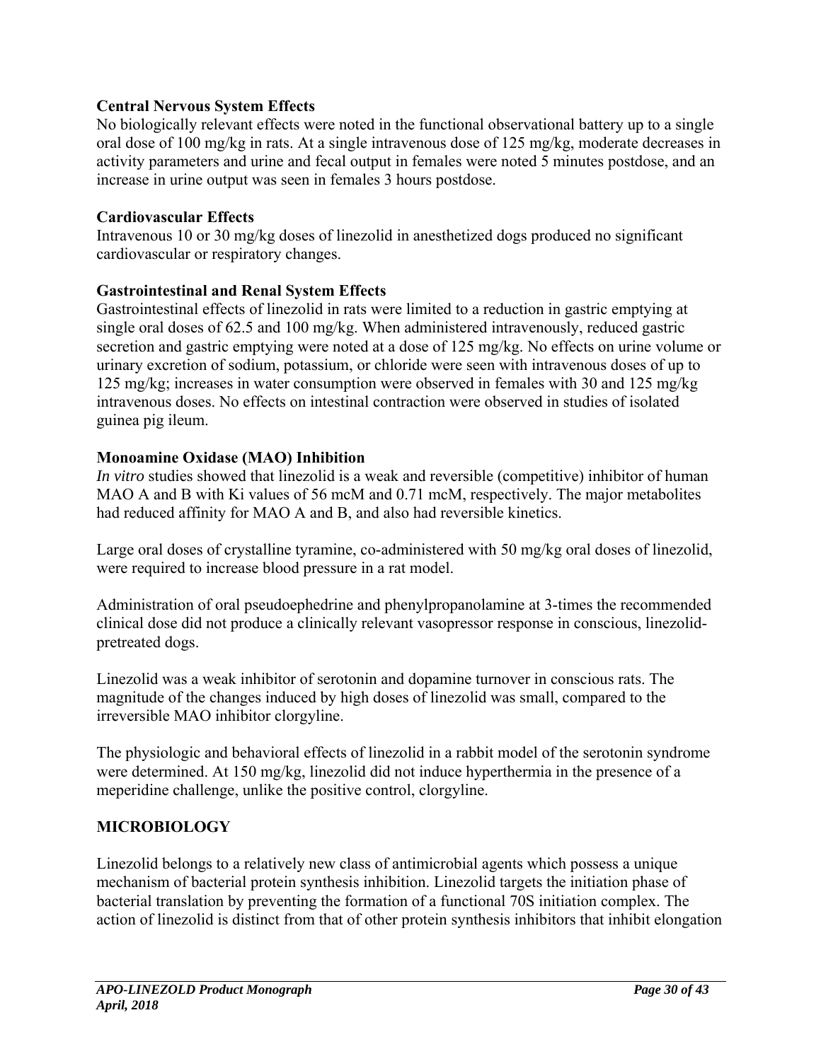**Central Nervous System Effects**

No biologically relevant effects were noted in the functional observational battery up to a single oral dose of 100 mg/kg in rats. At a single intravenous dose of 125 mg/kg, moderate decreases in activity parameters and urine and fecal output in females were noted 5 minutes postdose, and an increase in urine output was seen in females 3 hours postdose.

**Cardiovascular Effects**

Intravenous 10 or 30 mg/kg doses of linezolid in anesthetized dogs produced no significant cardiovascular or respiratory changes.

**Gastrointestinal and Renal System Effects**

Gastrointestinal effects of linezolid in rats were limited to a reduction in gastric emptying at single oral doses of 62.5 and 100 mg/kg. When administered intravenously, reduced gastric secretion and gastric emptying were noted at a dose of 125 mg/kg. No effects on urine volume or urinary excretion of sodium, potassium, or chloride were seen with intravenous doses of up to 125 mg/kg; increases in water consumption were observed in females with 30 and 125 mg/kg intravenous doses. No effects on intestinal contraction were observed in studies of isolated guinea pig ileum.

**Monoamine Oxidase (MAO) Inhibition**

*In vitro* studies showed that linezolid is a weak and reversible (competitive) inhibitor of human MAO A and B with Ki values of 56 mcM and 0.71 mcM, respectively. The major metabolites had reduced affinity for MAO A and B, and also had reversible kinetics.

Large oral doses of crystalline tyramine, co-administered with 50 mg/kg oral doses of linezolid, were required to increase blood pressure in a rat model.

Administration of oral pseudoephedrine and phenylpropanolamine at 3-times the recommended clinical dose did not produce a clinically relevant vasopressor response in conscious, linezolid-pretreated dogs.

Linezolid was a weak inhibitor of serotonin and dopamine turnover in conscious rats. The magnitude of the changes induced by high doses of linezolid was small, compared to the irreversible MAO inhibitor clorgyline.

The physiologic and behavioral effects of linezolid in a rabbit model of the serotonin syndrome were determined. At 150 mg/kg, linezolid did not induce hyperthermia in the presence of a meperidine challenge, unlike the positive control, clorgyline.

## MICROBIOLOGY

Linezolid belongs to a relatively new class of antimicrobial agents which possess a unique mechanism of bacterial protein synthesis inhibition. Linezolid targets the initiation phase of bacterial translation by preventing the formation of a functional 70S initiation complex. The action of linezolid is distinct from that of other protein synthesis inhibitors that inhibit elongation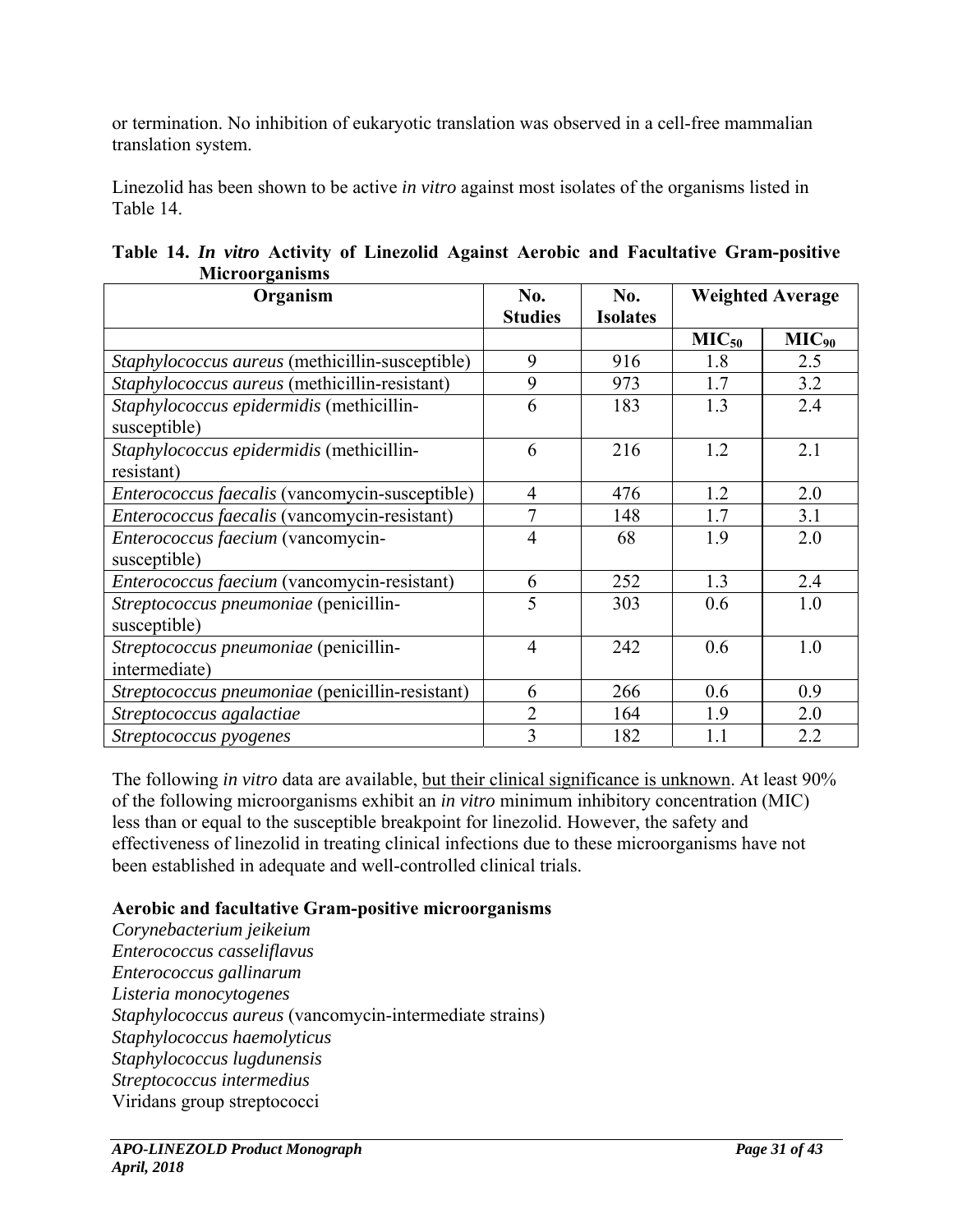or termination. No inhibition of eukaryotic translation was observed in a cell-free mammalian translation system.

Linezolid has been shown to be active *in vitro* against most isolates of the organisms listed in Table 14.

**Table 14. *In vitro* Activity of Linezolid Against Aerobic and Facultative Gram-positive Microorganisms**

| Organism | No. Studies | No. Isolates | Weighted Average | |
|---|---|---|---|---|
| | | | $MIC_{50}$ | $MIC_{90}$ |
| *Staphylococcus aureus* (methicillin-susceptible) | 9 | 916 | 1.8 | 2.5 |
| *Staphylococcus aureus* (methicillin-resistant) | 9 | 973 | 1.7 | 3.2 |
| *Staphylococcus epidermidis* (methicillin-susceptible) | 6 | 183 | 1.3 | 2.4 |
| *Staphylococcus epidermidis* (methicillin-resistant) | 6 | 216 | 1.2 | 2.1 |
| *Enterococcus faecalis* (vancomycin-susceptible) | 4 | 476 | 1.2 | 2.0 |
| *Enterococcus faecalis* (vancomycin-resistant) | 7 | 148 | 1.7 | 3.1 |
| *Enterococcus faecium* (vancomycin-susceptible) | 4 | 68 | 1.9 | 2.0 |
| *Enterococcus faecium* (vancomycin-resistant) | 6 | 252 | 1.3 | 2.4 |
| *Streptococcus pneumoniae* (penicillin-susceptible) | 5 | 303 | 0.6 | 1.0 |
| *Streptococcus pneumoniae* (penicillin-intermediate) | 4 | 242 | 0.6 | 1.0 |
| *Streptococcus pneumoniae* (penicillin-resistant) | 6 | 266 | 0.6 | 0.9 |
| *Streptococcus agalactiae* | 2 | 164 | 1.9 | 2.0 |
| *Streptococcus pyogenes* | 3 | 182 | 1.1 | 2.2 |

The following *in vitro* data are available, but their clinical significance is unknown. At least 90% of the following microorganisms exhibit an *in vitro* minimum inhibitory concentration (MIC) less than or equal to the susceptible breakpoint for linezolid. However, the safety and effectiveness of linezolid in treating clinical infections due to these microorganisms have not been established in adequate and well-controlled clinical trials.

**Aerobic and facultative Gram-positive microorganisms**

*Corynebacterium jeikeium*
*Enterococcus casseliflavus*
*Enterococcus gallinarum*
*Listeria monocytogenes*
*Staphylococcus aureus* (vancomycin-intermediate strains)
*Staphylococcus haemolyticus*
*Staphylococcus lugdunensis*
*Streptococcus intermedius*
Viridans group streptococci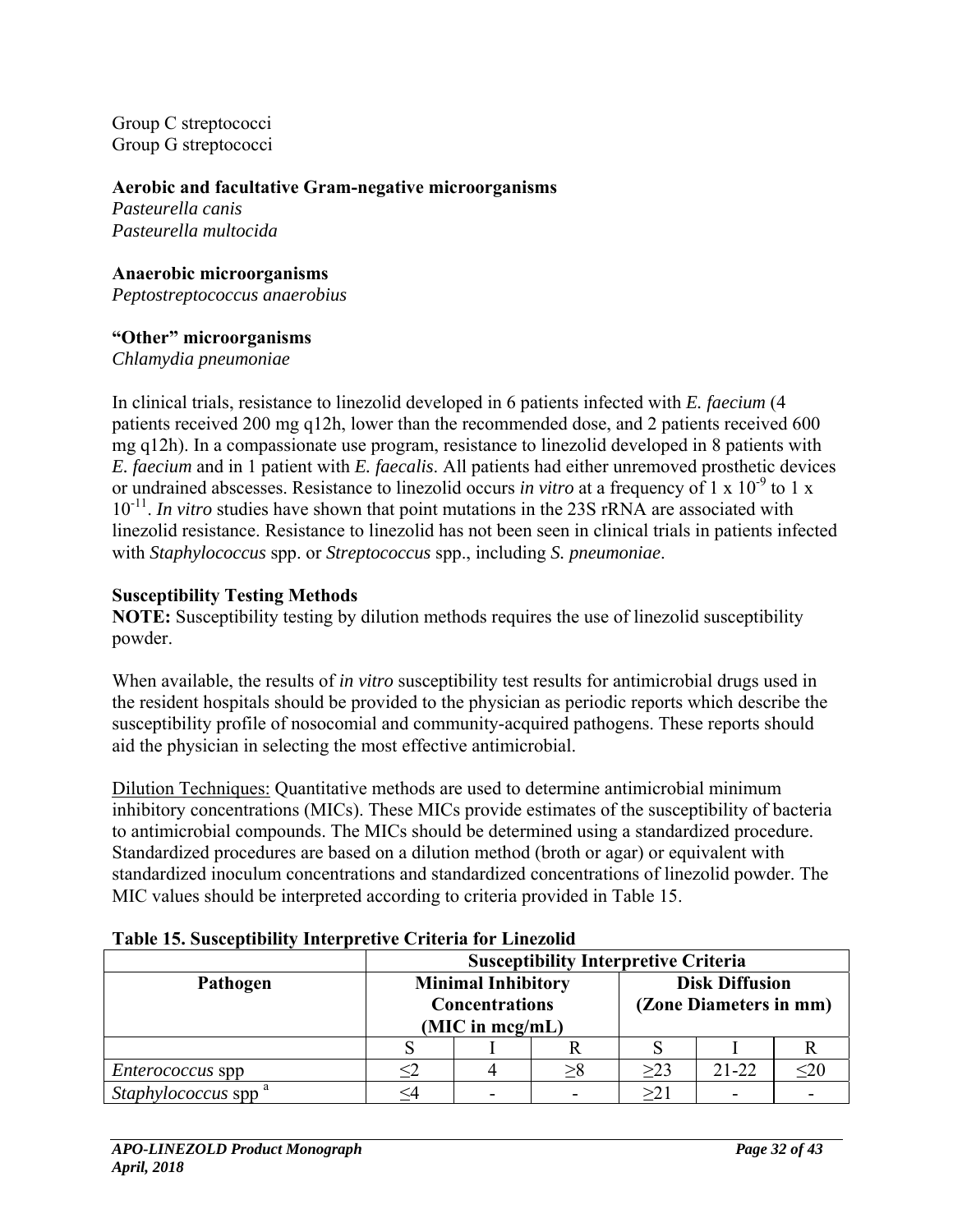Group C streptococci
Group G streptococci

**Aerobic and facultative Gram-negative microorganisms**
*Pasteurella canis*
*Pasteurella multocida*

**Anaerobic microorganisms**
*Peptostreptococcus anaerobius*

**"Other" microorganisms**
*Chlamydia pneumoniae*

In clinical trials, resistance to linezolid developed in 6 patients infected with *E. faecium* (4 patients received 200 mg q12h, lower than the recommended dose, and 2 patients received 600 mg q12h). In a compassionate use program, resistance to linezolid developed in 8 patients with *E. faecium* and in 1 patient with *E. faecalis*. All patients had either unremoved prosthetic devices or undrained abscesses. Resistance to linezolid occurs *in vitro* at a frequency of $1 \times 10^{-9}$ to $1 \times 10^{-11}$. *In vitro* studies have shown that point mutations in the 23S rRNA are associated with linezolid resistance. Resistance to linezolid has not been seen in clinical trials in patients infected with *Staphylococcus* spp. or *Streptococcus* spp., including *S. pneumoniae*.

**Susceptibility Testing Methods**

**NOTE:** Susceptibility testing by dilution methods requires the use of linezolid susceptibility powder.

When available, the results of *in vitro* susceptibility test results for antimicrobial drugs used in the resident hospitals should be provided to the physician as periodic reports which describe the susceptibility profile of nosocomial and community-acquired pathogens. These reports should aid the physician in selecting the most effective antimicrobial.

Dilution Techniques: Quantitative methods are used to determine antimicrobial minimum inhibitory concentrations (MICs). These MICs provide estimates of the susceptibility of bacteria to antimicrobial compounds. The MICs should be determined using a standardized procedure. Standardized procedures are based on a dilution method (broth or agar) or equivalent with standardized inoculum concentrations and standardized concentrations of linezolid powder. The MIC values should be interpreted according to criteria provided in Table 15.

**Table 15. Susceptibility Interpretive Criteria for Linezolid**

| | Susceptibility Interpretive Criteria | | | | | |
|---|---|---|---|---|---|---|
| **Pathogen** | **Minimal Inhibitory Concentrations (MIC in mcg/mL)** | | | **Disk Diffusion (Zone Diameters in mm)** | | |
| | S | I | R | S | I | R |
| *Enterococcus* spp | ≤2 | 4 | ≥8 | ≥23 | 21-22 | ≤20 |
| *Staphylococcus* spp [a] | ≤4 | - | - | ≥21 | - | - |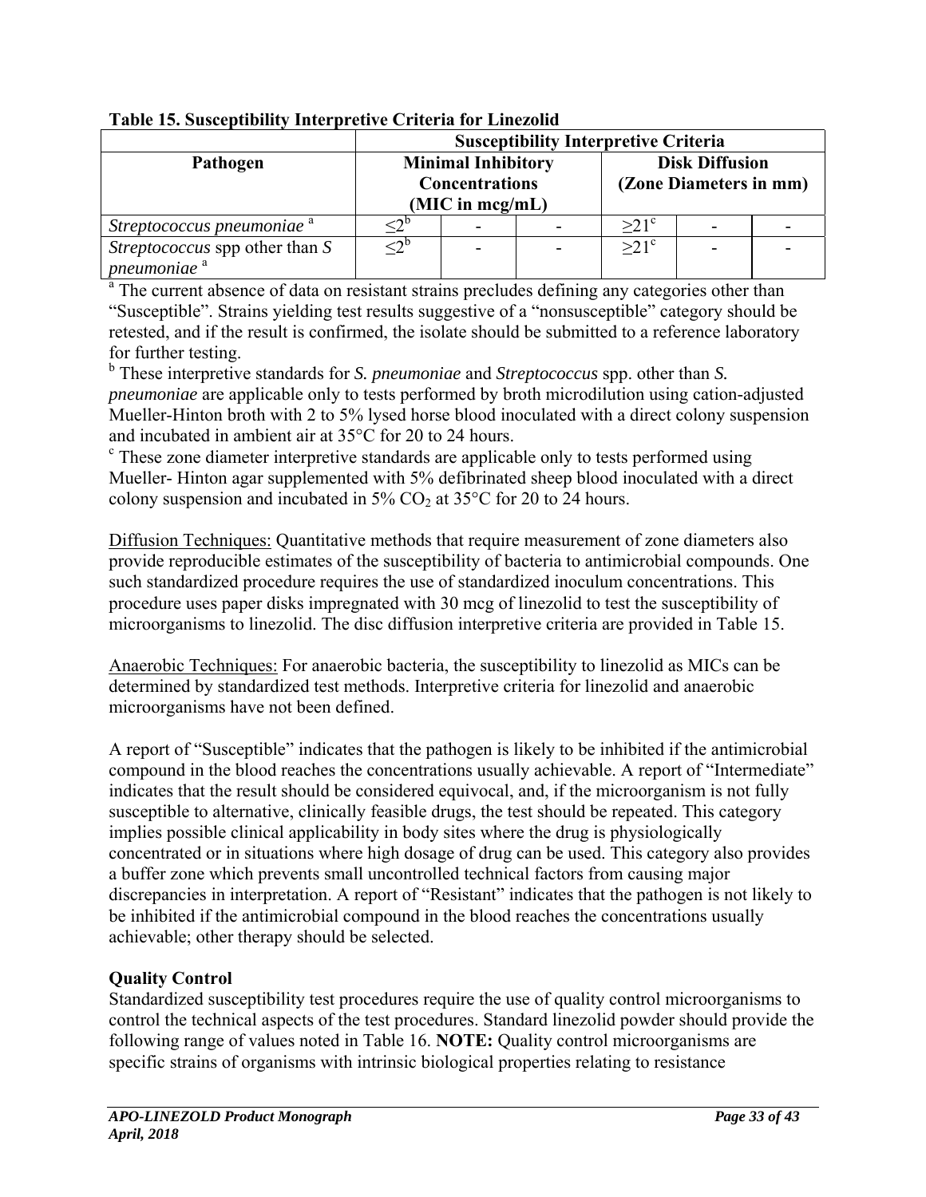**Table 15. Susceptibility Interpretive Criteria for Linezolid**

| Pathogen | Susceptibility Interpretive Criteria | | | | | |
|---|---|---|---|---|---|---|
| | Minimal Inhibitory Concentrations (MIC in mcg/mL) | | | Disk Diffusion (Zone Diameters in mm) | | |
| *Streptococcus pneumoniae* [a] | ≤2[b] | - | - | ≥21[c] | - | - |
| *Streptococcus* spp other than *S pneumoniae* [a] | ≤2[b] | - | - | ≥21[c] | - | - |

[a] The current absence of data on resistant strains precludes defining any categories other than "Susceptible". Strains yielding test results suggestive of a "nonsusceptible" category should be retested, and if the result is confirmed, the isolate should be submitted to a reference laboratory for further testing.

[b] These interpretive standards for *S. pneumoniae* and *Streptococcus* spp. other than *S. pneumoniae* are applicable only to tests performed by broth microdilution using cation-adjusted Mueller-Hinton broth with 2 to 5% lysed horse blood inoculated with a direct colony suspension and incubated in ambient air at 35°C for 20 to 24 hours.

[c] These zone diameter interpretive standards are applicable only to tests performed using Mueller- Hinton agar supplemented with 5% defibrinated sheep blood inoculated with a direct colony suspension and incubated in 5% $CO_2$ at 35°C for 20 to 24 hours.

Diffusion Techniques: Quantitative methods that require measurement of zone diameters also provide reproducible estimates of the susceptibility of bacteria to antimicrobial compounds. One such standardized procedure requires the use of standardized inoculum concentrations. This procedure uses paper disks impregnated with 30 mcg of linezolid to test the susceptibility of microorganisms to linezolid. The disc diffusion interpretive criteria are provided in Table 15.

Anaerobic Techniques: For anaerobic bacteria, the susceptibility to linezolid as MICs can be determined by standardized test methods. Interpretive criteria for linezolid and anaerobic microorganisms have not been defined.

A report of "Susceptible" indicates that the pathogen is likely to be inhibited if the antimicrobial compound in the blood reaches the concentrations usually achievable. A report of "Intermediate" indicates that the result should be considered equivocal, and, if the microorganism is not fully susceptible to alternative, clinically feasible drugs, the test should be repeated. This category implies possible clinical applicability in body sites where the drug is physiologically concentrated or in situations where high dosage of drug can be used. This category also provides a buffer zone which prevents small uncontrolled technical factors from causing major discrepancies in interpretation. A report of "Resistant" indicates that the pathogen is not likely to be inhibited if the antimicrobial compound in the blood reaches the concentrations usually achievable; other therapy should be selected.

### Quality Control

Standardized susceptibility test procedures require the use of quality control microorganisms to control the technical aspects of the test procedures. Standard linezolid powder should provide the following range of values noted in Table 16. **NOTE:** Quality control microorganisms are specific strains of organisms with intrinsic biological properties relating to resistance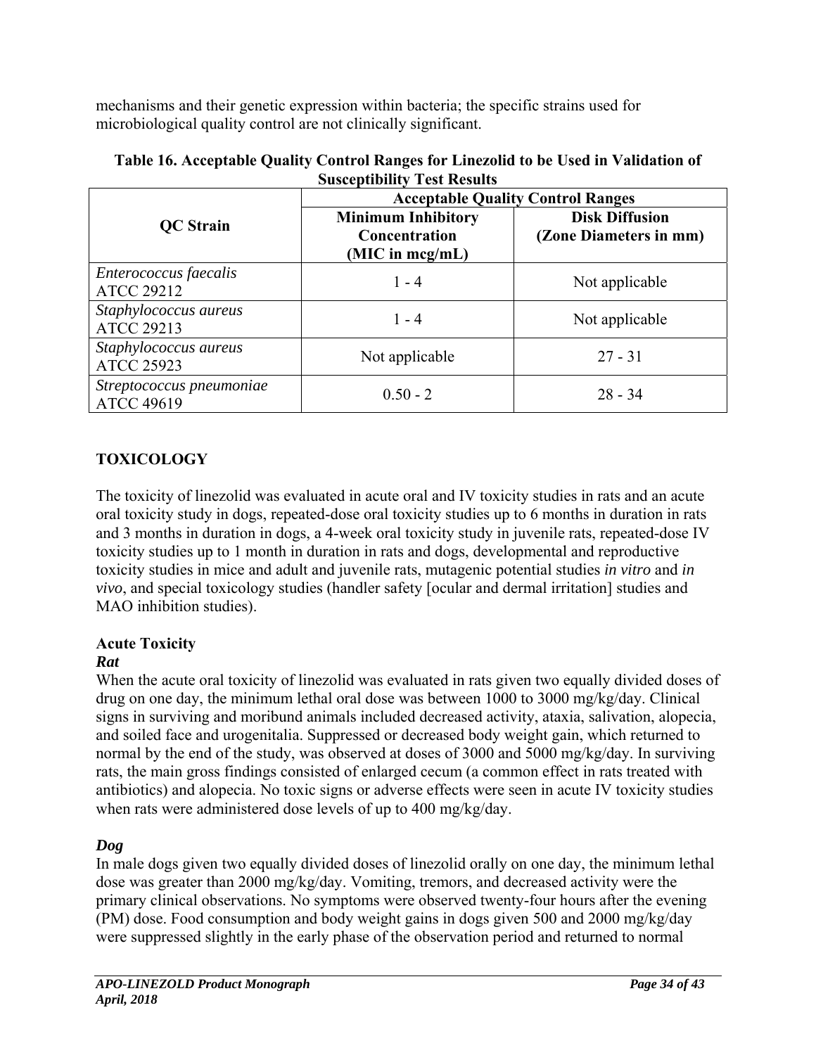mechanisms and their genetic expression within bacteria; the specific strains used for microbiological quality control are not clinically significant.

**Table 16. Acceptable Quality Control Ranges for Linezolid to be Used in Validation of Susceptibility Test Results**

| QC Strain | Acceptable Quality Control Ranges | |
|---|---|---|
| | **Minimum Inhibitory Concentration (MIC in mcg/mL)** | **Disk Diffusion (Zone Diameters in mm)** |
| *Enterococcus faecalis* ATCC 29212 | 1 - 4 | Not applicable |
| *Staphylococcus aureus* ATCC 29213 | 1 - 4 | Not applicable |
| *Staphylococcus aureus* ATCC 25923 | Not applicable | 27 - 31 |
| *Streptococcus pneumoniae* ATCC 49619 | 0.50 - 2 | 28 - 34 |

## TOXICOLOGY

The toxicity of linezolid was evaluated in acute oral and IV toxicity studies in rats and an acute oral toxicity study in dogs, repeated-dose oral toxicity studies up to 6 months in duration in rats and 3 months in duration in dogs, a 4-week oral toxicity study in juvenile rats, repeated-dose IV toxicity studies up to 1 month in duration in rats and dogs, developmental and reproductive toxicity studies in mice and adult and juvenile rats, mutagenic potential studies *in vitro* and *in vivo*, and special toxicology studies (handler safety [ocular and dermal irritation] studies and MAO inhibition studies).

### Acute Toxicity

***Rat***

When the acute oral toxicity of linezolid was evaluated in rats given two equally divided doses of drug on one day, the minimum lethal oral dose was between 1000 to 3000 mg/kg/day. Clinical signs in surviving and moribund animals included decreased activity, ataxia, salivation, alopecia, and soiled face and urogenitalia. Suppressed or decreased body weight gain, which returned to normal by the end of the study, was observed at doses of 3000 and 5000 mg/kg/day. In surviving rats, the main gross findings consisted of enlarged cecum (a common effect in rats treated with antibiotics) and alopecia. No toxic signs or adverse effects were seen in acute IV toxicity studies when rats were administered dose levels of up to 400 mg/kg/day.

***Dog***

In male dogs given two equally divided doses of linezolid orally on one day, the minimum lethal dose was greater than 2000 mg/kg/day. Vomiting, tremors, and decreased activity were the primary clinical observations. No symptoms were observed twenty-four hours after the evening (PM) dose. Food consumption and body weight gains in dogs given 500 and 2000 mg/kg/day were suppressed slightly in the early phase of the observation period and returned to normal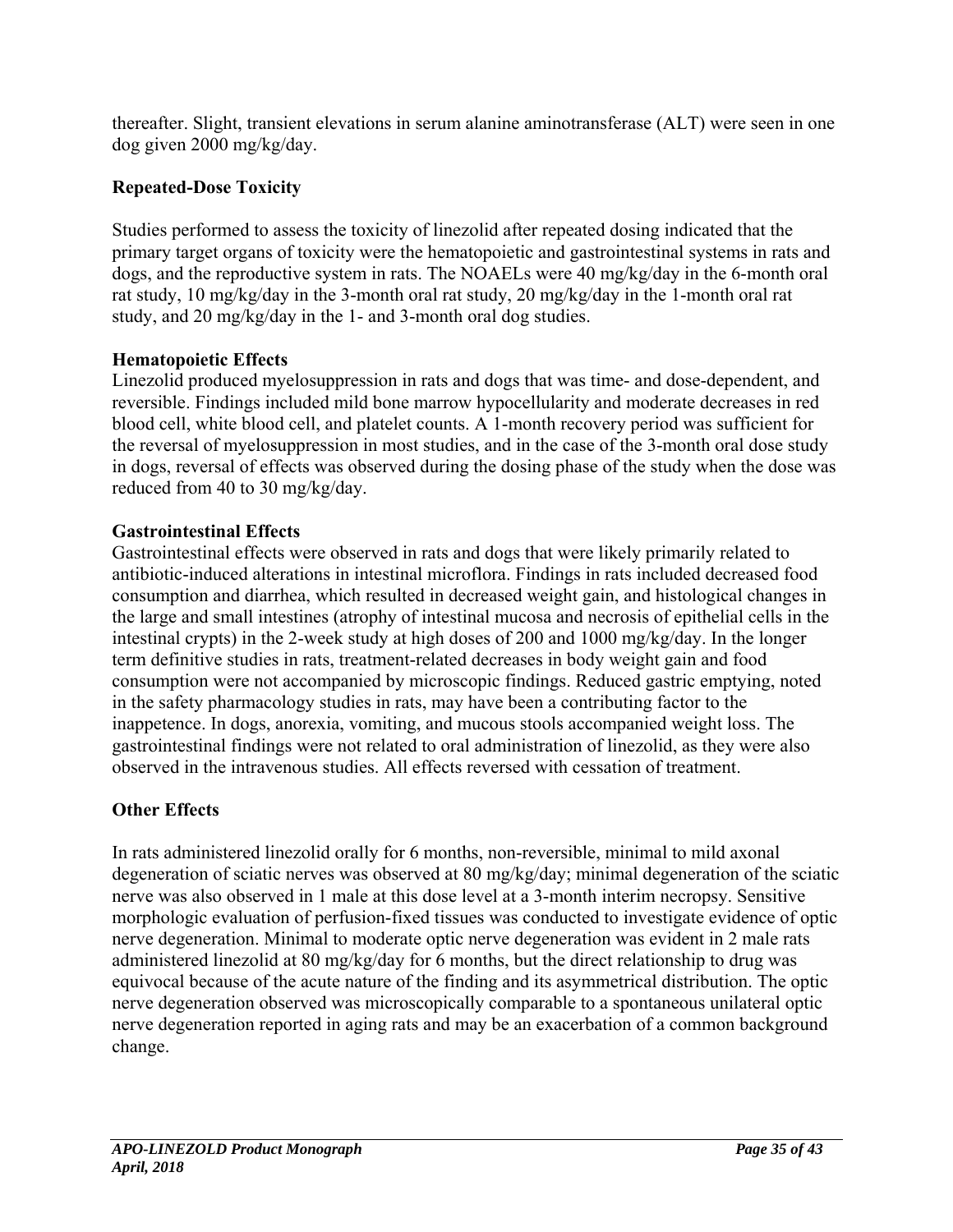thereafter. Slight, transient elevations in serum alanine aminotransferase (ALT) were seen in one dog given 2000 mg/kg/day.

## Repeated-Dose Toxicity

Studies performed to assess the toxicity of linezolid after repeated dosing indicated that the primary target organs of toxicity were the hematopoietic and gastrointestinal systems in rats and dogs, and the reproductive system in rats. The NOAELs were 40 mg/kg/day in the 6-month oral rat study, 10 mg/kg/day in the 3-month oral rat study, 20 mg/kg/day in the 1-month oral rat study, and 20 mg/kg/day in the 1- and 3-month oral dog studies.

**Hematopoietic Effects**

Linezolid produced myelosuppression in rats and dogs that was time- and dose-dependent, and reversible. Findings included mild bone marrow hypocellularity and moderate decreases in red blood cell, white blood cell, and platelet counts. A 1-month recovery period was sufficient for the reversal of myelosuppression in most studies, and in the case of the 3-month oral dose study in dogs, reversal of effects was observed during the dosing phase of the study when the dose was reduced from 40 to 30 mg/kg/day.

**Gastrointestinal Effects**

Gastrointestinal effects were observed in rats and dogs that were likely primarily related to antibiotic-induced alterations in intestinal microflora. Findings in rats included decreased food consumption and diarrhea, which resulted in decreased weight gain, and histological changes in the large and small intestines (atrophy of intestinal mucosa and necrosis of epithelial cells in the intestinal crypts) in the 2-week study at high doses of 200 and 1000 mg/kg/day. In the longer term definitive studies in rats, treatment-related decreases in body weight gain and food consumption were not accompanied by microscopic findings. Reduced gastric emptying, noted in the safety pharmacology studies in rats, may have been a contributing factor to the inappetence. In dogs, anorexia, vomiting, and mucous stools accompanied weight loss. The gastrointestinal findings were not related to oral administration of linezolid, as they were also observed in the intravenous studies. All effects reversed with cessation of treatment.

## Other Effects

In rats administered linezolid orally for 6 months, non-reversible, minimal to mild axonal degeneration of sciatic nerves was observed at 80 mg/kg/day; minimal degeneration of the sciatic nerve was also observed in 1 male at this dose level at a 3-month interim necropsy. Sensitive morphologic evaluation of perfusion-fixed tissues was conducted to investigate evidence of optic nerve degeneration. Minimal to moderate optic nerve degeneration was evident in 2 male rats administered linezolid at 80 mg/kg/day for 6 months, but the direct relationship to drug was equivocal because of the acute nature of the finding and its asymmetrical distribution. The optic nerve degeneration observed was microscopically comparable to a spontaneous unilateral optic nerve degeneration reported in aging rats and may be an exacerbation of a common background change.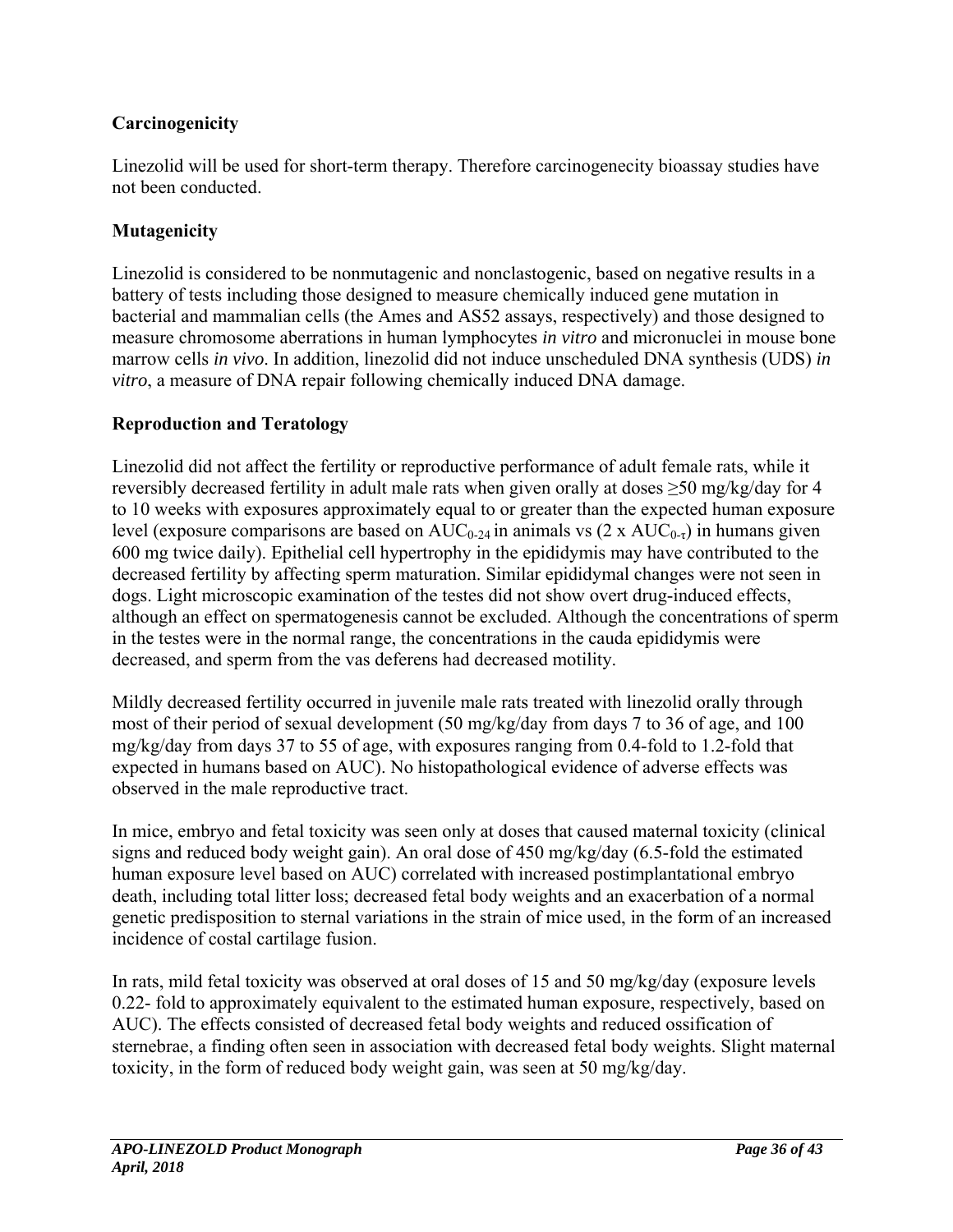## Carcinogenicity

Linezolid will be used for short-term therapy. Therefore carcinogenecity bioassay studies have not been conducted.

## Mutagenicity

Linezolid is considered to be nonmutagenic and nonclastogenic, based on negative results in a battery of tests including those designed to measure chemically induced gene mutation in bacterial and mammalian cells (the Ames and AS52 assays, respectively) and those designed to measure chromosome aberrations in human lymphocytes *in vitro* and micronuclei in mouse bone marrow cells *in vivo*. In addition, linezolid did not induce unscheduled DNA synthesis (UDS) *in vitro*, a measure of DNA repair following chemically induced DNA damage.

## Reproduction and Teratology

Linezolid did not affect the fertility or reproductive performance of adult female rats, while it reversibly decreased fertility in adult male rats when given orally at doses ≥50 mg/kg/day for 4 to 10 weeks with exposures approximately equal to or greater than the expected human exposure level (exposure comparisons are based on $AUC_{0-24}$ in animals vs (2 x $AUC_{0-\tau}$) in humans given 600 mg twice daily). Epithelial cell hypertrophy in the epididymis may have contributed to the decreased fertility by affecting sperm maturation. Similar epididymal changes were not seen in dogs. Light microscopic examination of the testes did not show overt drug-induced effects, although an effect on spermatogenesis cannot be excluded. Although the concentrations of sperm in the testes were in the normal range, the concentrations in the cauda epididymis were decreased, and sperm from the vas deferens had decreased motility.

Mildly decreased fertility occurred in juvenile male rats treated with linezolid orally through most of their period of sexual development (50 mg/kg/day from days 7 to 36 of age, and 100 mg/kg/day from days 37 to 55 of age, with exposures ranging from 0.4-fold to 1.2-fold that expected in humans based on AUC). No histopathological evidence of adverse effects was observed in the male reproductive tract.

In mice, embryo and fetal toxicity was seen only at doses that caused maternal toxicity (clinical signs and reduced body weight gain). An oral dose of 450 mg/kg/day (6.5-fold the estimated human exposure level based on AUC) correlated with increased postimplantational embryo death, including total litter loss; decreased fetal body weights and an exacerbation of a normal genetic predisposition to sternal variations in the strain of mice used, in the form of an increased incidence of costal cartilage fusion.

In rats, mild fetal toxicity was observed at oral doses of 15 and 50 mg/kg/day (exposure levels 0.22- fold to approximately equivalent to the estimated human exposure, respectively, based on AUC). The effects consisted of decreased fetal body weights and reduced ossification of sternebrae, a finding often seen in association with decreased fetal body weights. Slight maternal toxicity, in the form of reduced body weight gain, was seen at 50 mg/kg/day.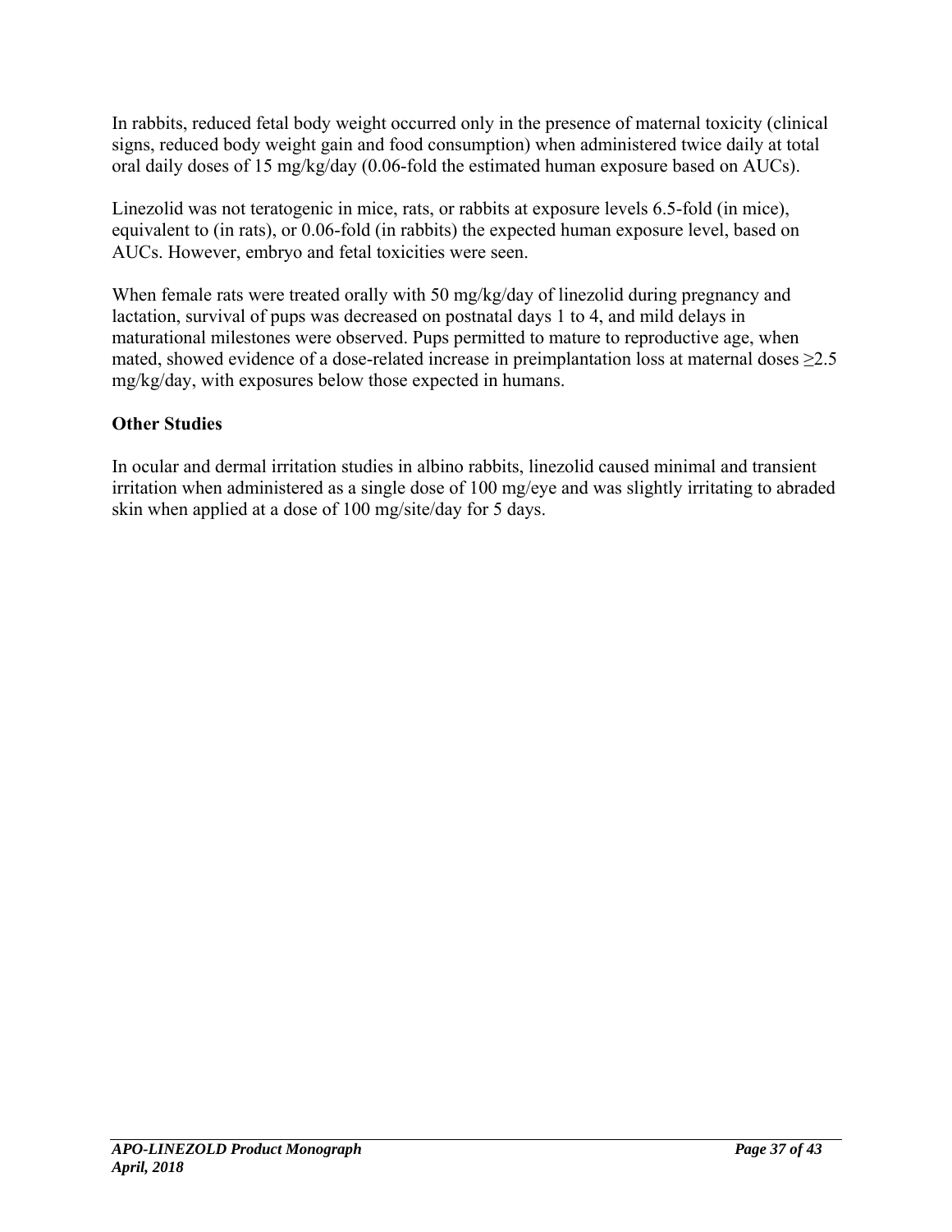In rabbits, reduced fetal body weight occurred only in the presence of maternal toxicity (clinical signs, reduced body weight gain and food consumption) when administered twice daily at total oral daily doses of 15 mg/kg/day (0.06-fold the estimated human exposure based on AUCs).

Linezolid was not teratogenic in mice, rats, or rabbits at exposure levels 6.5-fold (in mice), equivalent to (in rats), or 0.06-fold (in rabbits) the expected human exposure level, based on AUCs. However, embryo and fetal toxicities were seen.

When female rats were treated orally with 50 mg/kg/day of linezolid during pregnancy and lactation, survival of pups was decreased on postnatal days 1 to 4, and mild delays in maturational milestones were observed. Pups permitted to mature to reproductive age, when mated, showed evidence of a dose-related increase in preimplantation loss at maternal doses ≥2.5 mg/kg/day, with exposures below those expected in humans.

**Other Studies**

In ocular and dermal irritation studies in albino rabbits, linezolid caused minimal and transient irritation when administered as a single dose of 100 mg/eye and was slightly irritating to abraded skin when applied at a dose of 100 mg/site/day for 5 days.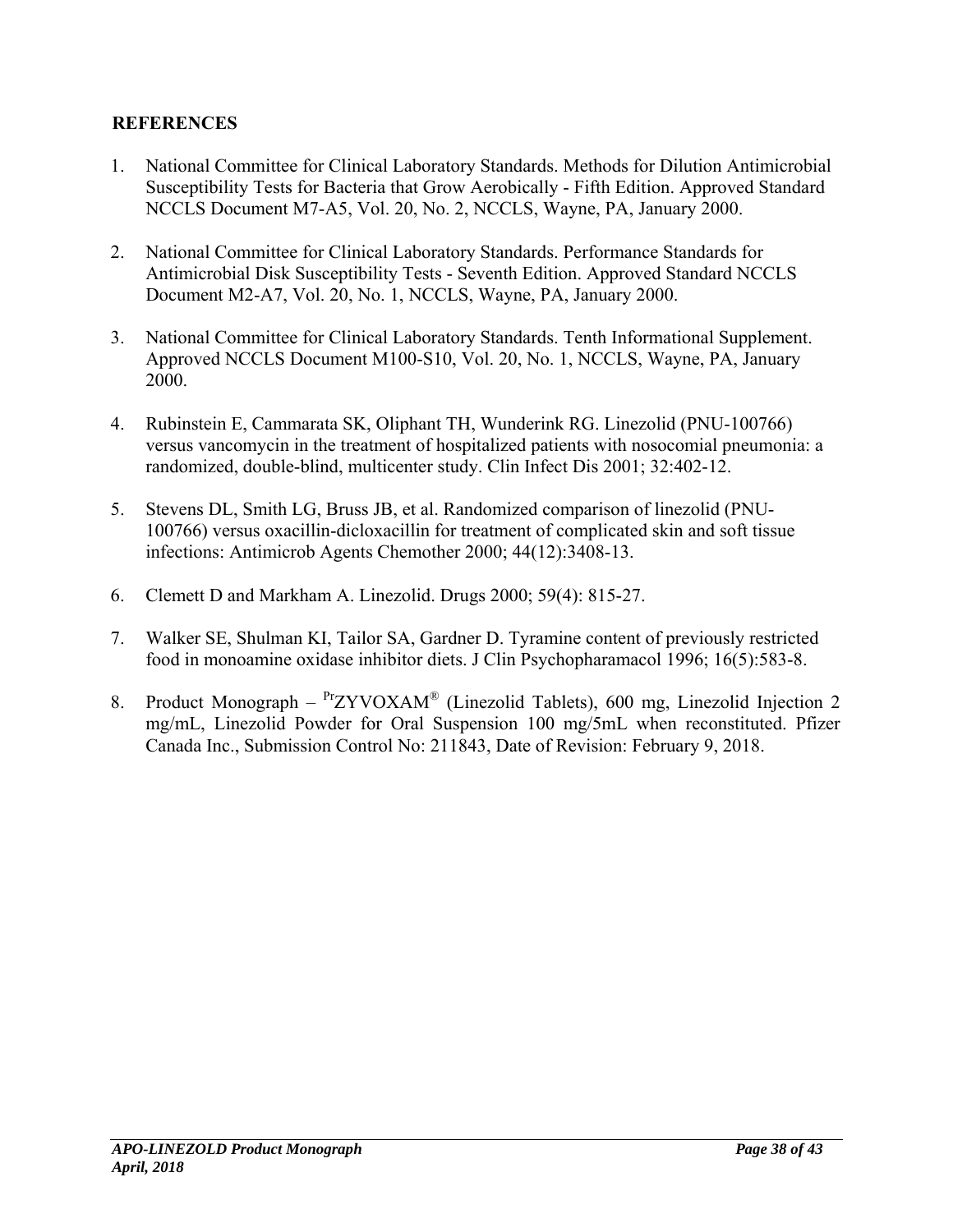## REFERENCES

1. National Committee for Clinical Laboratory Standards. Methods for Dilution Antimicrobial Susceptibility Tests for Bacteria that Grow Aerobically - Fifth Edition. Approved Standard NCCLS Document M7-A5, Vol. 20, No. 2, NCCLS, Wayne, PA, January 2000.

2. National Committee for Clinical Laboratory Standards. Performance Standards for Antimicrobial Disk Susceptibility Tests - Seventh Edition. Approved Standard NCCLS Document M2-A7, Vol. 20, No. 1, NCCLS, Wayne, PA, January 2000.

3. National Committee for Clinical Laboratory Standards. Tenth Informational Supplement. Approved NCCLS Document M100-S10, Vol. 20, No. 1, NCCLS, Wayne, PA, January 2000.

4. Rubinstein E, Cammarata SK, Oliphant TH, Wunderink RG. Linezolid (PNU-100766) versus vancomycin in the treatment of hospitalized patients with nosocomial pneumonia: a randomized, double-blind, multicenter study. Clin Infect Dis 2001; 32:402-12.

5. Stevens DL, Smith LG, Bruss JB, et al. Randomized comparison of linezolid (PNU-100766) versus oxacillin-dicloxacillin for treatment of complicated skin and soft tissue infections: Antimicrob Agents Chemother 2000; 44(12):3408-13.

6. Clemett D and Markham A. Linezolid. Drugs 2000; 59(4): 815-27.

7. Walker SE, Shulman KI, Tailor SA, Gardner D. Tyramine content of previously restricted food in monoamine oxidase inhibitor diets. J Clin Psychopharamacol 1996; 16(5):583-8.

8. Product Monograph – [Pr]ZYVOXAM® (Linezolid Tablets), 600 mg, Linezolid Injection 2 mg/mL, Linezolid Powder for Oral Suspension 100 mg/5mL when reconstituted. Pfizer Canada Inc., Submission Control No: 211843, Date of Revision: February 9, 2018.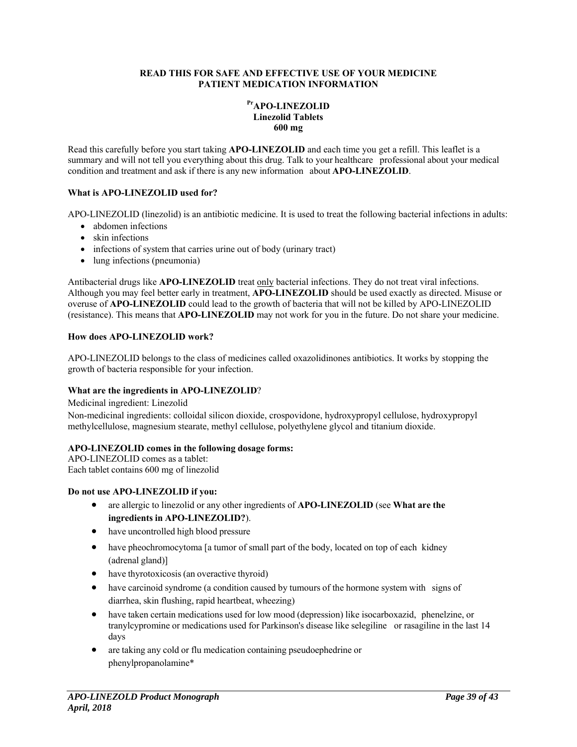**READ THIS FOR SAFE AND EFFECTIVE USE OF YOUR MEDICINE**
**PATIENT MEDICATION INFORMATION**

**PrAPO-LINEZOLID**
**Linezolid Tablets**
**600 mg**

Read this carefully before you start taking **APO-LINEZOLID** and each time you get a refill. This leaflet is a summary and will not tell you everything about this drug. Talk to your healthcare professional about your medical condition and treatment and ask if there is any new information about **APO-LINEZOLID**.

**What is APO-LINEZOLID used for?**

APO-LINEZOLID (linezolid) is an antibiotic medicine. It is used to treat the following bacterial infections in adults:

- abdomen infections
- skin infections
- infections of system that carries urine out of body (urinary tract)
- lung infections (pneumonia)

Antibacterial drugs like **APO-LINEZOLID** treat only bacterial infections. They do not treat viral infections. Although you may feel better early in treatment, **APO-LINEZOLID** should be used exactly as directed. Misuse or overuse of **APO-LINEZOLID** could lead to the growth of bacteria that will not be killed by APO-LINEZOLID (resistance). This means that **APO-LINEZOLID** may not work for you in the future. Do not share your medicine.

**How does APO-LINEZOLID work?**

APO-LINEZOLID belongs to the class of medicines called oxazolidinones antibiotics. It works by stopping the growth of bacteria responsible for your infection.

**What are the ingredients in APO-LINEZOLID?**

Medicinal ingredient: Linezolid

Non-medicinal ingredients: colloidal silicon dioxide, crospovidone, hydroxypropyl cellulose, hydroxypropyl methylcellulose, magnesium stearate, methyl cellulose, polyethylene glycol and titanium dioxide.

**APO-LINEZOLID comes in the following dosage forms:**

APO-LINEZOLID comes as a tablet:
Each tablet contains 600 mg of linezolid

**Do not use APO-LINEZOLID if you:**

- are allergic to linezolid or any other ingredients of **APO-LINEZOLID** (see **What are the ingredients in APO-LINEZOLID?**).
- have uncontrolled high blood pressure
- have pheochromocytoma [a tumor of small part of the body, located on top of each kidney (adrenal gland)]
- have thyrotoxicosis (an overactive thyroid)
- have carcinoid syndrome (a condition caused by tumours of the hormone system with signs of diarrhea, skin flushing, rapid heartbeat, wheezing)
- have taken certain medications used for low mood (depression) like isocarboxazid, phenelzine, or tranylcypromine or medications used for Parkinson's disease like selegiline or rasagiline in the last 14 days
- are taking any cold or flu medication containing pseudoephedrine or phenylpropanolamine*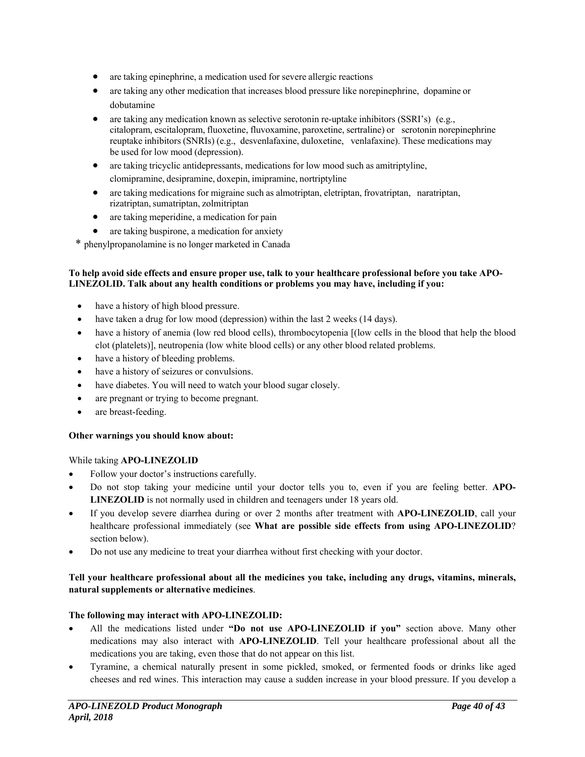- are taking epinephrine, a medication used for severe allergic reactions
- are taking any other medication that increases blood pressure like norepinephrine, dopamine or dobutamine
- are taking any medication known as selective serotonin re-uptake inhibitors (SSRI's) (e.g., citalopram, escitalopram, fluoxetine, fluvoxamine, paroxetine, sertraline) or serotonin norepinephrine reuptake inhibitors (SNRIs) (e.g., desvenlafaxine, duloxetine, venlafaxine). These medications may be used for low mood (depression).
- are taking tricyclic antidepressants, medications for low mood such as amitriptyline, clomipramine, desipramine, doxepin, imipramine, nortriptyline
- are taking medications for migraine such as almotriptan, eletriptan, frovatriptan, naratriptan, rizatriptan, sumatriptan, zolmitriptan
- are taking meperidine, a medication for pain
- are taking buspirone, a medication for anxiety

\* phenylpropanolamine is no longer marketed in Canada

**To help avoid side effects and ensure proper use, talk to your healthcare professional before you take APO-LINEZOLID. Talk about any health conditions or problems you may have, including if you:**

- have a history of high blood pressure.
- have taken a drug for low mood (depression) within the last 2 weeks (14 days).
- have a history of anemia (low red blood cells), thrombocytopenia [(low cells in the blood that help the blood clot (platelets)], neutropenia (low white blood cells) or any other blood related problems.
- have a history of bleeding problems.
- have a history of seizures or convulsions.
- have diabetes. You will need to watch your blood sugar closely.
- are pregnant or trying to become pregnant.
- are breast-feeding.

**Other warnings you should know about:**

While taking **APO-LINEZOLID**

- Follow your doctor's instructions carefully.
- Do not stop taking your medicine until your doctor tells you to, even if you are feeling better. **APO-LINEZOLID** is not normally used in children and teenagers under 18 years old.
- If you develop severe diarrhea during or over 2 months after treatment with **APO-LINEZOLID**, call your healthcare professional immediately (see **What are possible side effects from using APO-LINEZOLID**? section below).
- Do not use any medicine to treat your diarrhea without first checking with your doctor.

**Tell your healthcare professional about all the medicines you take, including any drugs, vitamins, minerals, natural supplements or alternative medicines**.

**The following may interact with APO-LINEZOLID:**

- All the medications listed under **"Do not use APO-LINEZOLID if you"** section above. Many other medications may also interact with **APO-LINEZOLID**. Tell your healthcare professional about all the medications you are taking, even those that do not appear on this list.
- Tyramine, a chemical naturally present in some pickled, smoked, or fermented foods or drinks like aged cheeses and red wines. This interaction may cause a sudden increase in your blood pressure. If you develop a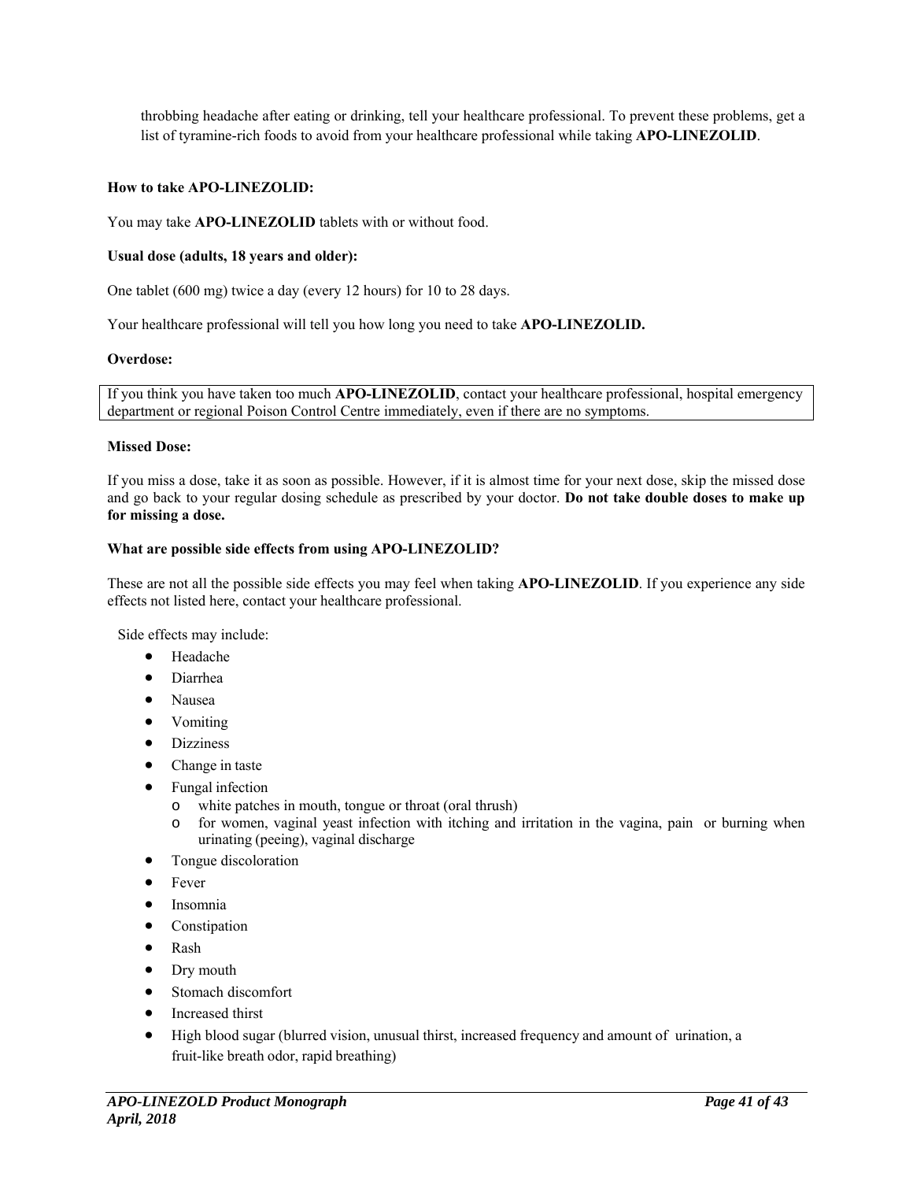throbbing headache after eating or drinking, tell your healthcare professional. To prevent these problems, get a list of tyramine-rich foods to avoid from your healthcare professional while taking **APO-LINEZOLID**.

**How to take APO-LINEZOLID:**

You may take **APO-LINEZOLID** tablets with or without food.

**Usual dose (adults, 18 years and older):**

One tablet (600 mg) twice a day (every 12 hours) for 10 to 28 days.

Your healthcare professional will tell you how long you need to take **APO-LINEZOLID.**

**Overdose:**

If you think you have taken too much **APO-LINEZOLID**, contact your healthcare professional, hospital emergency department or regional Poison Control Centre immediately, even if there are no symptoms.

**Missed Dose:**

If you miss a dose, take it as soon as possible. However, if it is almost time for your next dose, skip the missed dose and go back to your regular dosing schedule as prescribed by your doctor. **Do not take double doses to make up for missing a dose.**

**What are possible side effects from using APO-LINEZOLID?**

These are not all the possible side effects you may feel when taking **APO-LINEZOLID**. If you experience any side effects not listed here, contact your healthcare professional.

Side effects may include:

- Headache
- Diarrhea
- Nausea
- Vomiting
- Dizziness
- Change in taste
- Fungal infection
  - white patches in mouth, tongue or throat (oral thrush)
  - for women, vaginal yeast infection with itching and irritation in the vagina, pain or burning when urinating (peeing), vaginal discharge
- Tongue discoloration
- Fever
- Insomnia
- Constipation
- Rash
- Dry mouth
- Stomach discomfort
- Increased thirst
- High blood sugar (blurred vision, unusual thirst, increased frequency and amount of urination, a fruit-like breath odor, rapid breathing)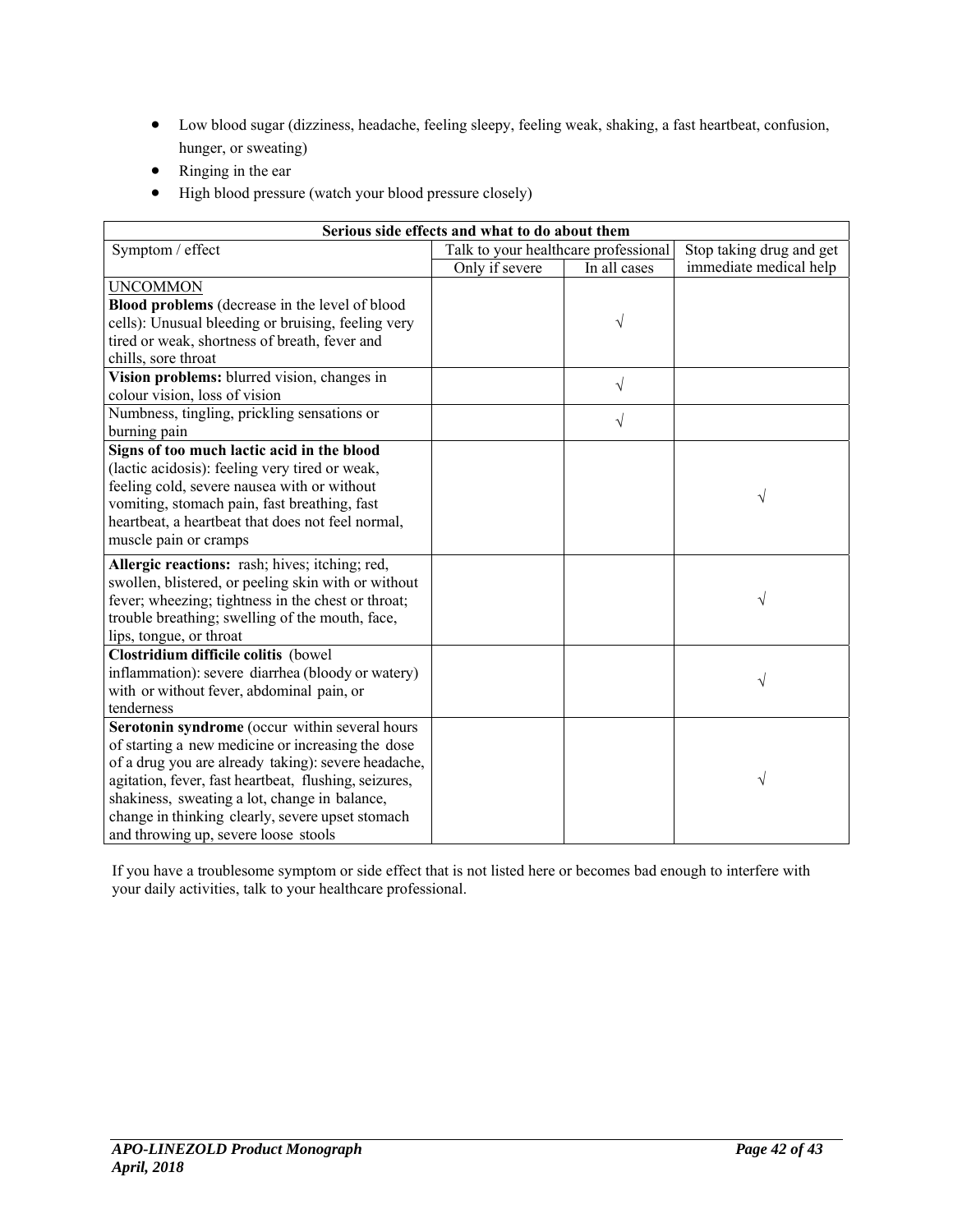- Low blood sugar (dizziness, headache, feeling sleepy, feeling weak, shaking, a fast heartbeat, confusion, hunger, or sweating)
- Ringing in the ear
- High blood pressure (watch your blood pressure closely)

| Serious side effects and what to do about them | | | |
|---|---|---|---|
| Symptom / effect | Talk to your healthcare professional | | Stop taking drug and get immediate medical help |
| | Only if severe | In all cases | |
| UNCOMMON<br>**Blood problems** (decrease in the level of blood cells): Unusual bleeding or bruising, feeling very tired or weak, shortness of breath, fever and chills, sore throat | | √ | |
| **Vision problems:** blurred vision, changes in colour vision, loss of vision | | √ | |
| Numbness, tingling, prickling sensations or burning pain | | √ | |
| **Signs of too much lactic acid in the blood** (lactic acidosis): feeling very tired or weak, feeling cold, severe nausea with or without vomiting, stomach pain, fast breathing, fast heartbeat, a heartbeat that does not feel normal, muscle pain or cramps | | | √ |
| **Allergic reactions:** rash; hives; itching; red, swollen, blistered, or peeling skin with or without fever; wheezing; tightness in the chest or throat; trouble breathing; swelling of the mouth, face, lips, tongue, or throat | | | √ |
| **Clostridium difficile colitis** (bowel inflammation): severe diarrhea (bloody or watery) with or without fever, abdominal pain, or tenderness | | | √ |
| **Serotonin syndrome** (occur within several hours of starting a new medicine or increasing the dose of a drug you are already taking): severe headache, agitation, fever, fast heartbeat, flushing, seizures, shakiness, sweating a lot, change in balance, change in thinking clearly, severe upset stomach and throwing up, severe loose stools | | | √ |

If you have a troublesome symptom or side effect that is not listed here or becomes bad enough to interfere with your daily activities, talk to your healthcare professional.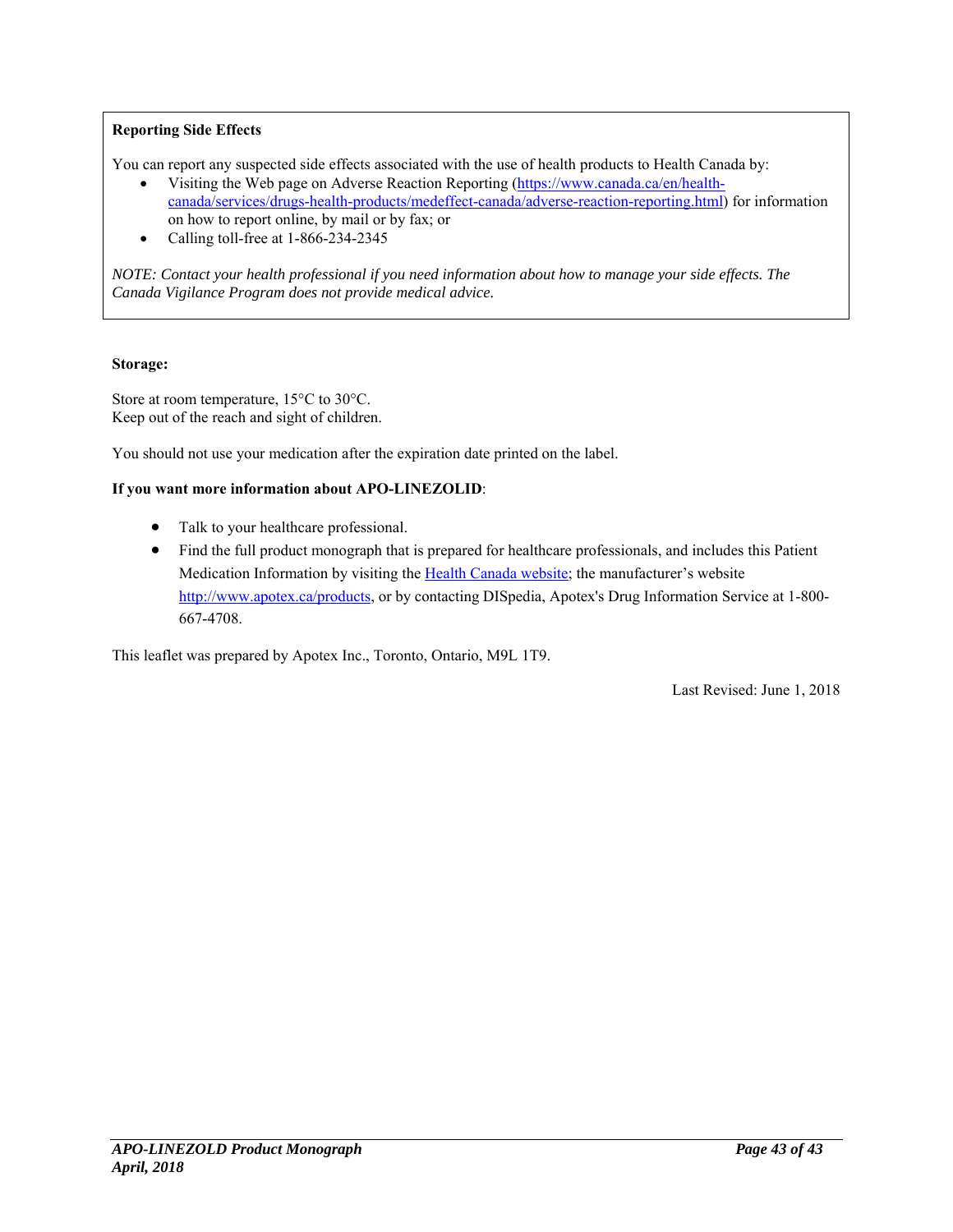**Reporting Side Effects**

You can report any suspected side effects associated with the use of health products to Health Canada by:

- Visiting the Web page on Adverse Reaction Reporting (https://www.canada.ca/en/health-canada/services/drugs-health-products/medeffect-canada/adverse-reaction-reporting.html) for information on how to report online, by mail or by fax; or
- Calling toll-free at 1-866-234-2345

*NOTE: Contact your health professional if you need information about how to manage your side effects. The Canada Vigilance Program does not provide medical advice.*

**Storage:**

Store at room temperature, 15°C to 30°C.
Keep out of the reach and sight of children.

You should not use your medication after the expiration date printed on the label.

**If you want more information about APO-LINEZOLID**:

- Talk to your healthcare professional.
- Find the full product monograph that is prepared for healthcare professionals, and includes this Patient Medication Information by visiting the Health Canada website; the manufacturer's website http://www.apotex.ca/products, or by contacting DISpedia, Apotex's Drug Information Service at 1-800-667-4708.

This leaflet was prepared by Apotex Inc., Toronto, Ontario, M9L 1T9.

Last Revised: June 1, 2018